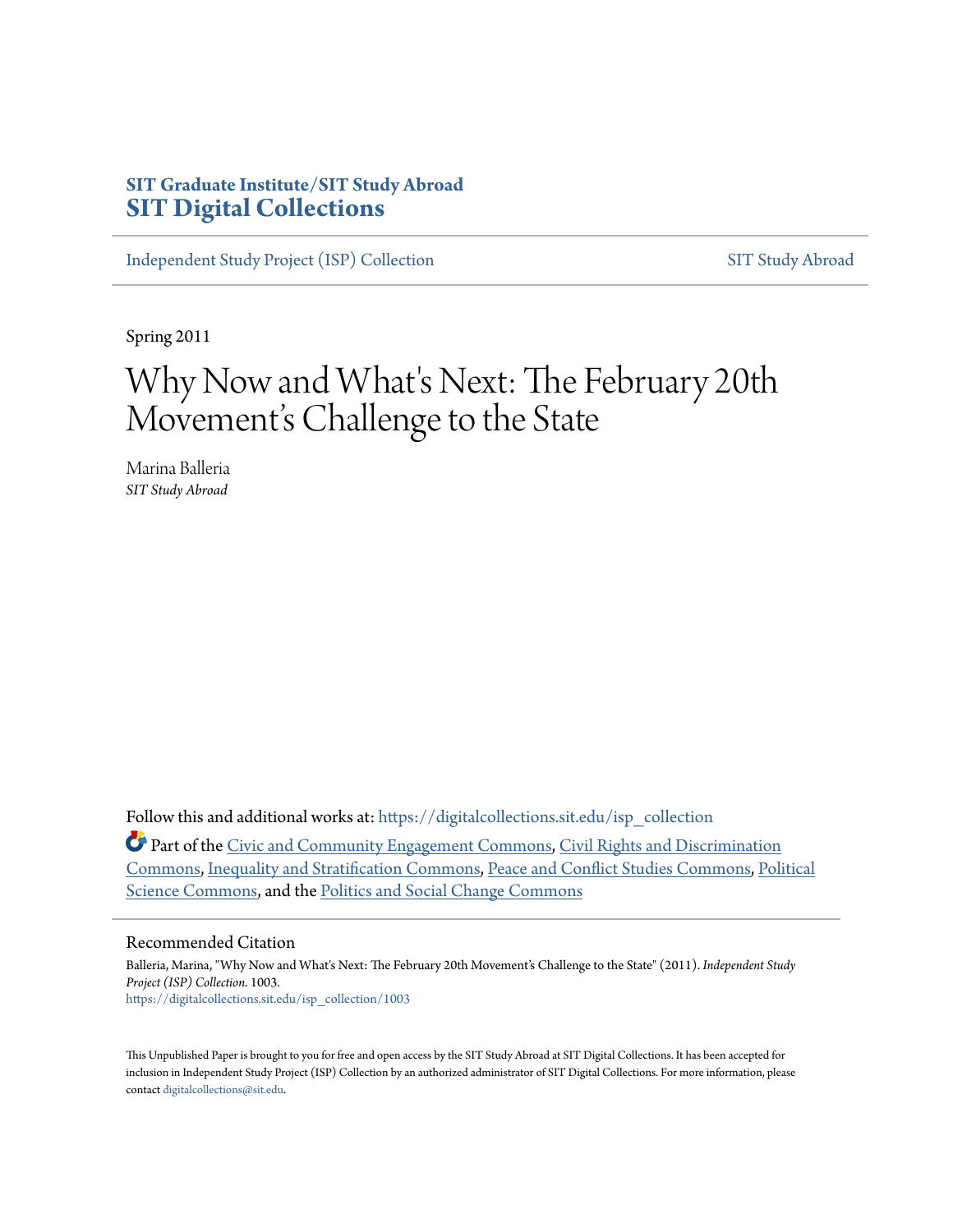SIT Graduate Institute/SIT Study Abroad
**SIT Digital Collections**

Independent Study Project (ISP) Collection | SIT Study Abroad

Spring 2011

# Why Now and What's Next: The February 20th Movement's Challenge to the State

Marina Balleria
*SIT Study Abroad*

Follow this and additional works at: https://digitalcollections.sit.edu/isp_collection

Part of the Civic and Community Engagement Commons, Civil Rights and Discrimination Commons, Inequality and Stratification Commons, Peace and Conflict Studies Commons, Political Science Commons, and the Politics and Social Change Commons

## Recommended Citation

Balleria, Marina, "Why Now and What's Next: The February 20th Movement's Challenge to the State" (2011). *Independent Study Project (ISP) Collection*. 1003.
https://digitalcollections.sit.edu/isp_collection/1003

This Unpublished Paper is brought to you for free and open access by the SIT Study Abroad at SIT Digital Collections. It has been accepted for inclusion in Independent Study Project (ISP) Collection by an authorized administrator of SIT Digital Collections. For more information, please contact digitalcollections@sit.edu.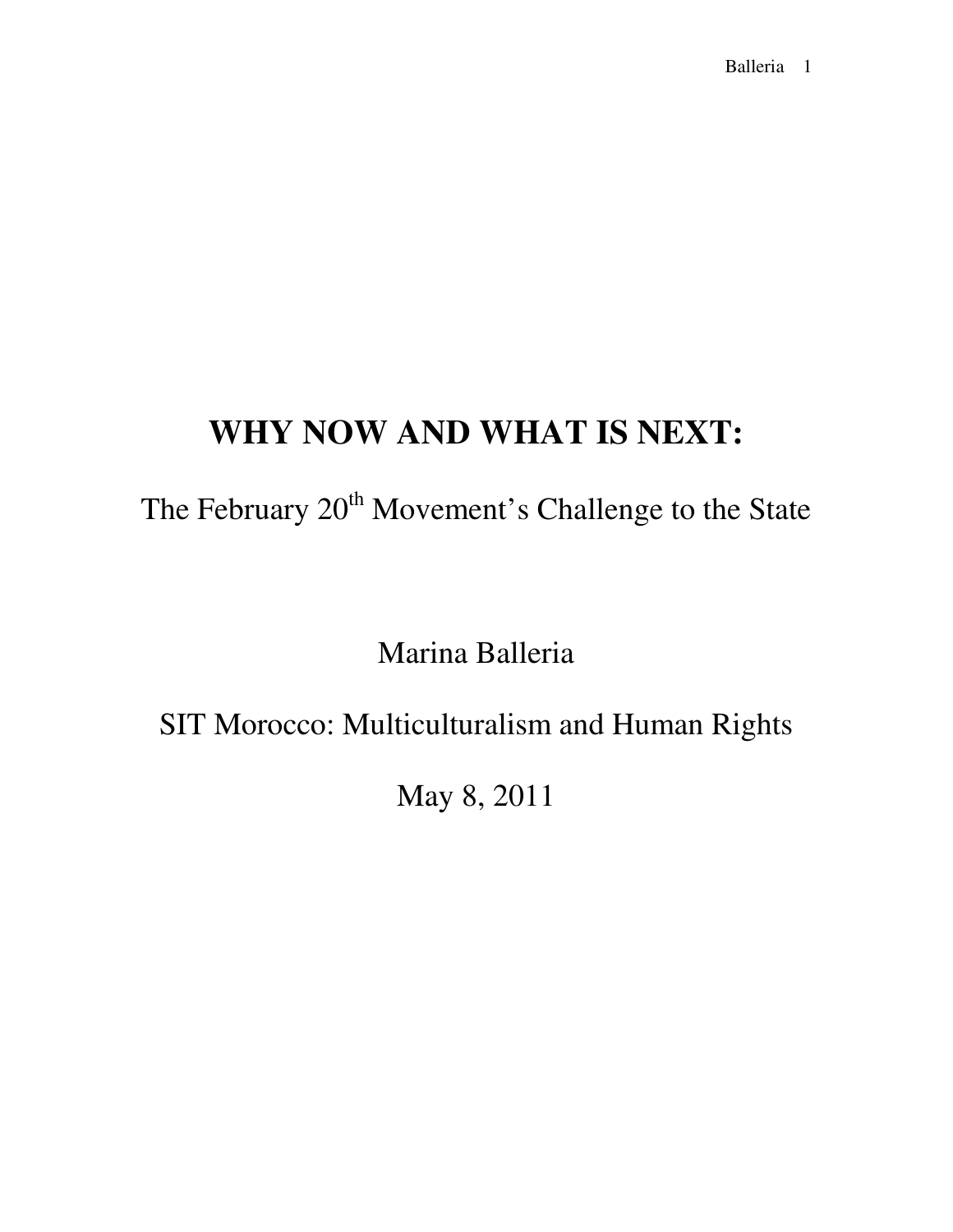# WHY NOW AND WHAT IS NEXT:

The February 20th Movement's Challenge to the State

Marina Balleria

SIT Morocco: Multiculturalism and Human Rights

May 8, 2011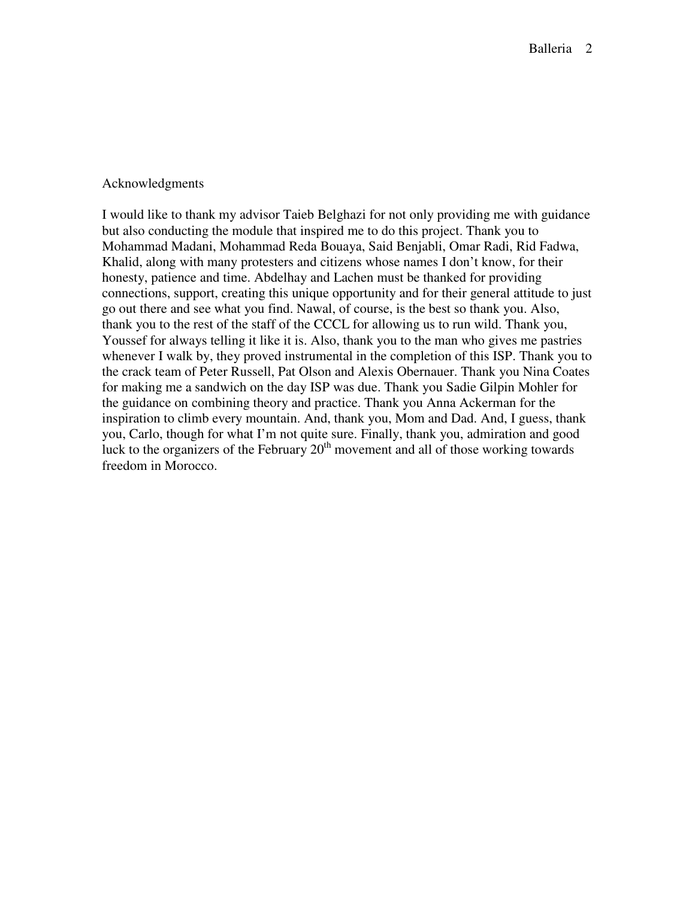## Acknowledgments

I would like to thank my advisor Taieb Belghazi for not only providing me with guidance but also conducting the module that inspired me to do this project. Thank you to Mohammad Madani, Mohammad Reda Bouaya, Said Benjabli, Omar Radi, Rid Fadwa, Khalid, along with many protesters and citizens whose names I don't know, for their honesty, patience and time. Abdelhay and Lachen must be thanked for providing connections, support, creating this unique opportunity and for their general attitude to just go out there and see what you find. Nawal, of course, is the best so thank you. Also, thank you to the rest of the staff of the CCCL for allowing us to run wild. Thank you, Youssef for always telling it like it is. Also, thank you to the man who gives me pastries whenever I walk by, they proved instrumental in the completion of this ISP. Thank you to the crack team of Peter Russell, Pat Olson and Alexis Obernauer. Thank you Nina Coates for making me a sandwich on the day ISP was due. Thank you Sadie Gilpin Mohler for the guidance on combining theory and practice. Thank you Anna Ackerman for the inspiration to climb every mountain. And, thank you, Mom and Dad. And, I guess, thank you, Carlo, though for what I'm not quite sure. Finally, thank you, admiration and good luck to the organizers of the February 20th movement and all of those working towards freedom in Morocco.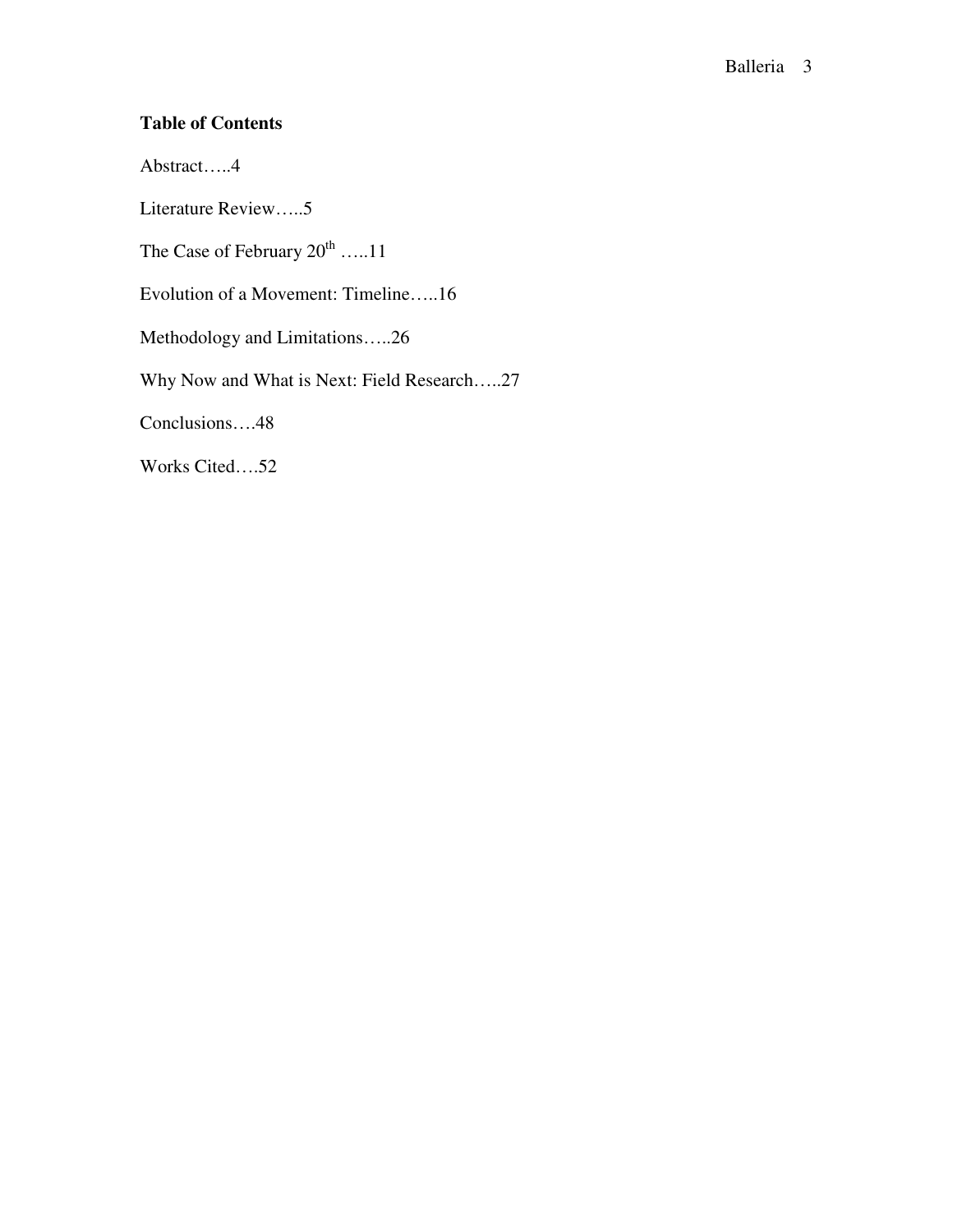**Table of Contents**

Abstract…..4

Literature Review…..5

The Case of February 20th …..11

Evolution of a Movement: Timeline…..16

Methodology and Limitations…..26

Why Now and What is Next: Field Research…..27

Conclusions….48

Works Cited….52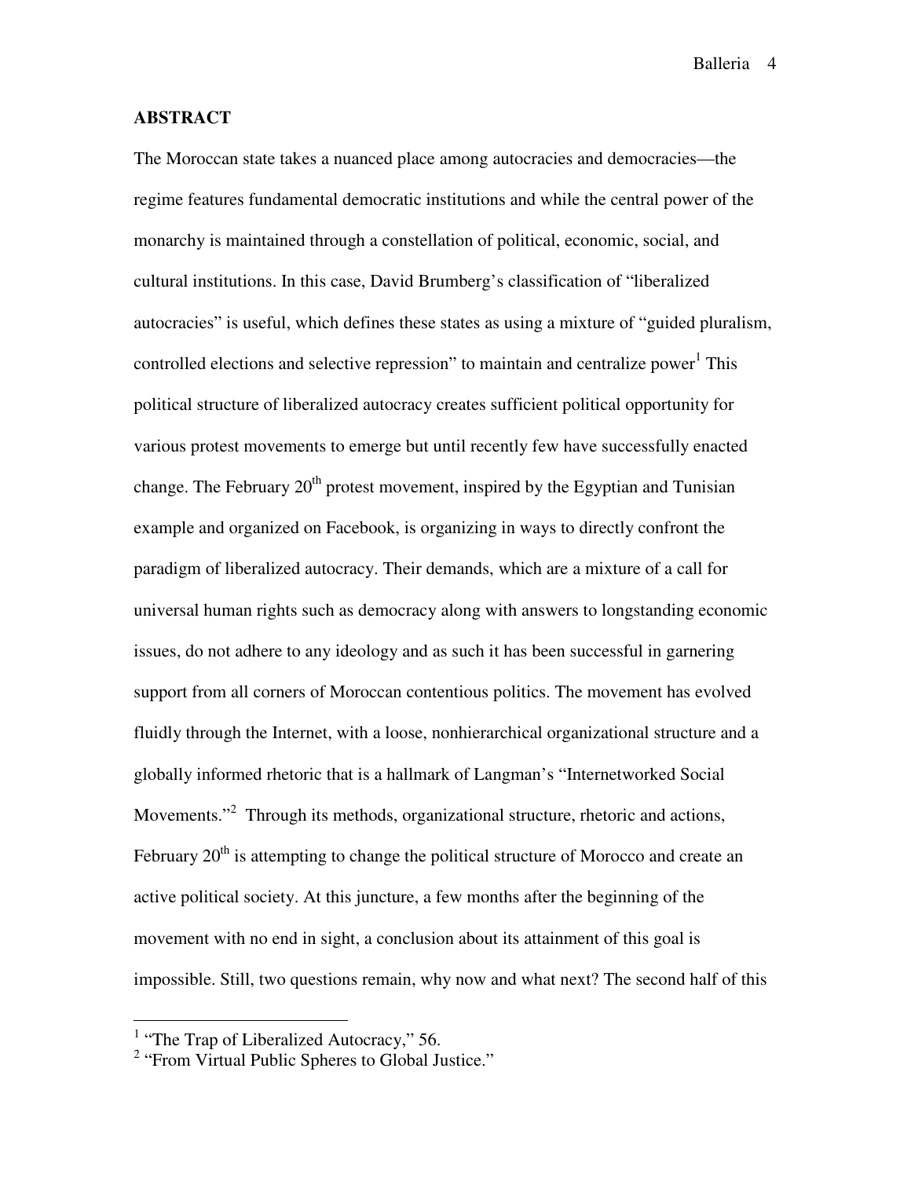## ABSTRACT

The Moroccan state takes a nuanced place among autocracies and democracies—the regime features fundamental democratic institutions and while the central power of the monarchy is maintained through a constellation of political, economic, social, and cultural institutions. In this case, David Brumberg's classification of "liberalized autocracies" is useful, which defines these states as using a mixture of "guided pluralism, controlled elections and selective repression" to maintain and centralize power[1] This political structure of liberalized autocracy creates sufficient political opportunity for various protest movements to emerge but until recently few have successfully enacted change. The February 20th protest movement, inspired by the Egyptian and Tunisian example and organized on Facebook, is organizing in ways to directly confront the paradigm of liberalized autocracy. Their demands, which are a mixture of a call for universal human rights such as democracy along with answers to longstanding economic issues, do not adhere to any ideology and as such it has been successful in garnering support from all corners of Moroccan contentious politics. The movement has evolved fluidly through the Internet, with a loose, nonhierarchical organizational structure and a globally informed rhetoric that is a hallmark of Langman's "Internetworked Social Movements."[2] Through its methods, organizational structure, rhetoric and actions, February 20th is attempting to change the political structure of Morocco and create an active political society. At this juncture, a few months after the beginning of the movement with no end in sight, a conclusion about its attainment of this goal is impossible. Still, two questions remain, why now and what next? The second half of this

[1] "The Trap of Liberalized Autocracy," 56.

[2] "From Virtual Public Spheres to Global Justice."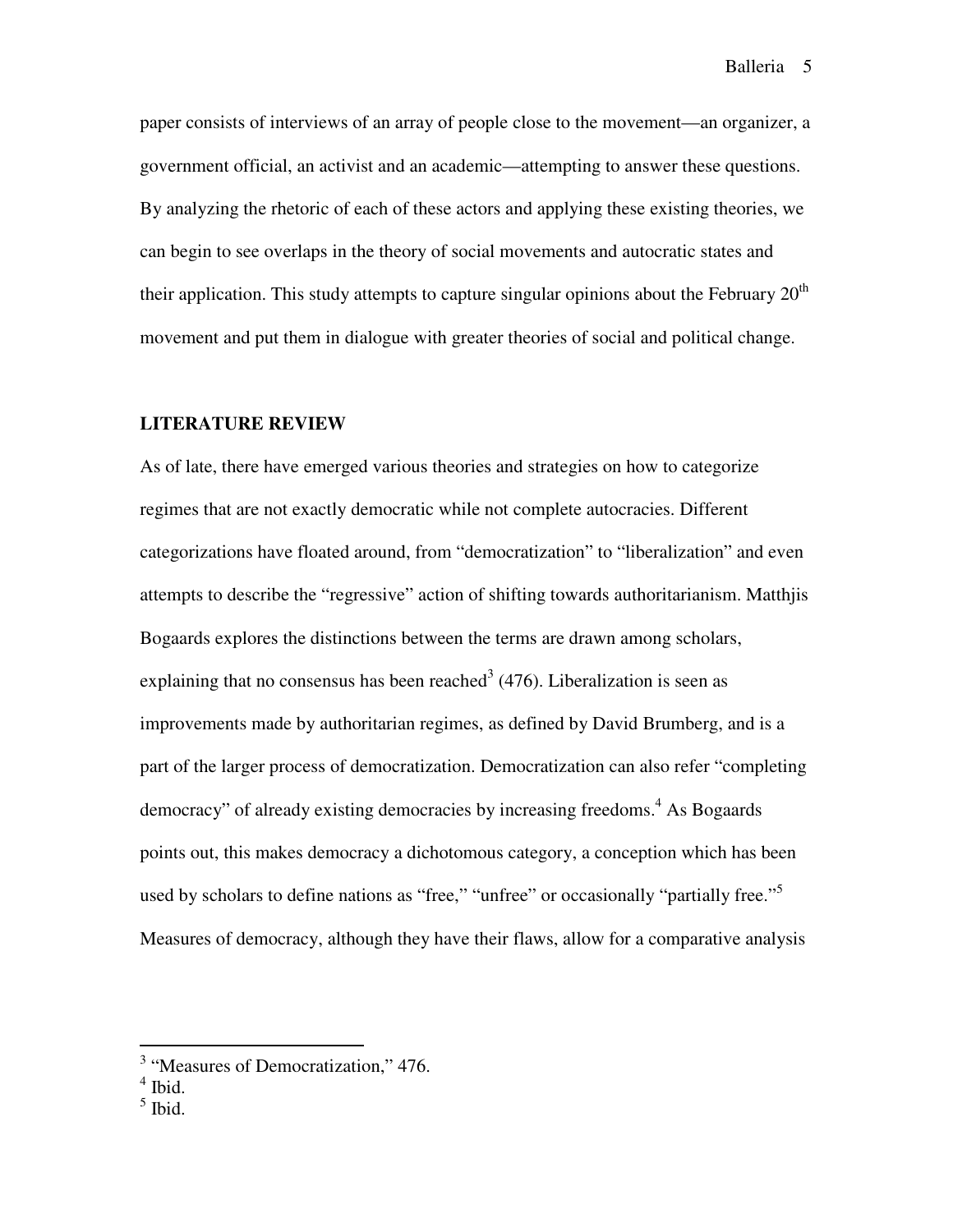paper consists of interviews of an array of people close to the movement—an organizer, a government official, an activist and an academic—attempting to answer these questions. By analyzing the rhetoric of each of these actors and applying these existing theories, we can begin to see overlaps in the theory of social movements and autocratic states and their application. This study attempts to capture singular opinions about the February 20th movement and put them in dialogue with greater theories of social and political change.

## LITERATURE REVIEW

As of late, there have emerged various theories and strategies on how to categorize regimes that are not exactly democratic while not complete autocracies. Different categorizations have floated around, from "democratization" to "liberalization" and even attempts to describe the "regressive" action of shifting towards authoritarianism. Matthjis Bogaards explores the distinctions between the terms are drawn among scholars, explaining that no consensus has been reached[3] (476). Liberalization is seen as improvements made by authoritarian regimes, as defined by David Brumberg, and is a part of the larger process of democratization. Democratization can also refer "completing democracy" of already existing democracies by increasing freedoms.[4] As Bogaards points out, this makes democracy a dichotomous category, a conception which has been used by scholars to define nations as "free," "unfree" or occasionally "partially free."[5] Measures of democracy, although they have their flaws, allow for a comparative analysis

---

[3] "Measures of Democratization," 476.

[4] Ibid.

[5] Ibid.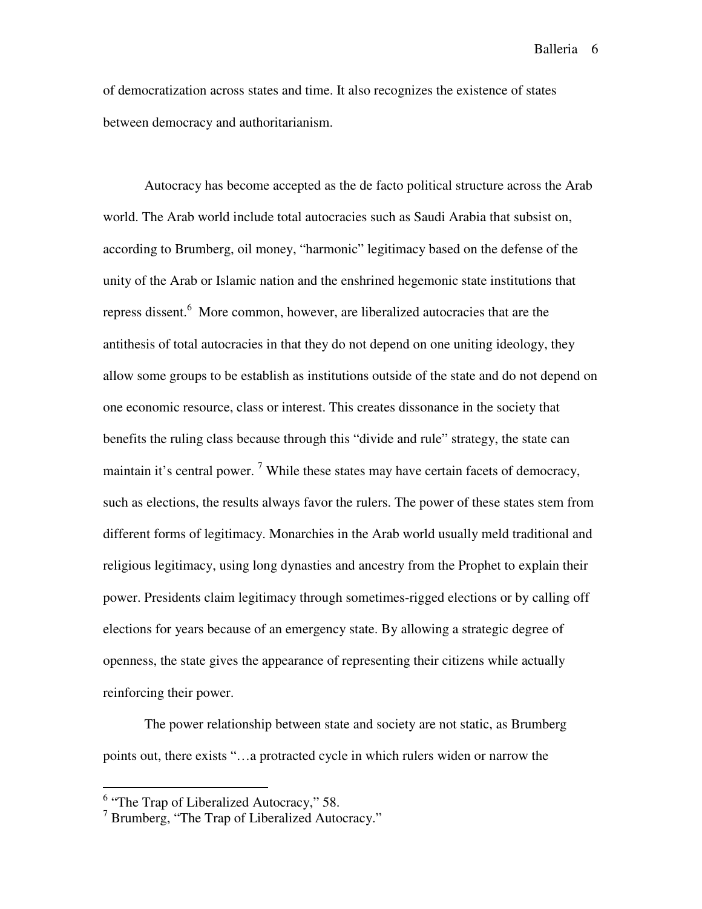of democratization across states and time. It also recognizes the existence of states between democracy and authoritarianism.

Autocracy has become accepted as the de facto political structure across the Arab world. The Arab world include total autocracies such as Saudi Arabia that subsist on, according to Brumberg, oil money, "harmonic" legitimacy based on the defense of the unity of the Arab or Islamic nation and the enshrined hegemonic state institutions that repress dissent.[6] More common, however, are liberalized autocracies that are the antithesis of total autocracies in that they do not depend on one uniting ideology, they allow some groups to be establish as institutions outside of the state and do not depend on one economic resource, class or interest. This creates dissonance in the society that benefits the ruling class because through this "divide and rule" strategy, the state can maintain it's central power. [7] While these states may have certain facets of democracy, such as elections, the results always favor the rulers. The power of these states stem from different forms of legitimacy. Monarchies in the Arab world usually meld traditional and religious legitimacy, using long dynasties and ancestry from the Prophet to explain their power. Presidents claim legitimacy through sometimes-rigged elections or by calling off elections for years because of an emergency state. By allowing a strategic degree of openness, the state gives the appearance of representing their citizens while actually reinforcing their power.

The power relationship between state and society are not static, as Brumberg points out, there exists "…a protracted cycle in which rulers widen or narrow the

---

[6] "The Trap of Liberalized Autocracy," 58.

[7] Brumberg, "The Trap of Liberalized Autocracy."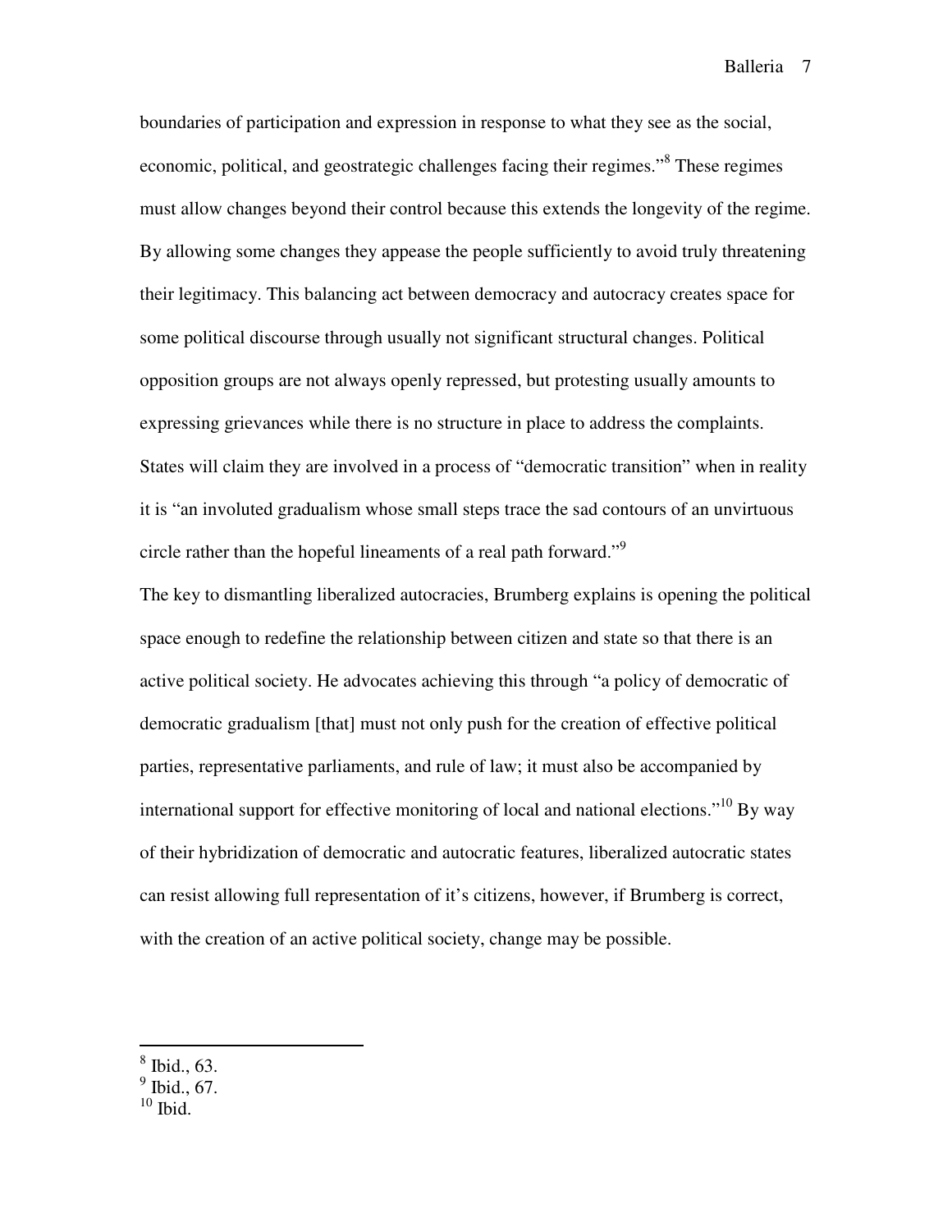boundaries of participation and expression in response to what they see as the social, economic, political, and geostrategic challenges facing their regimes."[8] These regimes must allow changes beyond their control because this extends the longevity of the regime. By allowing some changes they appease the people sufficiently to avoid truly threatening their legitimacy. This balancing act between democracy and autocracy creates space for some political discourse through usually not significant structural changes. Political opposition groups are not always openly repressed, but protesting usually amounts to expressing grievances while there is no structure in place to address the complaints. States will claim they are involved in a process of "democratic transition" when in reality it is "an involuted gradualism whose small steps trace the sad contours of an unvirtuous circle rather than the hopeful lineaments of a real path forward."[9]

The key to dismantling liberalized autocracies, Brumberg explains is opening the political space enough to redefine the relationship between citizen and state so that there is an active political society. He advocates achieving this through "a policy of democratic of democratic gradualism [that] must not only push for the creation of effective political parties, representative parliaments, and rule of law; it must also be accompanied by international support for effective monitoring of local and national elections."[10] By way of their hybridization of democratic and autocratic features, liberalized autocratic states can resist allowing full representation of it's citizens, however, if Brumberg is correct, with the creation of an active political society, change may be possible.

---

[8] Ibid., 63.
[9] Ibid., 67.
[10] Ibid.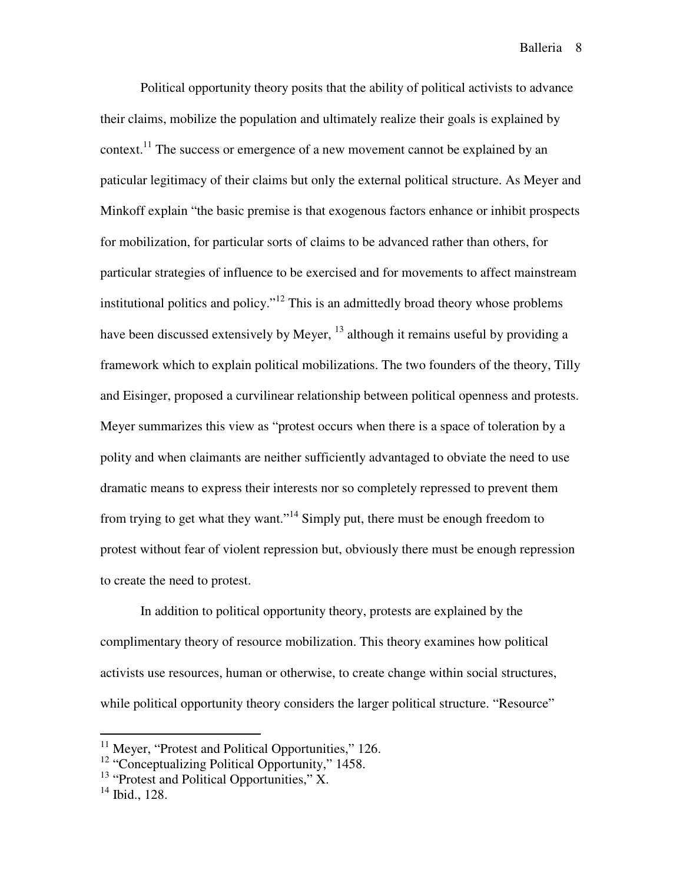Political opportunity theory posits that the ability of political activists to advance their claims, mobilize the population and ultimately realize their goals is explained by context.[11] The success or emergence of a new movement cannot be explained by an paticular legitimacy of their claims but only the external political structure. As Meyer and Minkoff explain "the basic premise is that exogenous factors enhance or inhibit prospects for mobilization, for particular sorts of claims to be advanced rather than others, for particular strategies of influence to be exercised and for movements to affect mainstream institutional politics and policy."[12] This is an admittedly broad theory whose problems have been discussed extensively by Meyer, [13] although it remains useful by providing a framework which to explain political mobilizations. The two founders of the theory, Tilly and Eisinger, proposed a curvilinear relationship between political openness and protests. Meyer summarizes this view as "protest occurs when there is a space of toleration by a polity and when claimants are neither sufficiently advantaged to obviate the need to use dramatic means to express their interests nor so completely repressed to prevent them from trying to get what they want."[14] Simply put, there must be enough freedom to protest without fear of violent repression but, obviously there must be enough repression to create the need to protest.

In addition to political opportunity theory, protests are explained by the complimentary theory of resource mobilization. This theory examines how political activists use resources, human or otherwise, to create change within social structures, while political opportunity theory considers the larger political structure. "Resource"

---

[11] Meyer, "Protest and Political Opportunities," 126.
[12] "Conceptualizing Political Opportunity," 1458.
[13] "Protest and Political Opportunities," X.
[14] Ibid., 128.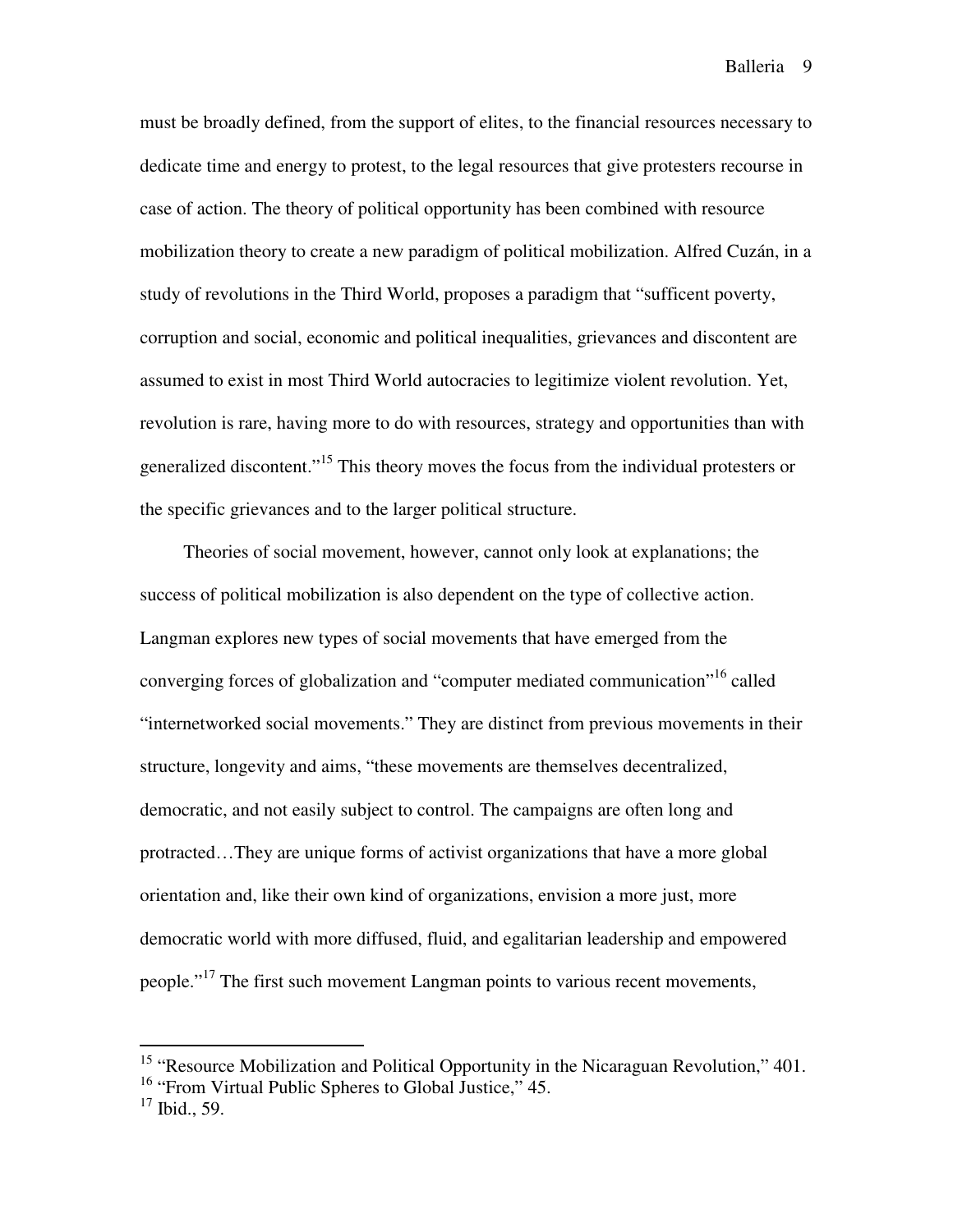must be broadly defined, from the support of elites, to the financial resources necessary to dedicate time and energy to protest, to the legal resources that give protesters recourse in case of action. The theory of political opportunity has been combined with resource mobilization theory to create a new paradigm of political mobilization. Alfred Cuzán, in a study of revolutions in the Third World, proposes a paradigm that "sufficent poverty, corruption and social, economic and political inequalities, grievances and discontent are assumed to exist in most Third World autocracies to legitimize violent revolution. Yet, revolution is rare, having more to do with resources, strategy and opportunities than with generalized discontent."[15] This theory moves the focus from the individual protesters or the specific grievances and to the larger political structure.

Theories of social movement, however, cannot only look at explanations; the success of political mobilization is also dependent on the type of collective action. Langman explores new types of social movements that have emerged from the converging forces of globalization and "computer mediated communication"[16] called "internetworked social movements." They are distinct from previous movements in their structure, longevity and aims, "these movements are themselves decentralized, democratic, and not easily subject to control. The campaigns are often long and protracted…They are unique forms of activist organizations that have a more global orientation and, like their own kind of organizations, envision a more just, more democratic world with more diffused, fluid, and egalitarian leadership and empowered people."[17] The first such movement Langman points to various recent movements,

---

[15] "Resource Mobilization and Political Opportunity in the Nicaraguan Revolution," 401.

[16] "From Virtual Public Spheres to Global Justice," 45.

[17] Ibid., 59.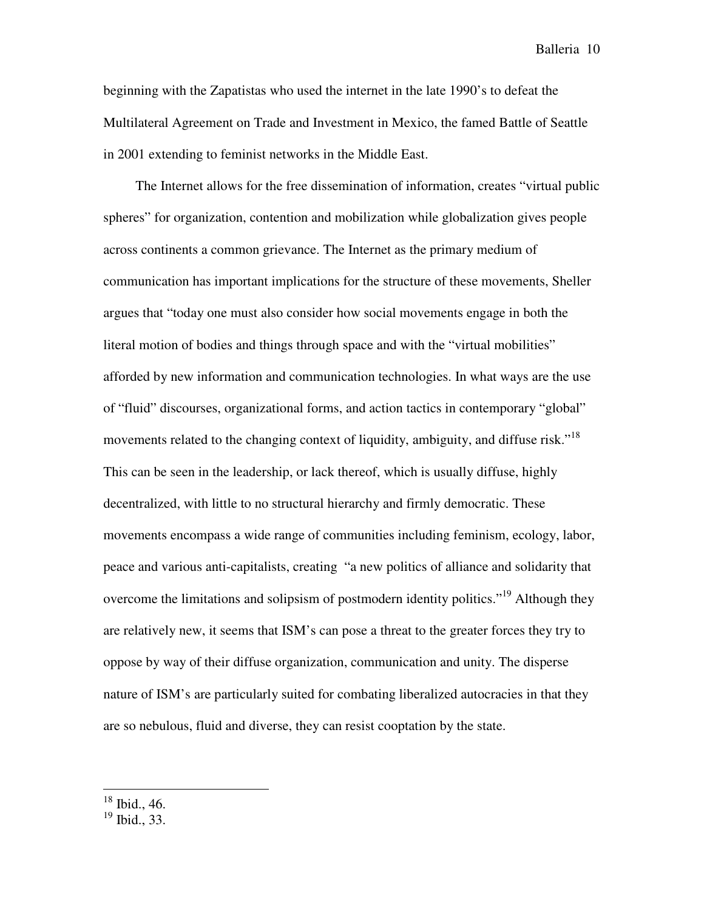beginning with the Zapatistas who used the internet in the late 1990's to defeat the Multilateral Agreement on Trade and Investment in Mexico, the famed Battle of Seattle in 2001 extending to feminist networks in the Middle East.

The Internet allows for the free dissemination of information, creates "virtual public spheres" for organization, contention and mobilization while globalization gives people across continents a common grievance. The Internet as the primary medium of communication has important implications for the structure of these movements, Sheller argues that "today one must also consider how social movements engage in both the literal motion of bodies and things through space and with the "virtual mobilities" afforded by new information and communication technologies. In what ways are the use of "fluid" discourses, organizational forms, and action tactics in contemporary "global" movements related to the changing context of liquidity, ambiguity, and diffuse risk."[18] This can be seen in the leadership, or lack thereof, which is usually diffuse, highly decentralized, with little to no structural hierarchy and firmly democratic. These movements encompass a wide range of communities including feminism, ecology, labor, peace and various anti-capitalists, creating "a new politics of alliance and solidarity that overcome the limitations and solipsism of postmodern identity politics."[19] Although they are relatively new, it seems that ISM's can pose a threat to the greater forces they try to oppose by way of their diffuse organization, communication and unity. The disperse nature of ISM's are particularly suited for combating liberalized autocracies in that they are so nebulous, fluid and diverse, they can resist cooptation by the state.

---

[18] Ibid., 46.

[19] Ibid., 33.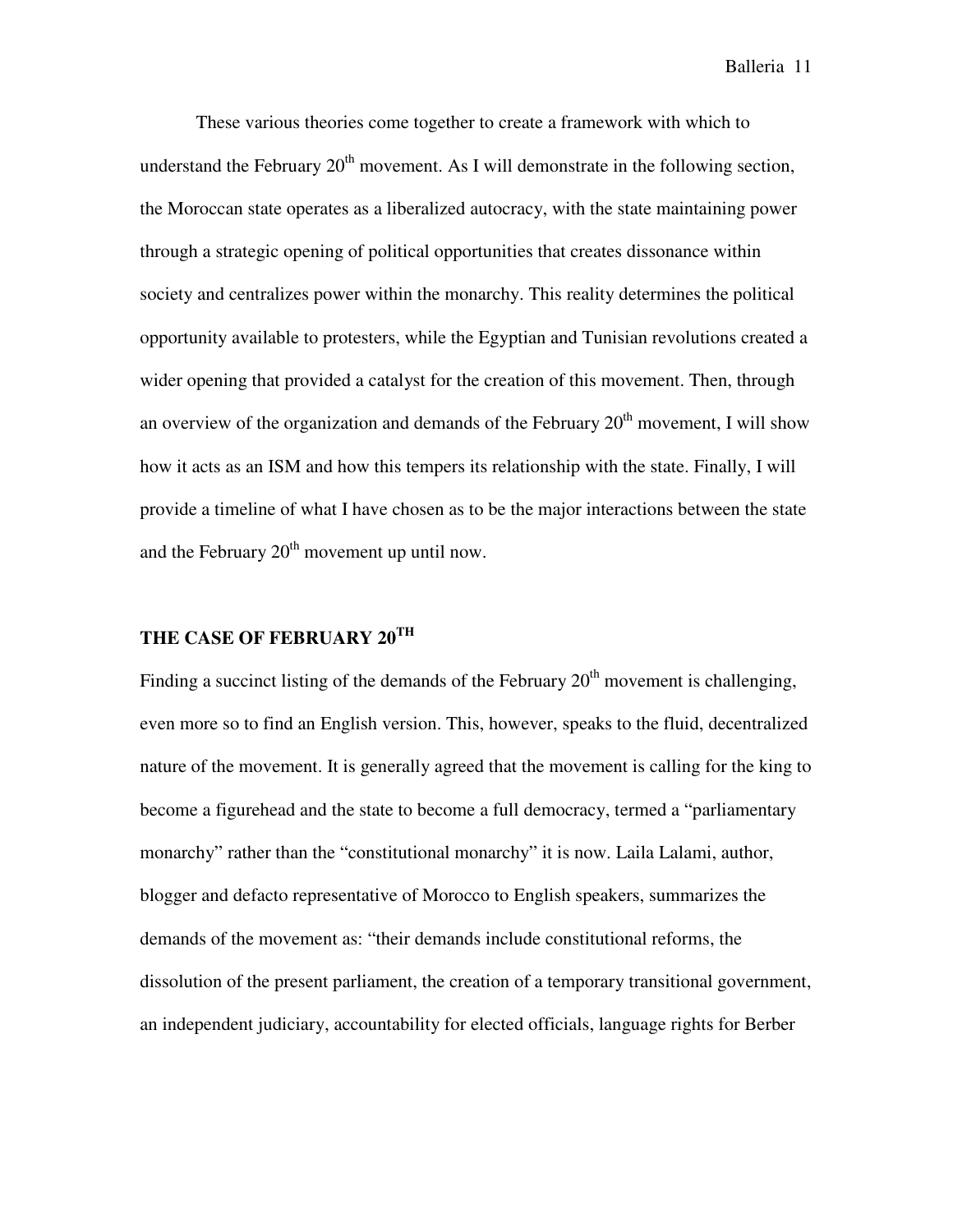These various theories come together to create a framework with which to understand the February 20th movement. As I will demonstrate in the following section, the Moroccan state operates as a liberalized autocracy, with the state maintaining power through a strategic opening of political opportunities that creates dissonance within society and centralizes power within the monarchy. This reality determines the political opportunity available to protesters, while the Egyptian and Tunisian revolutions created a wider opening that provided a catalyst for the creation of this movement. Then, through an overview of the organization and demands of the February 20th movement, I will show how it acts as an ISM and how this tempers its relationship with the state. Finally, I will provide a timeline of what I have chosen as to be the major interactions between the state and the February 20th movement up until now.

## THE CASE OF FEBRUARY 20TH

Finding a succinct listing of the demands of the February 20th movement is challenging, even more so to find an English version. This, however, speaks to the fluid, decentralized nature of the movement. It is generally agreed that the movement is calling for the king to become a figurehead and the state to become a full democracy, termed a "parliamentary monarchy" rather than the "constitutional monarchy" it is now. Laila Lalami, author, blogger and defacto representative of Morocco to English speakers, summarizes the demands of the movement as: "their demands include constitutional reforms, the dissolution of the present parliament, the creation of a temporary transitional government, an independent judiciary, accountability for elected officials, language rights for Berber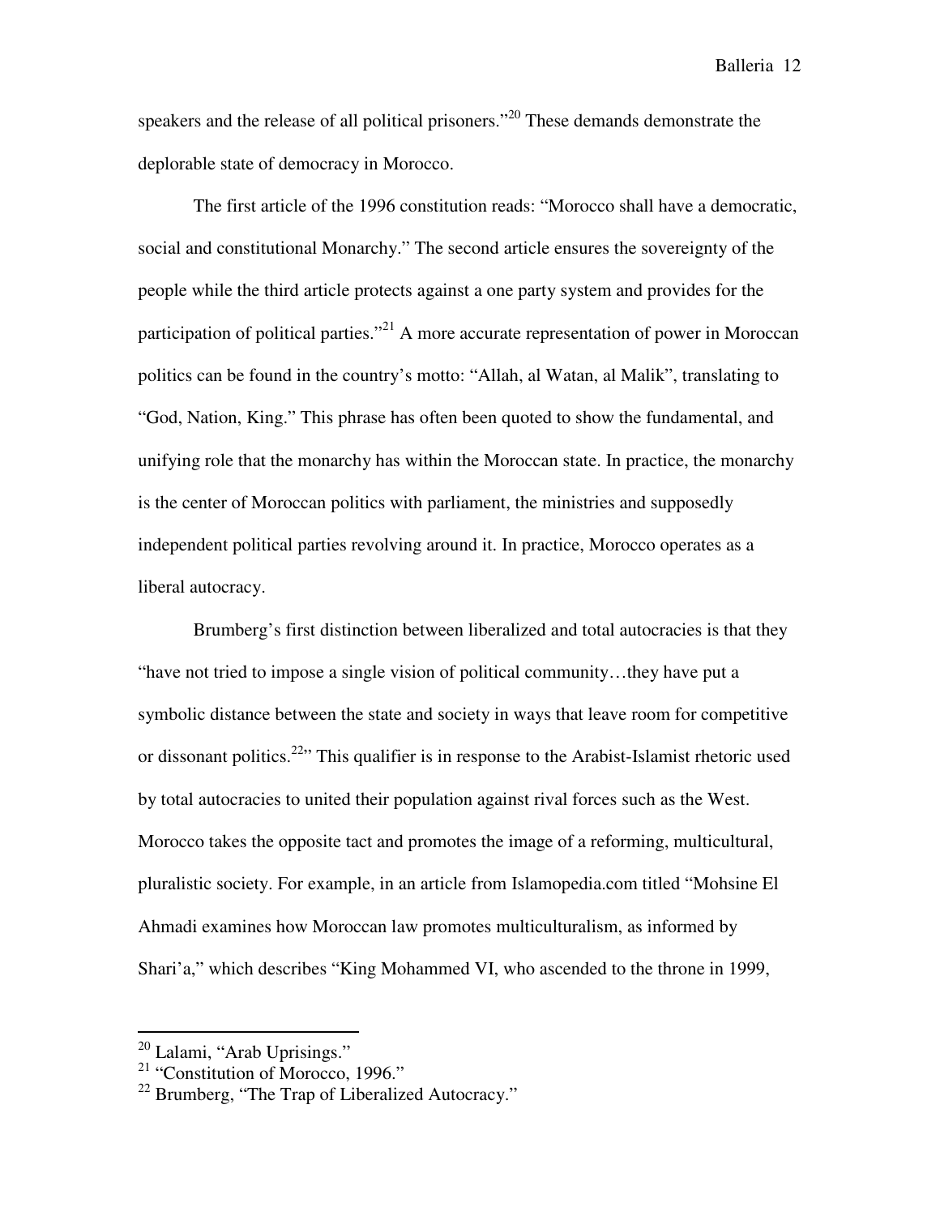speakers and the release of all political prisoners."[20] These demands demonstrate the deplorable state of democracy in Morocco.

The first article of the 1996 constitution reads: "Morocco shall have a democratic, social and constitutional Monarchy." The second article ensures the sovereignty of the people while the third article protects against a one party system and provides for the participation of political parties."[21] A more accurate representation of power in Moroccan politics can be found in the country's motto: "Allah, al Watan, al Malik", translating to "God, Nation, King." This phrase has often been quoted to show the fundamental, and unifying role that the monarchy has within the Moroccan state. In practice, the monarchy is the center of Moroccan politics with parliament, the ministries and supposedly independent political parties revolving around it. In practice, Morocco operates as a liberal autocracy.

Brumberg's first distinction between liberalized and total autocracies is that they "have not tried to impose a single vision of political community…they have put a symbolic distance between the state and society in ways that leave room for competitive or dissonant politics.[22]" This qualifier is in response to the Arabist-Islamist rhetoric used by total autocracies to united their population against rival forces such as the West. Morocco takes the opposite tact and promotes the image of a reforming, multicultural, pluralistic society. For example, in an article from Islamopedia.com titled "Mohsine El Ahmadi examines how Moroccan law promotes multiculturalism, as informed by Shari'a," which describes "King Mohammed VI, who ascended to the throne in 1999,

[20] Lalami, "Arab Uprisings."

[21] "Constitution of Morocco, 1996."

[22] Brumberg, "The Trap of Liberalized Autocracy."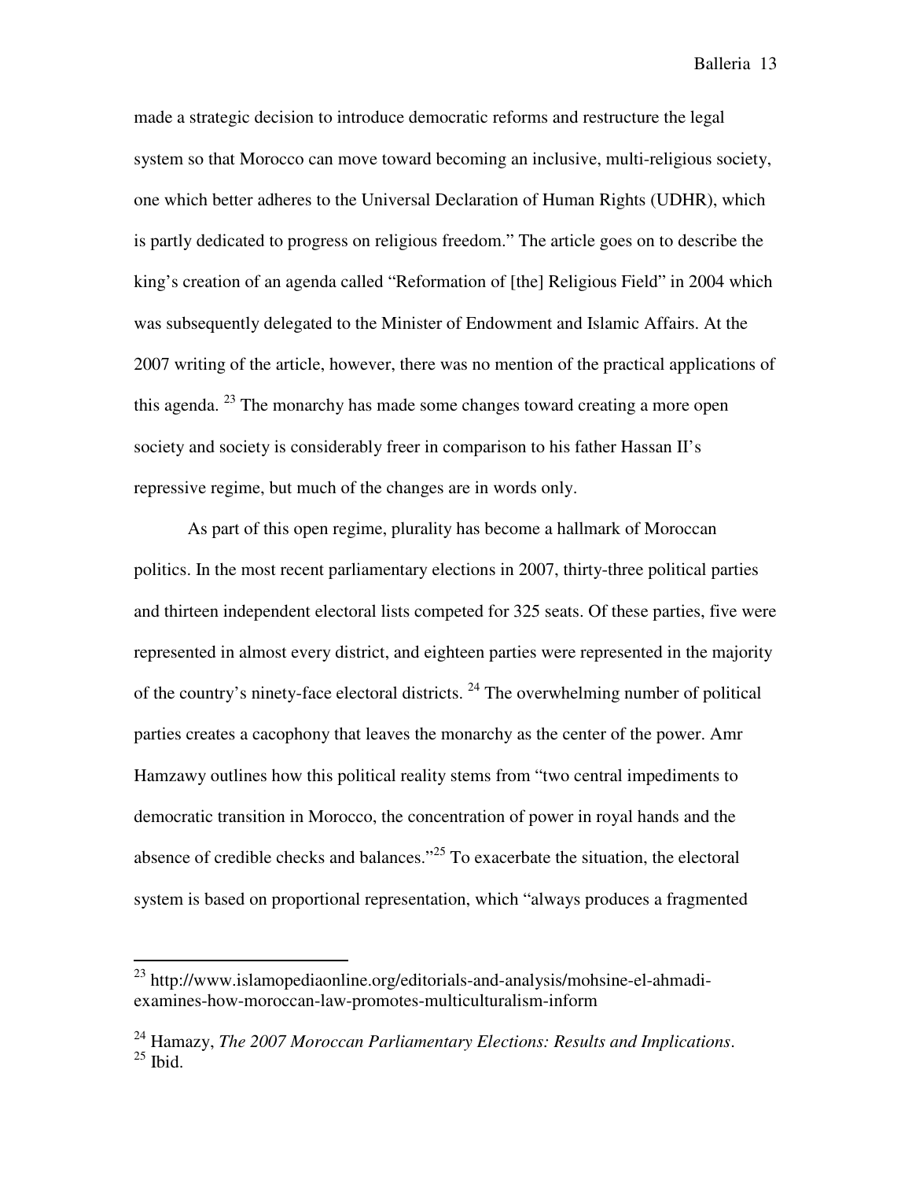made a strategic decision to introduce democratic reforms and restructure the legal system so that Morocco can move toward becoming an inclusive, multi-religious society, one which better adheres to the Universal Declaration of Human Rights (UDHR), which is partly dedicated to progress on religious freedom." The article goes on to describe the king's creation of an agenda called "Reformation of [the] Religious Field" in 2004 which was subsequently delegated to the Minister of Endowment and Islamic Affairs. At the 2007 writing of the article, however, there was no mention of the practical applications of this agenda. [23] The monarchy has made some changes toward creating a more open society and society is considerably freer in comparison to his father Hassan II's repressive regime, but much of the changes are in words only.

As part of this open regime, plurality has become a hallmark of Moroccan politics. In the most recent parliamentary elections in 2007, thirty-three political parties and thirteen independent electoral lists competed for 325 seats. Of these parties, five were represented in almost every district, and eighteen parties were represented in the majority of the country's ninety-face electoral districts. [24] The overwhelming number of political parties creates a cacophony that leaves the monarchy as the center of the power. Amr Hamzawy outlines how this political reality stems from "two central impediments to democratic transition in Morocco, the concentration of power in royal hands and the absence of credible checks and balances."[25] To exacerbate the situation, the electoral system is based on proportional representation, which "always produces a fragmented

---

[23] http://www.islamopediaonline.org/editorials-and-analysis/mohsine-el-ahmadi-examines-how-moroccan-law-promotes-multiculturalism-inform

[24] Hamazy, *The 2007 Moroccan Parliamentary Elections: Results and Implications*.

[25] Ibid.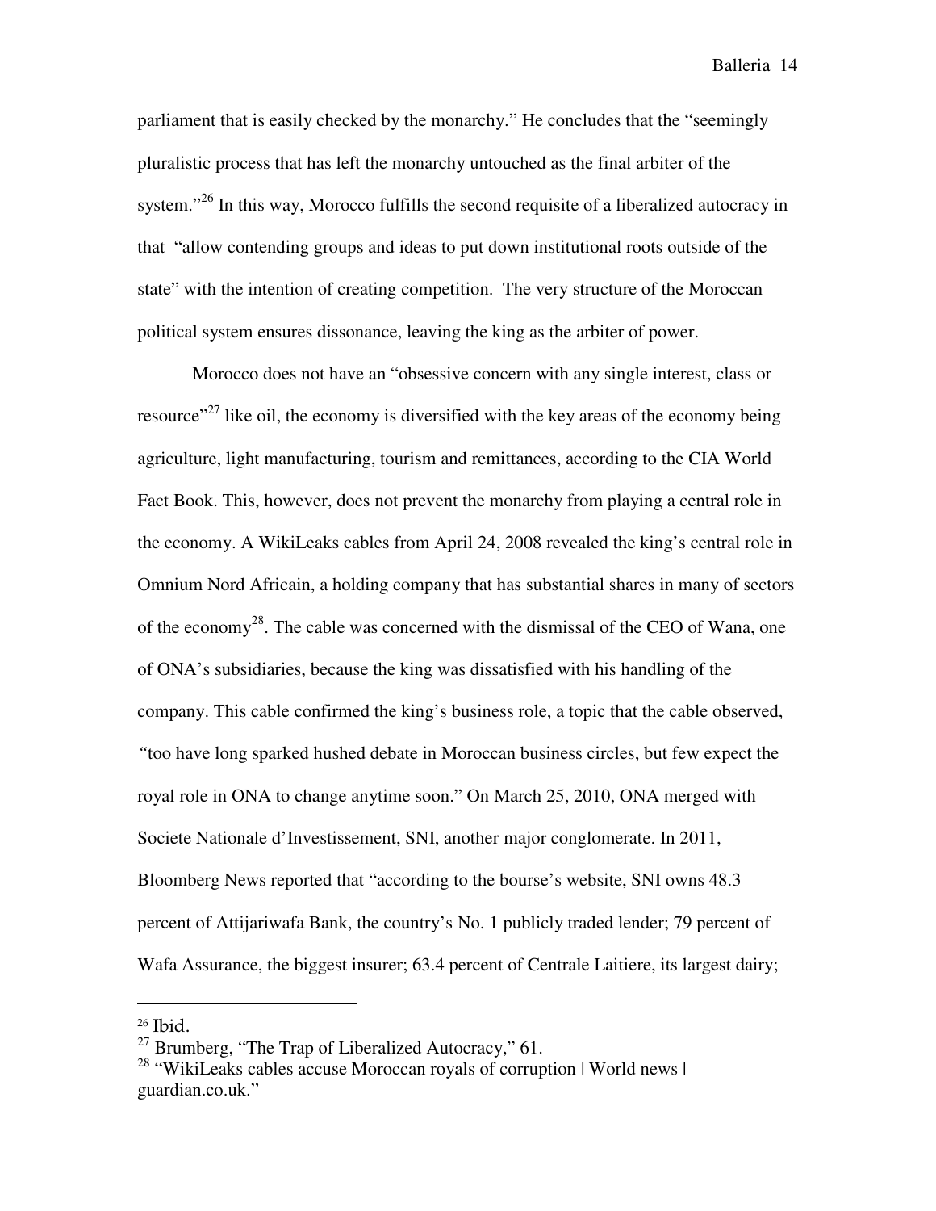parliament that is easily checked by the monarchy." He concludes that the "seemingly pluralistic process that has left the monarchy untouched as the final arbiter of the system."[26] In this way, Morocco fulfills the second requisite of a liberalized autocracy in that "allow contending groups and ideas to put down institutional roots outside of the state" with the intention of creating competition. The very structure of the Moroccan political system ensures dissonance, leaving the king as the arbiter of power.

Morocco does not have an "obsessive concern with any single interest, class or resource"[27] like oil, the economy is diversified with the key areas of the economy being agriculture, light manufacturing, tourism and remittances, according to the CIA World Fact Book. This, however, does not prevent the monarchy from playing a central role in the economy. A WikiLeaks cables from April 24, 2008 revealed the king's central role in Omnium Nord Africain, a holding company that has substantial shares in many of sectors of the economy[28]. The cable was concerned with the dismissal of the CEO of Wana, one of ONA's subsidiaries, because the king was dissatisfied with his handling of the company. This cable confirmed the king's business role, a topic that the cable observed, "too have long sparked hushed debate in Moroccan business circles, but few expect the royal role in ONA to change anytime soon." On March 25, 2010, ONA merged with Societe Nationale d'Investissement, SNI, another major conglomerate. In 2011, Bloomberg News reported that "according to the bourse's website, SNI owns 48.3 percent of Attijariwafa Bank, the country's No. 1 publicly traded lender; 79 percent of Wafa Assurance, the biggest insurer; 63.4 percent of Centrale Laitiere, its largest dairy;

---

[26] Ibid.

[27] Brumberg, "The Trap of Liberalized Autocracy," 61.

[28] "WikiLeaks cables accuse Moroccan royals of corruption | World news | guardian.co.uk."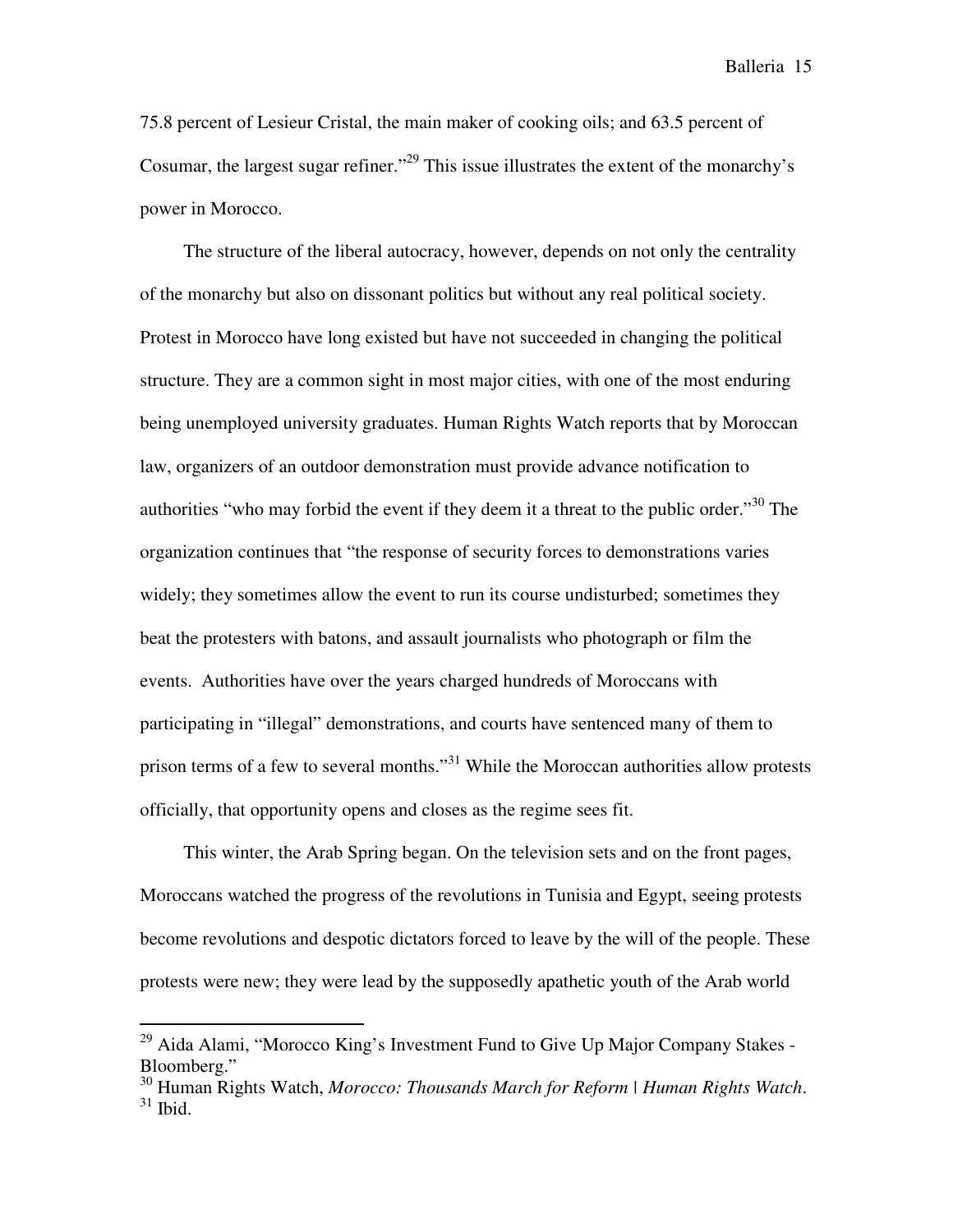75.8 percent of Lesieur Cristal, the main maker of cooking oils; and 63.5 percent of Cosumar, the largest sugar refiner."[29] This issue illustrates the extent of the monarchy's power in Morocco.

The structure of the liberal autocracy, however, depends on not only the centrality of the monarchy but also on dissonant politics but without any real political society. Protest in Morocco have long existed but have not succeeded in changing the political structure. They are a common sight in most major cities, with one of the most enduring being unemployed university graduates. Human Rights Watch reports that by Moroccan law, organizers of an outdoor demonstration must provide advance notification to authorities "who may forbid the event if they deem it a threat to the public order."[30] The organization continues that "the response of security forces to demonstrations varies widely; they sometimes allow the event to run its course undisturbed; sometimes they beat the protesters with batons, and assault journalists who photograph or film the events. Authorities have over the years charged hundreds of Moroccans with participating in "illegal" demonstrations, and courts have sentenced many of them to prison terms of a few to several months."[31] While the Moroccan authorities allow protests officially, that opportunity opens and closes as the regime sees fit.

This winter, the Arab Spring began. On the television sets and on the front pages, Moroccans watched the progress of the revolutions in Tunisia and Egypt, seeing protests become revolutions and despotic dictators forced to leave by the will of the people. These protests were new; they were lead by the supposedly apathetic youth of the Arab world

---

[29] Aida Alami, "Morocco King's Investment Fund to Give Up Major Company Stakes - Bloomberg."

[30] Human Rights Watch, *Morocco: Thousands March for Reform | Human Rights Watch*.

[31] Ibid.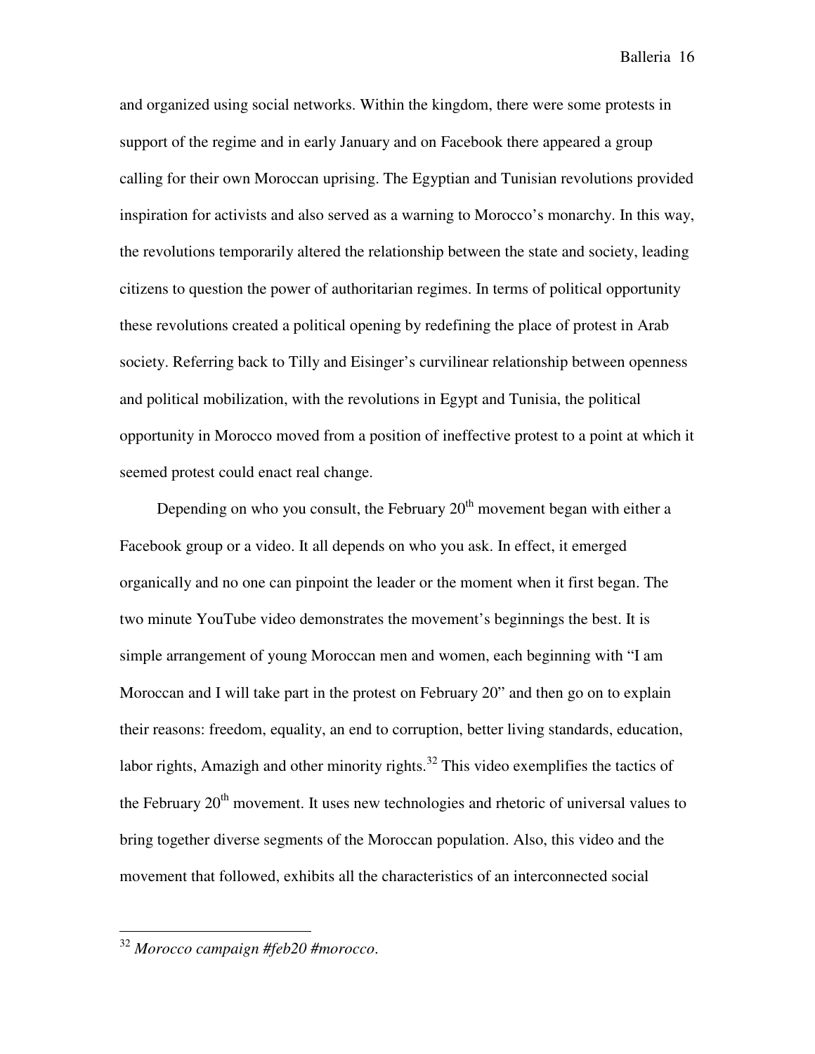and organized using social networks. Within the kingdom, there were some protests in support of the regime and in early January and on Facebook there appeared a group calling for their own Moroccan uprising. The Egyptian and Tunisian revolutions provided inspiration for activists and also served as a warning to Morocco's monarchy. In this way, the revolutions temporarily altered the relationship between the state and society, leading citizens to question the power of authoritarian regimes. In terms of political opportunity these revolutions created a political opening by redefining the place of protest in Arab society. Referring back to Tilly and Eisinger's curvilinear relationship between openness and political mobilization, with the revolutions in Egypt and Tunisia, the political opportunity in Morocco moved from a position of ineffective protest to a point at which it seemed protest could enact real change.

Depending on who you consult, the February 20th movement began with either a Facebook group or a video. It all depends on who you ask. In effect, it emerged organically and no one can pinpoint the leader or the moment when it first began. The two minute YouTube video demonstrates the movement's beginnings the best. It is simple arrangement of young Moroccan men and women, each beginning with "I am Moroccan and I will take part in the protest on February 20" and then go on to explain their reasons: freedom, equality, an end to corruption, better living standards, education, labor rights, Amazigh and other minority rights.[32] This video exemplifies the tactics of the February 20th movement. It uses new technologies and rhetoric of universal values to bring together diverse segments of the Moroccan population. Also, this video and the movement that followed, exhibits all the characteristics of an interconnected social

[32] *Morocco campaign #feb20 #morocco*.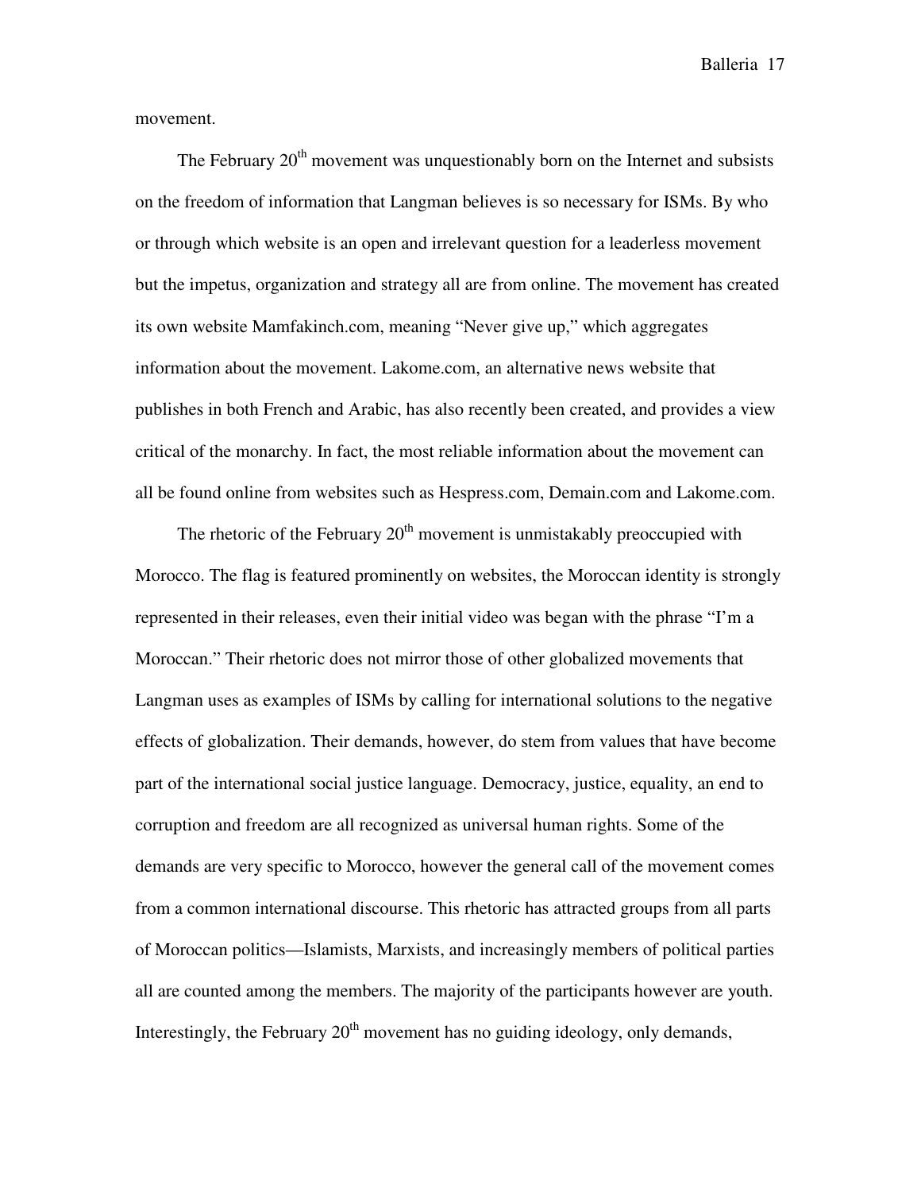movement.

The February 20th movement was unquestionably born on the Internet and subsists on the freedom of information that Langman believes is so necessary for ISMs. By who or through which website is an open and irrelevant question for a leaderless movement but the impetus, organization and strategy all are from online. The movement has created its own website Mamfakinch.com, meaning "Never give up," which aggregates information about the movement. Lakome.com, an alternative news website that publishes in both French and Arabic, has also recently been created, and provides a view critical of the monarchy. In fact, the most reliable information about the movement can all be found online from websites such as Hespress.com, Demain.com and Lakome.com.

The rhetoric of the February 20th movement is unmistakably preoccupied with Morocco. The flag is featured prominently on websites, the Moroccan identity is strongly represented in their releases, even their initial video was began with the phrase "I'm a Moroccan." Their rhetoric does not mirror those of other globalized movements that Langman uses as examples of ISMs by calling for international solutions to the negative effects of globalization. Their demands, however, do stem from values that have become part of the international social justice language. Democracy, justice, equality, an end to corruption and freedom are all recognized as universal human rights. Some of the demands are very specific to Morocco, however the general call of the movement comes from a common international discourse. This rhetoric has attracted groups from all parts of Moroccan politics—Islamists, Marxists, and increasingly members of political parties all are counted among the members. The majority of the participants however are youth. Interestingly, the February 20th movement has no guiding ideology, only demands,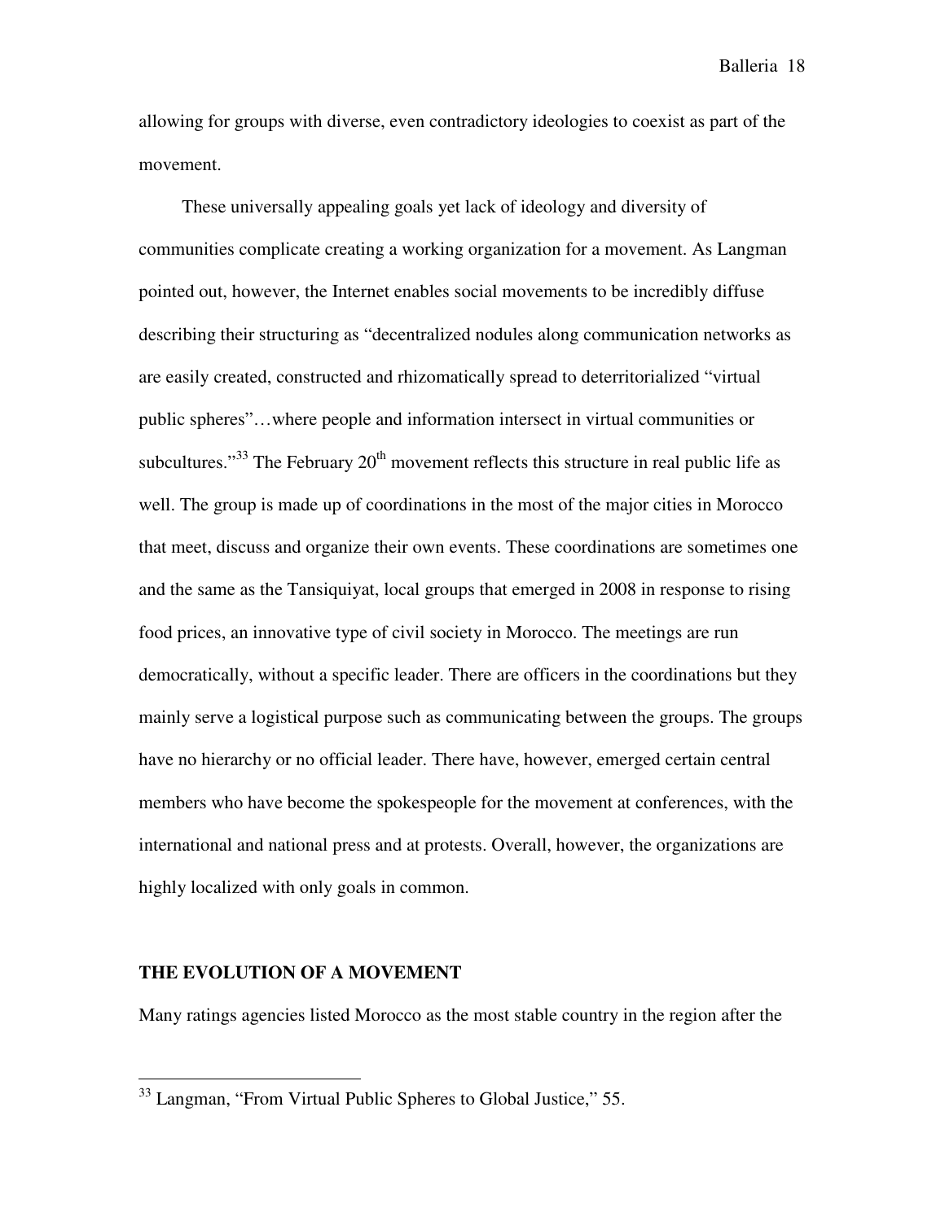allowing for groups with diverse, even contradictory ideologies to coexist as part of the movement.

These universally appealing goals yet lack of ideology and diversity of communities complicate creating a working organization for a movement. As Langman pointed out, however, the Internet enables social movements to be incredibly diffuse describing their structuring as "decentralized nodules along communication networks as are easily created, constructed and rhizomatically spread to deterritorialized "virtual public spheres"…where people and information intersect in virtual communities or subcultures."[33] The February 20th movement reflects this structure in real public life as well. The group is made up of coordinations in the most of the major cities in Morocco that meet, discuss and organize their own events. These coordinations are sometimes one and the same as the Tansiquiyat, local groups that emerged in 2008 in response to rising food prices, an innovative type of civil society in Morocco. The meetings are run democratically, without a specific leader. There are officers in the coordinations but they mainly serve a logistical purpose such as communicating between the groups. The groups have no hierarchy or no official leader. There have, however, emerged certain central members who have become the spokespeople for the movement at conferences, with the international and national press and at protests. Overall, however, the organizations are highly localized with only goals in common.

## THE EVOLUTION OF A MOVEMENT

Many ratings agencies listed Morocco as the most stable country in the region after the

[33] Langman, "From Virtual Public Spheres to Global Justice," 55.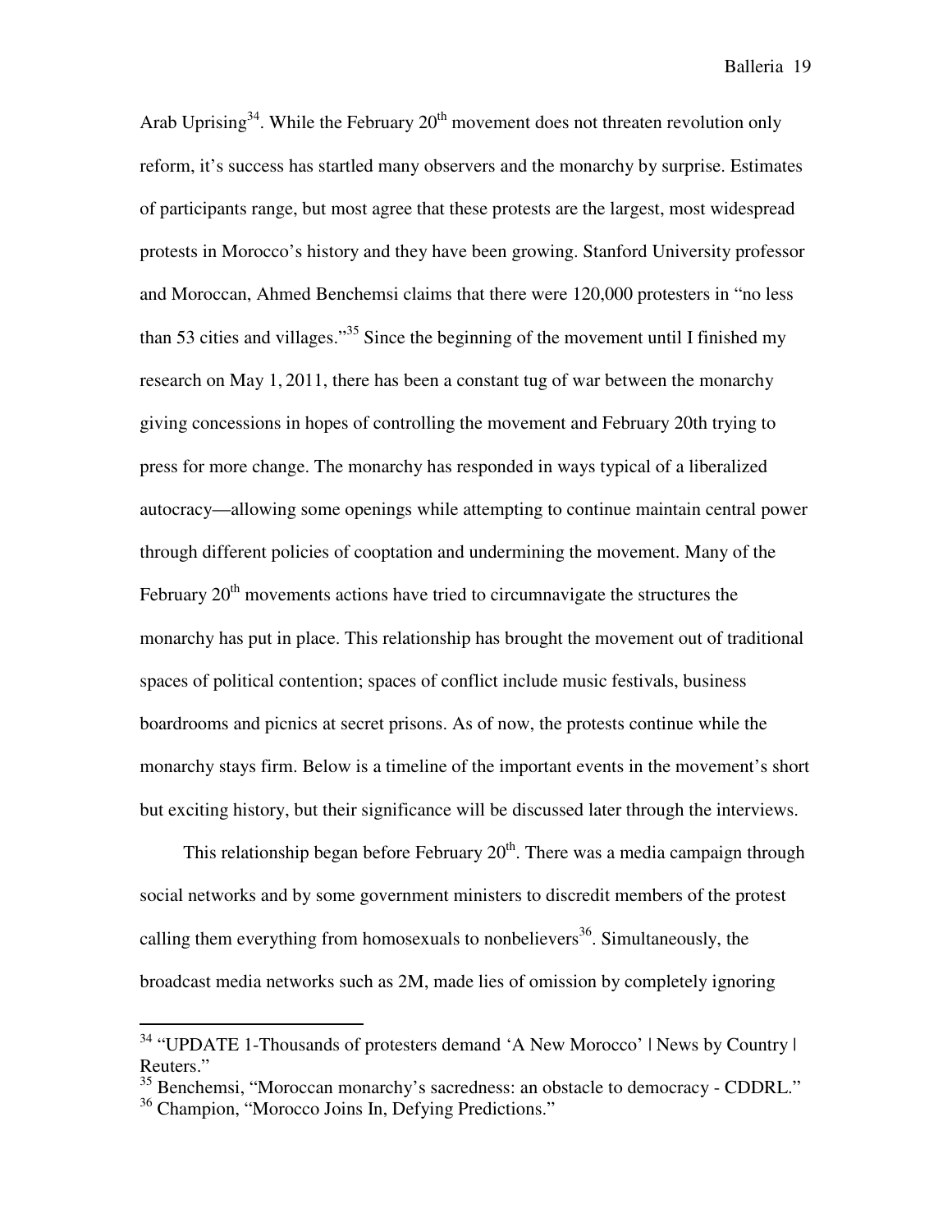Arab Uprising[34]. While the February 20th movement does not threaten revolution only reform, it's success has startled many observers and the monarchy by surprise. Estimates of participants range, but most agree that these protests are the largest, most widespread protests in Morocco's history and they have been growing. Stanford University professor and Moroccan, Ahmed Benchemsi claims that there were 120,000 protesters in "no less than 53 cities and villages."[35] Since the beginning of the movement until I finished my research on May 1, 2011, there has been a constant tug of war between the monarchy giving concessions in hopes of controlling the movement and February 20th trying to press for more change. The monarchy has responded in ways typical of a liberalized autocracy—allowing some openings while attempting to continue maintain central power through different policies of cooptation and undermining the movement. Many of the February 20th movements actions have tried to circumnavigate the structures the monarchy has put in place. This relationship has brought the movement out of traditional spaces of political contention; spaces of conflict include music festivals, business boardrooms and picnics at secret prisons. As of now, the protests continue while the monarchy stays firm. Below is a timeline of the important events in the movement's short but exciting history, but their significance will be discussed later through the interviews.

This relationship began before February 20th. There was a media campaign through social networks and by some government ministers to discredit members of the protest calling them everything from homosexuals to nonbelievers[36]. Simultaneously, the broadcast media networks such as 2M, made lies of omission by completely ignoring

---

[34] "UPDATE 1-Thousands of protesters demand 'A New Morocco' | News by Country | Reuters."

[35] Benchemsi, "Moroccan monarchy's sacredness: an obstacle to democracy - CDDRL."

[36] Champion, "Morocco Joins In, Defying Predictions."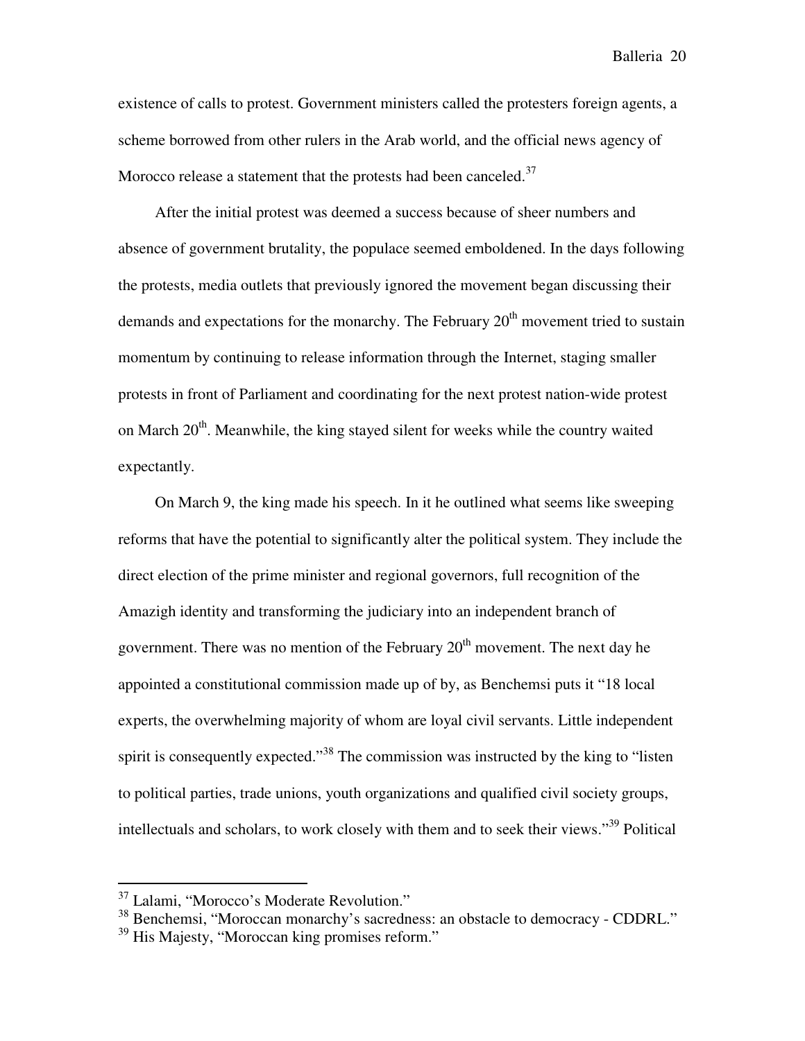existence of calls to protest. Government ministers called the protesters foreign agents, a scheme borrowed from other rulers in the Arab world, and the official news agency of Morocco release a statement that the protests had been canceled.[37]

After the initial protest was deemed a success because of sheer numbers and absence of government brutality, the populace seemed emboldened. In the days following the protests, media outlets that previously ignored the movement began discussing their demands and expectations for the monarchy. The February 20th movement tried to sustain momentum by continuing to release information through the Internet, staging smaller protests in front of Parliament and coordinating for the next protest nation-wide protest on March 20th. Meanwhile, the king stayed silent for weeks while the country waited expectantly.

On March 9, the king made his speech. In it he outlined what seems like sweeping reforms that have the potential to significantly alter the political system. They include the direct election of the prime minister and regional governors, full recognition of the Amazigh identity and transforming the judiciary into an independent branch of government. There was no mention of the February 20th movement. The next day he appointed a constitutional commission made up of by, as Benchemsi puts it "18 local experts, the overwhelming majority of whom are loyal civil servants. Little independent spirit is consequently expected."[38] The commission was instructed by the king to "listen to political parties, trade unions, youth organizations and qualified civil society groups, intellectuals and scholars, to work closely with them and to seek their views."[39] Political

---

[37] Lalami, "Morocco's Moderate Revolution."

[38] Benchemsi, "Moroccan monarchy's sacredness: an obstacle to democracy - CDDRL."

[39] His Majesty, "Moroccan king promises reform."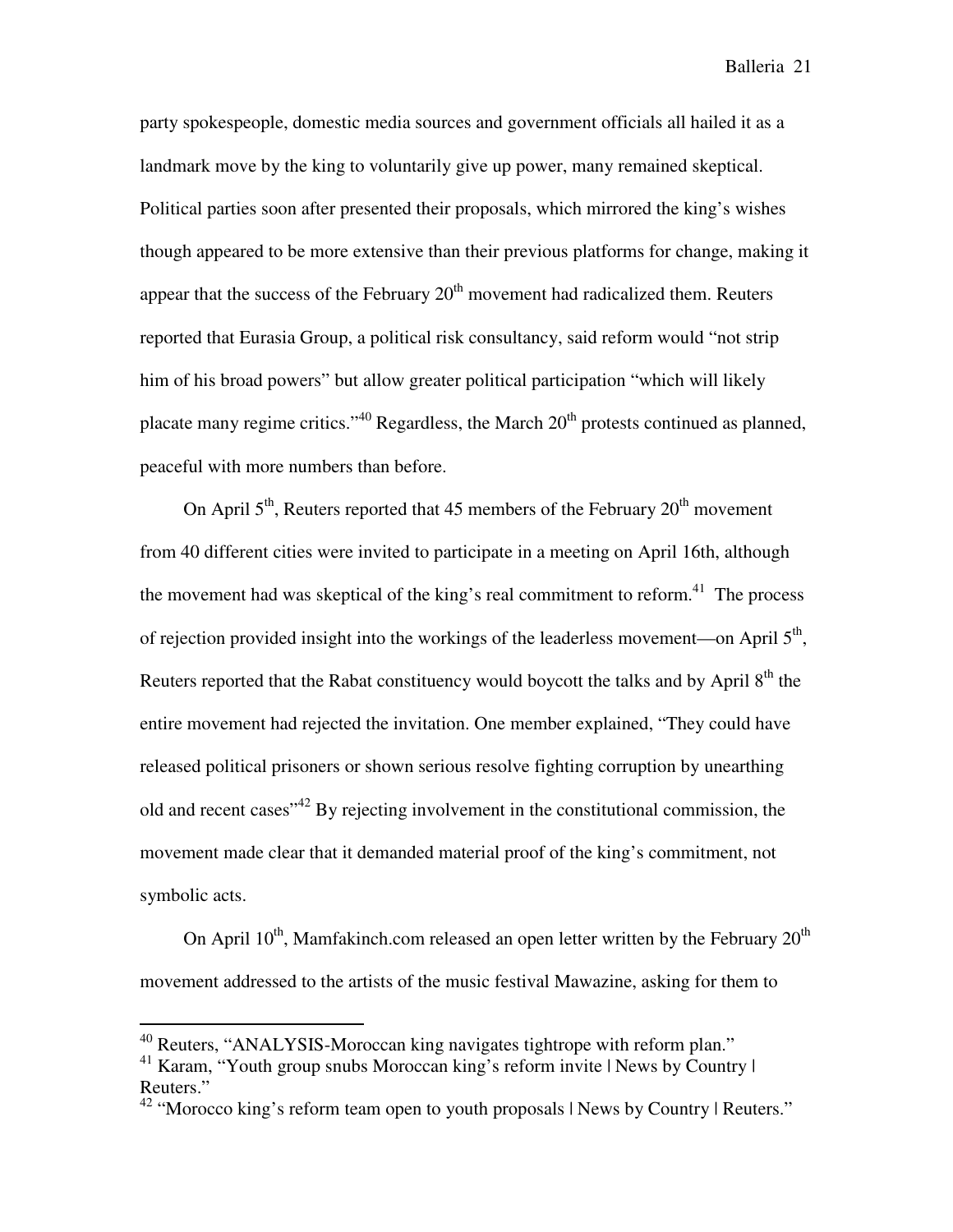party spokespeople, domestic media sources and government officials all hailed it as a landmark move by the king to voluntarily give up power, many remained skeptical. Political parties soon after presented their proposals, which mirrored the king's wishes though appeared to be more extensive than their previous platforms for change, making it appear that the success of the February 20th movement had radicalized them. Reuters reported that Eurasia Group, a political risk consultancy, said reform would "not strip him of his broad powers" but allow greater political participation "which will likely placate many regime critics."[40] Regardless, the March 20th protests continued as planned, peaceful with more numbers than before.

On April 5th, Reuters reported that 45 members of the February 20th movement from 40 different cities were invited to participate in a meeting on April 16th, although the movement had was skeptical of the king's real commitment to reform.[41] The process of rejection provided insight into the workings of the leaderless movement—on April 5th, Reuters reported that the Rabat constituency would boycott the talks and by April 8th the entire movement had rejected the invitation. One member explained, "They could have released political prisoners or shown serious resolve fighting corruption by unearthing old and recent cases"[42] By rejecting involvement in the constitutional commission, the movement made clear that it demanded material proof of the king's commitment, not symbolic acts.

On April 10th, Mamfakinch.com released an open letter written by the February 20th movement addressed to the artists of the music festival Mawazine, asking for them to

---

[40] Reuters, "ANALYSIS-Moroccan king navigates tightrope with reform plan."

[41] Karam, "Youth group snubs Moroccan king's reform invite | News by Country | Reuters."

[42] "Morocco king's reform team open to youth proposals | News by Country | Reuters."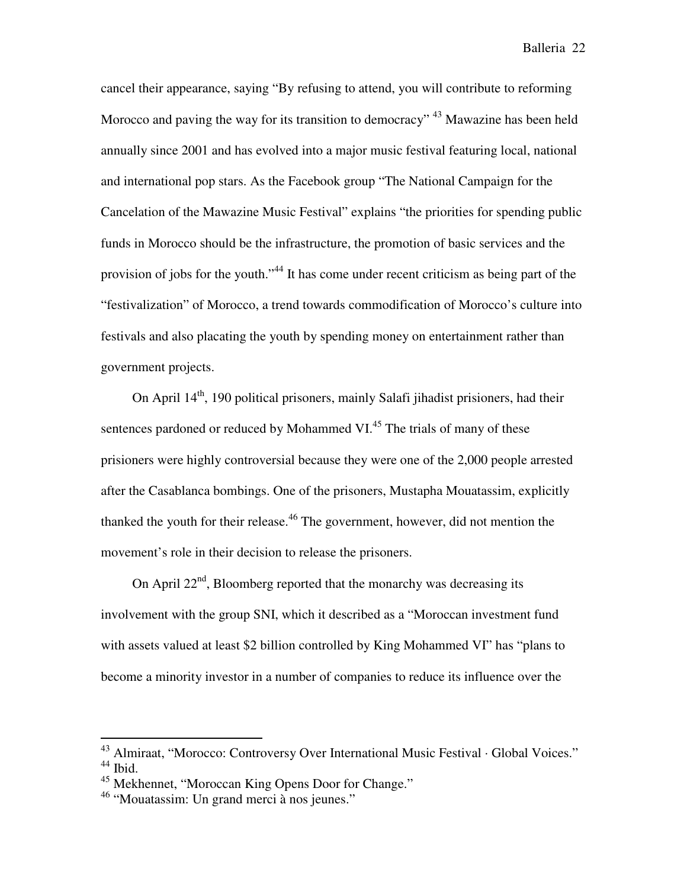cancel their appearance, saying "By refusing to attend, you will contribute to reforming Morocco and paving the way for its transition to democracy" [43] Mawazine has been held annually since 2001 and has evolved into a major music festival featuring local, national and international pop stars. As the Facebook group "The National Campaign for the Cancelation of the Mawazine Music Festival" explains "the priorities for spending public funds in Morocco should be the infrastructure, the promotion of basic services and the provision of jobs for the youth."[44] It has come under recent criticism as being part of the "festivalization" of Morocco, a trend towards commodification of Morocco's culture into festivals and also placating the youth by spending money on entertainment rather than government projects.

On April 14th, 190 political prisoners, mainly Salafi jihadist prisioners, had their sentences pardoned or reduced by Mohammed VI.[45] The trials of many of these prisioners were highly controversial because they were one of the 2,000 people arrested after the Casablanca bombings. One of the prisoners, Mustapha Mouatassim, explicitly thanked the youth for their release.[46] The government, however, did not mention the movement's role in their decision to release the prisoners.

On April 22nd, Bloomberg reported that the monarchy was decreasing its involvement with the group SNI, which it described as a "Moroccan investment fund with assets valued at least $2 billion controlled by King Mohammed VI" has "plans to become a minority investor in a number of companies to reduce its influence over the

---

[43] Almiraat, "Morocco: Controversy Over International Music Festival · Global Voices."
[44] Ibid.
[45] Mekhennet, "Moroccan King Opens Door for Change."
[46] "Mouatassim: Un grand merci à nos jeunes."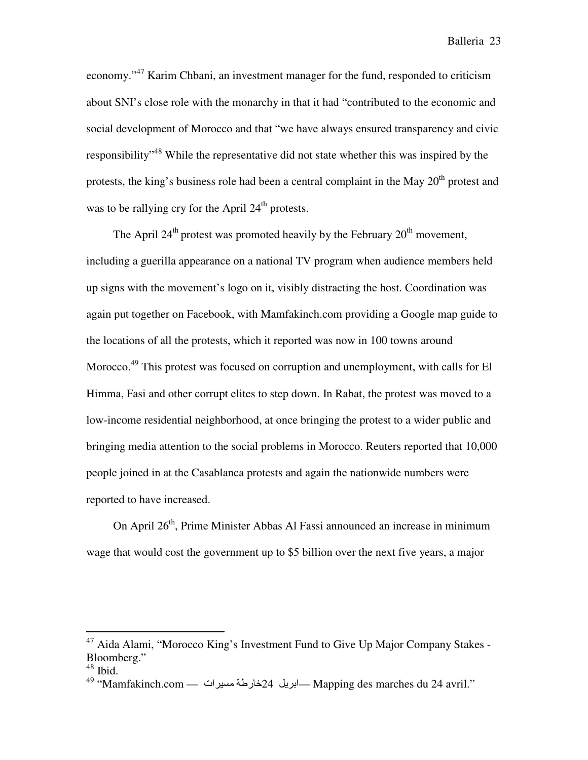economy."[47] Karim Chbani, an investment manager for the fund, responded to criticism about SNI's close role with the monarchy in that it had "contributed to the economic and social development of Morocco and that "we have always ensured transparency and civic responsibility"[48] While the representative did not state whether this was inspired by the protests, the king's business role had been a central complaint in the May 20th protest and was to be rallying cry for the April 24th protests.

The April 24th protest was promoted heavily by the February 20th movement, including a guerilla appearance on a national TV program when audience members held up signs with the movement's logo on it, visibly distracting the host. Coordination was again put together on Facebook, with Mamfakinch.com providing a Google map guide to the locations of all the protests, which it reported was now in 100 towns around Morocco.[49] This protest was focused on corruption and unemployment, with calls for El Himma, Fasi and other corrupt elites to step down. In Rabat, the protest was moved to a low-income residential neighborhood, at once bringing the protest to a wider public and bringing media attention to the social problems in Morocco. Reuters reported that 10,000 people joined in at the Casablanca protests and again the nationwide numbers were reported to have increased.

On April 26th, Prime Minister Abbas Al Fassi announced an increase in minimum wage that would cost the government up to $5 billion over the next five years, a major

---

[47] Aida Alami, "Morocco King's Investment Fund to Give Up Major Company Stakes - Bloomberg."

[48] Ibid.

[49] "Mamfakinch.com — خارطة مسيرات 24 ابريل — Mapping des marches du 24 avril."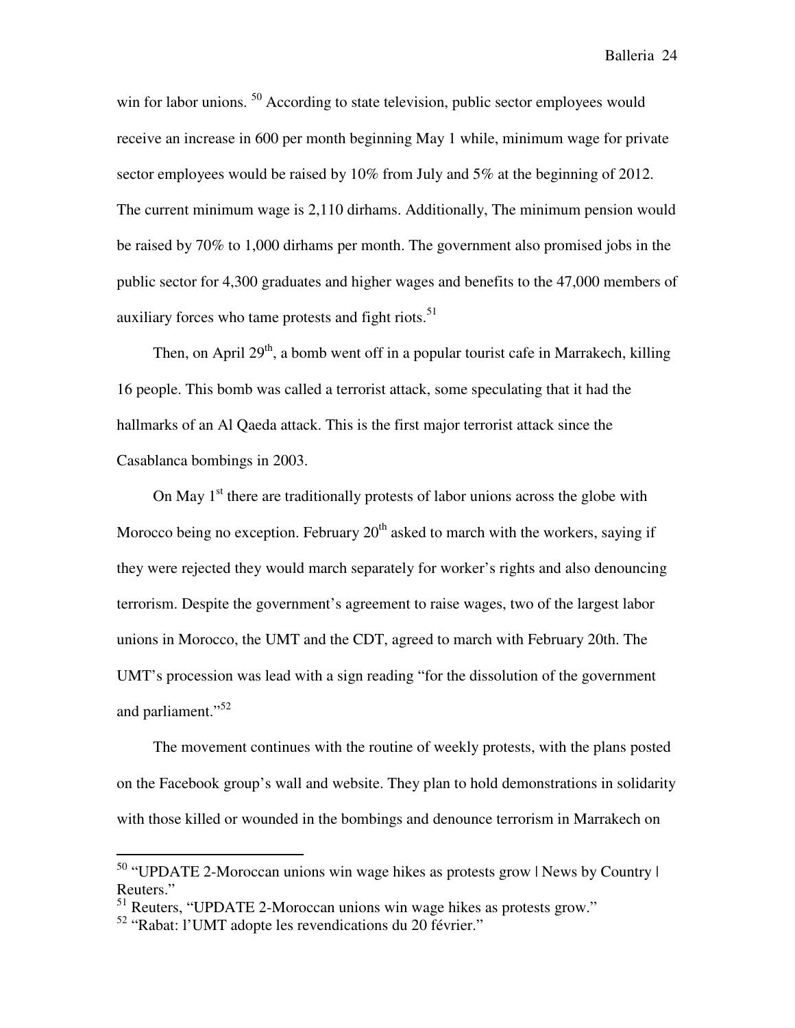win for labor unions. [50] According to state television, public sector employees would receive an increase in 600 per month beginning May 1 while, minimum wage for private sector employees would be raised by 10% from July and 5% at the beginning of 2012. The current minimum wage is 2,110 dirhams. Additionally, The minimum pension would be raised by 70% to 1,000 dirhams per month. The government also promised jobs in the public sector for 4,300 graduates and higher wages and benefits to the 47,000 members of auxiliary forces who tame protests and fight riots.[51]

Then, on April 29th, a bomb went off in a popular tourist cafe in Marrakech, killing 16 people. This bomb was called a terrorist attack, some speculating that it had the hallmarks of an Al Qaeda attack. This is the first major terrorist attack since the Casablanca bombings in 2003.

On May 1st there are traditionally protests of labor unions across the globe with Morocco being no exception. February 20th asked to march with the workers, saying if they were rejected they would march separately for worker's rights and also denouncing terrorism. Despite the government's agreement to raise wages, two of the largest labor unions in Morocco, the UMT and the CDT, agreed to march with February 20th. The UMT's procession was lead with a sign reading "for the dissolution of the government and parliament."[52]

The movement continues with the routine of weekly protests, with the plans posted on the Facebook group's wall and website. They plan to hold demonstrations in solidarity with those killed or wounded in the bombings and denounce terrorism in Marrakech on

---

[50] "UPDATE 2-Moroccan unions win wage hikes as protests grow | News by Country | Reuters."

[51] Reuters, "UPDATE 2-Moroccan unions win wage hikes as protests grow."

[52] "Rabat: l'UMT adopte les revendications du 20 février."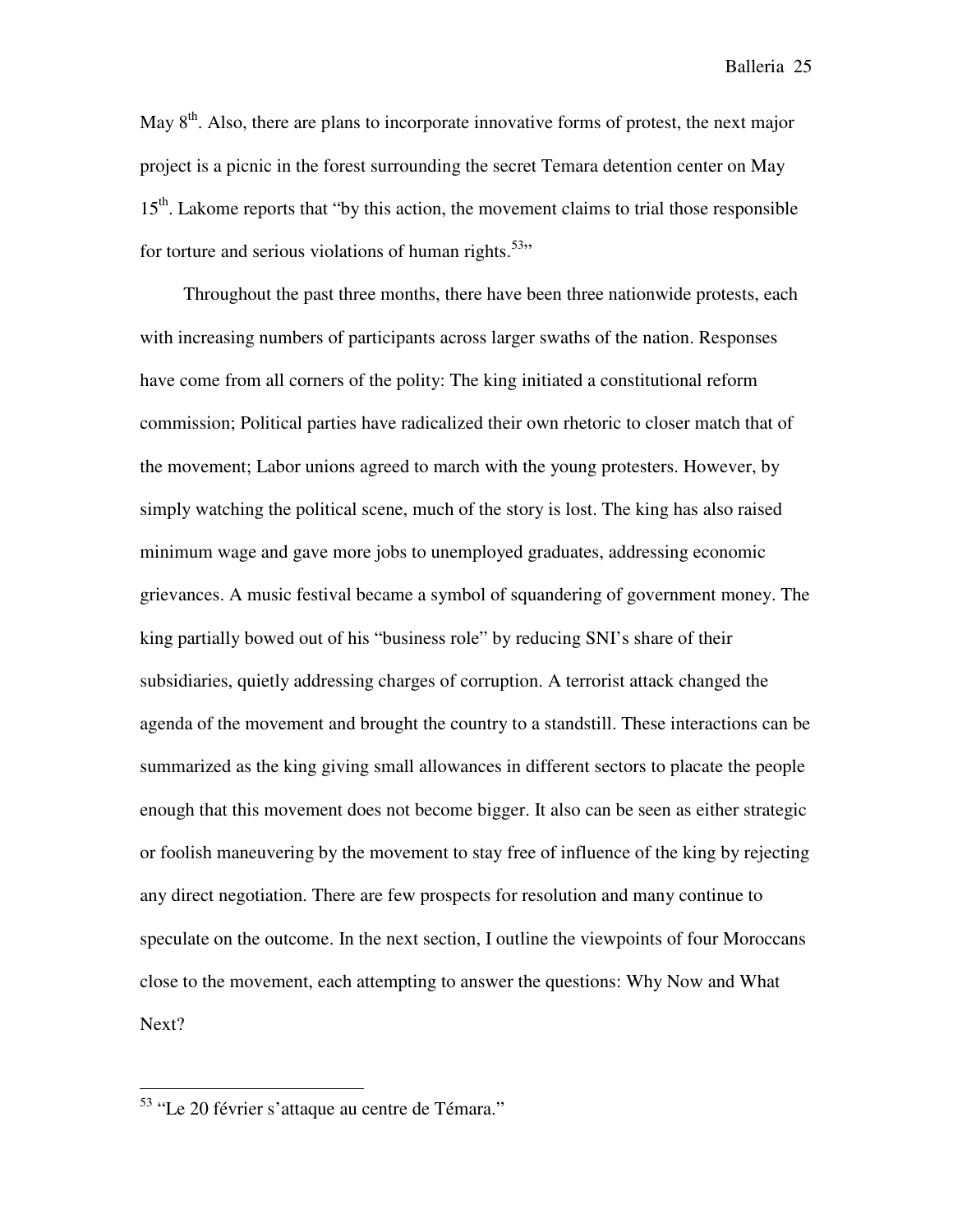May 8th. Also, there are plans to incorporate innovative forms of protest, the next major project is a picnic in the forest surrounding the secret Temara detention center on May 15th. Lakome reports that "by this action, the movement claims to trial those responsible for torture and serious violations of human rights.[53]"

Throughout the past three months, there have been three nationwide protests, each with increasing numbers of participants across larger swaths of the nation. Responses have come from all corners of the polity: The king initiated a constitutional reform commission; Political parties have radicalized their own rhetoric to closer match that of the movement; Labor unions agreed to march with the young protesters. However, by simply watching the political scene, much of the story is lost. The king has also raised minimum wage and gave more jobs to unemployed graduates, addressing economic grievances. A music festival became a symbol of squandering of government money. The king partially bowed out of his "business role" by reducing SNI's share of their subsidiaries, quietly addressing charges of corruption. A terrorist attack changed the agenda of the movement and brought the country to a standstill. These interactions can be summarized as the king giving small allowances in different sectors to placate the people enough that this movement does not become bigger. It also can be seen as either strategic or foolish maneuvering by the movement to stay free of influence of the king by rejecting any direct negotiation. There are few prospects for resolution and many continue to speculate on the outcome. In the next section, I outline the viewpoints of four Moroccans close to the movement, each attempting to answer the questions: Why Now and What Next?

---

[53] "Le 20 février s'attaque au centre de Témara."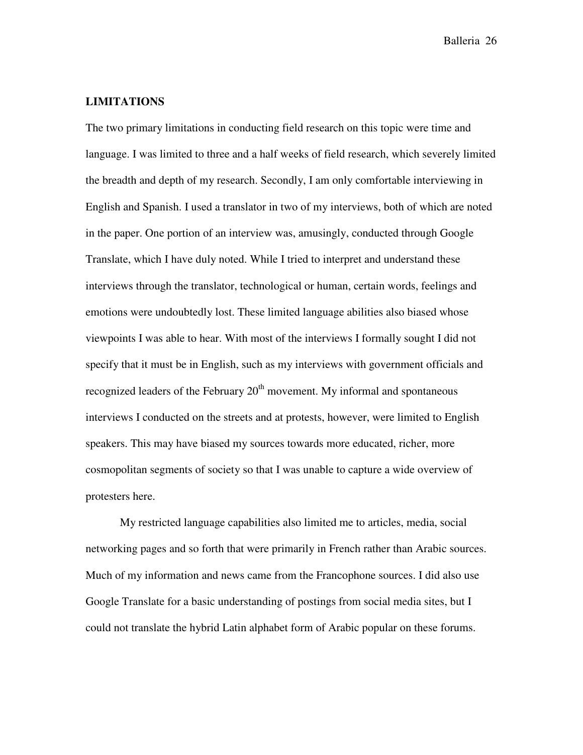**LIMITATIONS**

The two primary limitations in conducting field research on this topic were time and language. I was limited to three and a half weeks of field research, which severely limited the breadth and depth of my research. Secondly, I am only comfortable interviewing in English and Spanish. I used a translator in two of my interviews, both of which are noted in the paper. One portion of an interview was, amusingly, conducted through Google Translate, which I have duly noted. While I tried to interpret and understand these interviews through the translator, technological or human, certain words, feelings and emotions were undoubtedly lost. These limited language abilities also biased whose viewpoints I was able to hear. With most of the interviews I formally sought I did not specify that it must be in English, such as my interviews with government officials and recognized leaders of the February 20th movement. My informal and spontaneous interviews I conducted on the streets and at protests, however, were limited to English speakers. This may have biased my sources towards more educated, richer, more cosmopolitan segments of society so that I was unable to capture a wide overview of protesters here.

My restricted language capabilities also limited me to articles, media, social networking pages and so forth that were primarily in French rather than Arabic sources. Much of my information and news came from the Francophone sources. I did also use Google Translate for a basic understanding of postings from social media sites, but I could not translate the hybrid Latin alphabet form of Arabic popular on these forums.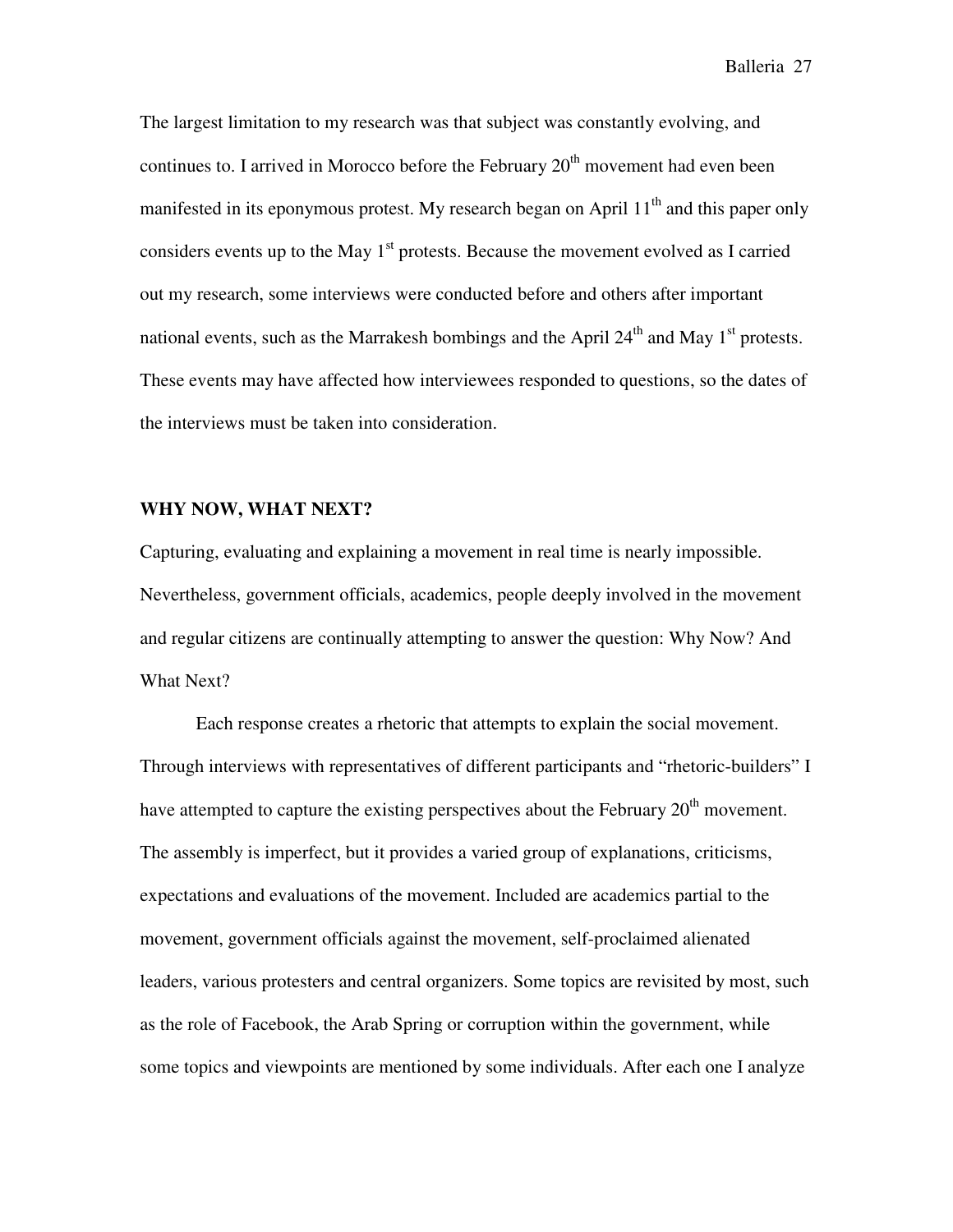The largest limitation to my research was that subject was constantly evolving, and continues to. I arrived in Morocco before the February 20th movement had even been manifested in its eponymous protest. My research began on April 11th and this paper only considers events up to the May 1st protests. Because the movement evolved as I carried out my research, some interviews were conducted before and others after important national events, such as the Marrakesh bombings and the April 24th and May 1st protests. These events may have affected how interviewees responded to questions, so the dates of the interviews must be taken into consideration.

**WHY NOW, WHAT NEXT?**

Capturing, evaluating and explaining a movement in real time is nearly impossible. Nevertheless, government officials, academics, people deeply involved in the movement and regular citizens are continually attempting to answer the question: Why Now? And What Next?

Each response creates a rhetoric that attempts to explain the social movement. Through interviews with representatives of different participants and "rhetoric-builders" I have attempted to capture the existing perspectives about the February 20th movement. The assembly is imperfect, but it provides a varied group of explanations, criticisms, expectations and evaluations of the movement. Included are academics partial to the movement, government officials against the movement, self-proclaimed alienated leaders, various protesters and central organizers. Some topics are revisited by most, such as the role of Facebook, the Arab Spring or corruption within the government, while some topics and viewpoints are mentioned by some individuals. After each one I analyze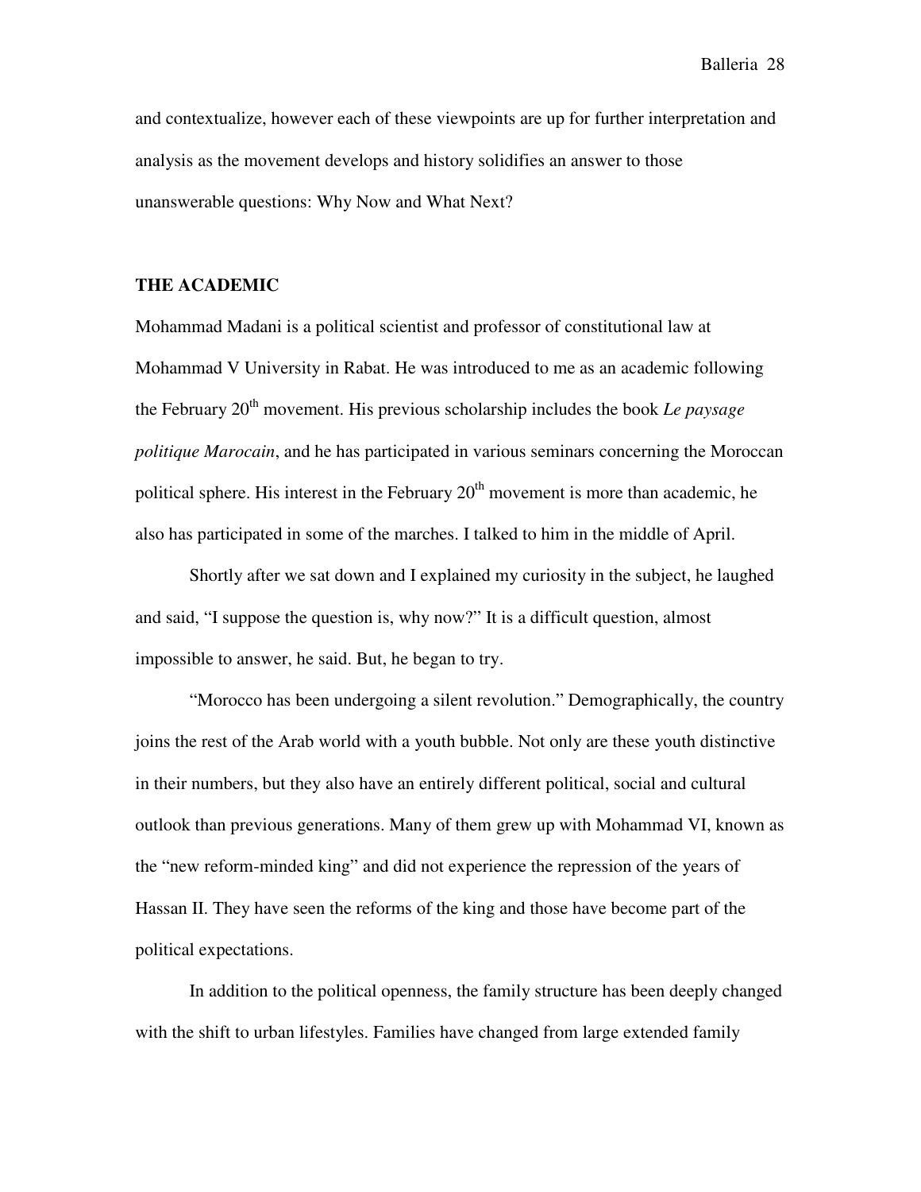and contextualize, however each of these viewpoints are up for further interpretation and analysis as the movement develops and history solidifies an answer to those unanswerable questions: Why Now and What Next?

## THE ACADEMIC

Mohammad Madani is a political scientist and professor of constitutional law at Mohammad V University in Rabat. He was introduced to me as an academic following the February 20th movement. His previous scholarship includes the book *Le paysage politique Marocain*, and he has participated in various seminars concerning the Moroccan political sphere. His interest in the February 20th movement is more than academic, he also has participated in some of the marches. I talked to him in the middle of April.

Shortly after we sat down and I explained my curiosity in the subject, he laughed and said, "I suppose the question is, why now?" It is a difficult question, almost impossible to answer, he said. But, he began to try.

"Morocco has been undergoing a silent revolution." Demographically, the country joins the rest of the Arab world with a youth bubble. Not only are these youth distinctive in their numbers, but they also have an entirely different political, social and cultural outlook than previous generations. Many of them grew up with Mohammad VI, known as the "new reform-minded king" and did not experience the repression of the years of Hassan II. They have seen the reforms of the king and those have become part of the political expectations.

In addition to the political openness, the family structure has been deeply changed with the shift to urban lifestyles. Families have changed from large extended family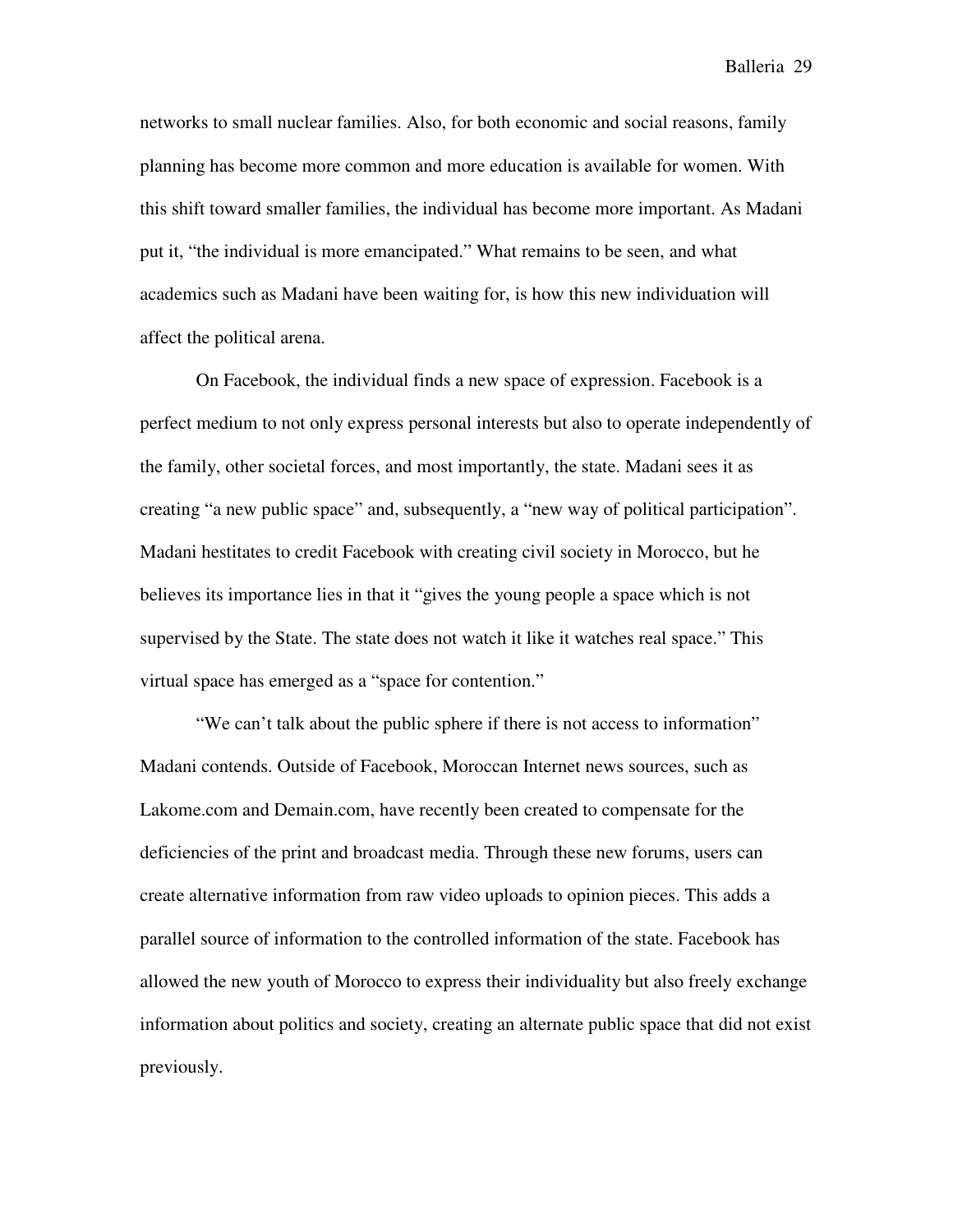networks to small nuclear families. Also, for both economic and social reasons, family planning has become more common and more education is available for women. With this shift toward smaller families, the individual has become more important. As Madani put it, "the individual is more emancipated." What remains to be seen, and what academics such as Madani have been waiting for, is how this new individuation will affect the political arena.

On Facebook, the individual finds a new space of expression. Facebook is a perfect medium to not only express personal interests but also to operate independently of the family, other societal forces, and most importantly, the state. Madani sees it as creating "a new public space" and, subsequently, a "new way of political participation". Madani hestitates to credit Facebook with creating civil society in Morocco, but he believes its importance lies in that it "gives the young people a space which is not supervised by the State. The state does not watch it like it watches real space." This virtual space has emerged as a "space for contention."

"We can't talk about the public sphere if there is not access to information" Madani contends. Outside of Facebook, Moroccan Internet news sources, such as Lakome.com and Demain.com, have recently been created to compensate for the deficiencies of the print and broadcast media. Through these new forums, users can create alternative information from raw video uploads to opinion pieces. This adds a parallel source of information to the controlled information of the state. Facebook has allowed the new youth of Morocco to express their individuality but also freely exchange information about politics and society, creating an alternate public space that did not exist previously.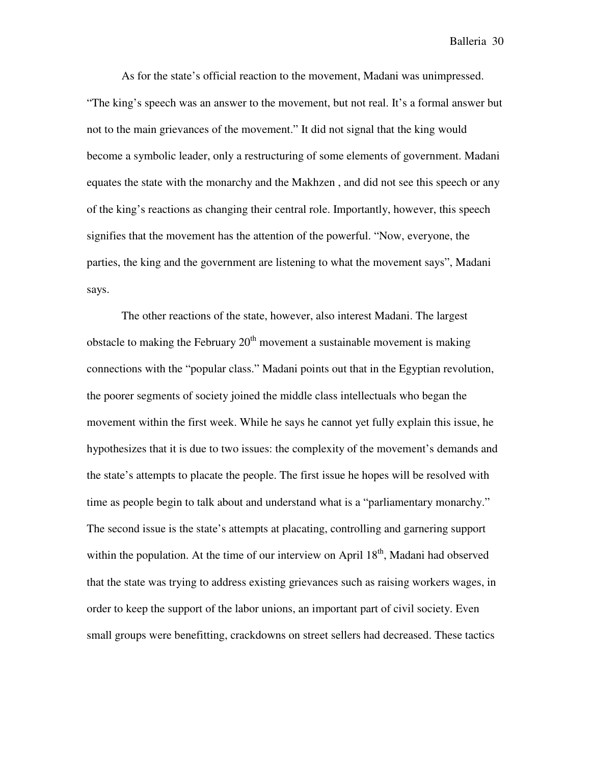As for the state's official reaction to the movement, Madani was unimpressed. "The king's speech was an answer to the movement, but not real. It's a formal answer but not to the main grievances of the movement." It did not signal that the king would become a symbolic leader, only a restructuring of some elements of government. Madani equates the state with the monarchy and the Makhzen , and did not see this speech or any of the king's reactions as changing their central role. Importantly, however, this speech signifies that the movement has the attention of the powerful. "Now, everyone, the parties, the king and the government are listening to what the movement says", Madani says.

The other reactions of the state, however, also interest Madani. The largest obstacle to making the February 20th movement a sustainable movement is making connections with the "popular class." Madani points out that in the Egyptian revolution, the poorer segments of society joined the middle class intellectuals who began the movement within the first week. While he says he cannot yet fully explain this issue, he hypothesizes that it is due to two issues: the complexity of the movement's demands and the state's attempts to placate the people. The first issue he hopes will be resolved with time as people begin to talk about and understand what is a "parliamentary monarchy." The second issue is the state's attempts at placating, controlling and garnering support within the population. At the time of our interview on April 18th, Madani had observed that the state was trying to address existing grievances such as raising workers wages, in order to keep the support of the labor unions, an important part of civil society. Even small groups were benefitting, crackdowns on street sellers had decreased. These tactics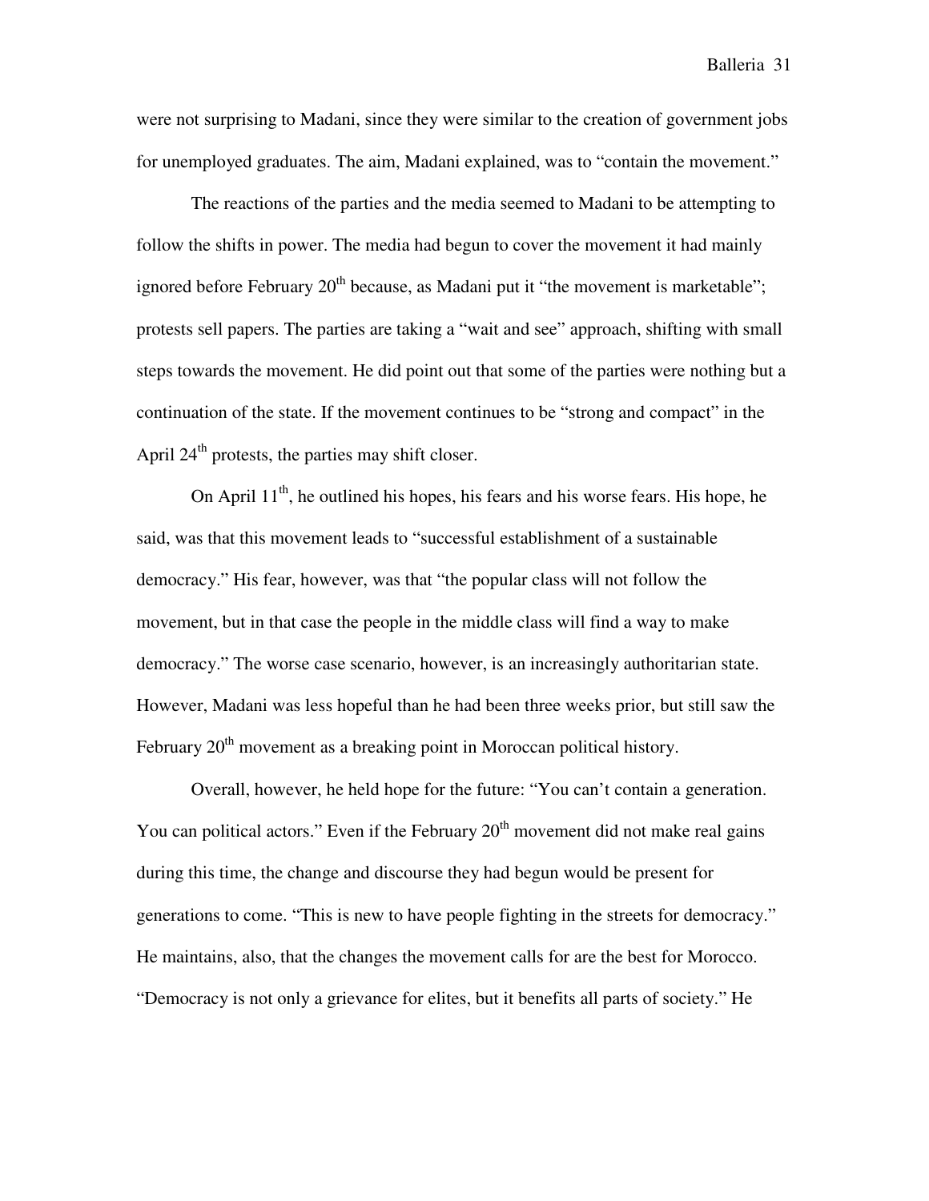were not surprising to Madani, since they were similar to the creation of government jobs for unemployed graduates. The aim, Madani explained, was to "contain the movement."

The reactions of the parties and the media seemed to Madani to be attempting to follow the shifts in power. The media had begun to cover the movement it had mainly ignored before February 20th because, as Madani put it "the movement is marketable"; protests sell papers. The parties are taking a "wait and see" approach, shifting with small steps towards the movement. He did point out that some of the parties were nothing but a continuation of the state. If the movement continues to be "strong and compact" in the April 24th protests, the parties may shift closer.

On April 11th, he outlined his hopes, his fears and his worse fears. His hope, he said, was that this movement leads to "successful establishment of a sustainable democracy." His fear, however, was that "the popular class will not follow the movement, but in that case the people in the middle class will find a way to make democracy." The worse case scenario, however, is an increasingly authoritarian state. However, Madani was less hopeful than he had been three weeks prior, but still saw the February 20th movement as a breaking point in Moroccan political history.

Overall, however, he held hope for the future: "You can't contain a generation. You can political actors." Even if the February 20th movement did not make real gains during this time, the change and discourse they had begun would be present for generations to come. "This is new to have people fighting in the streets for democracy." He maintains, also, that the changes the movement calls for are the best for Morocco. "Democracy is not only a grievance for elites, but it benefits all parts of society." He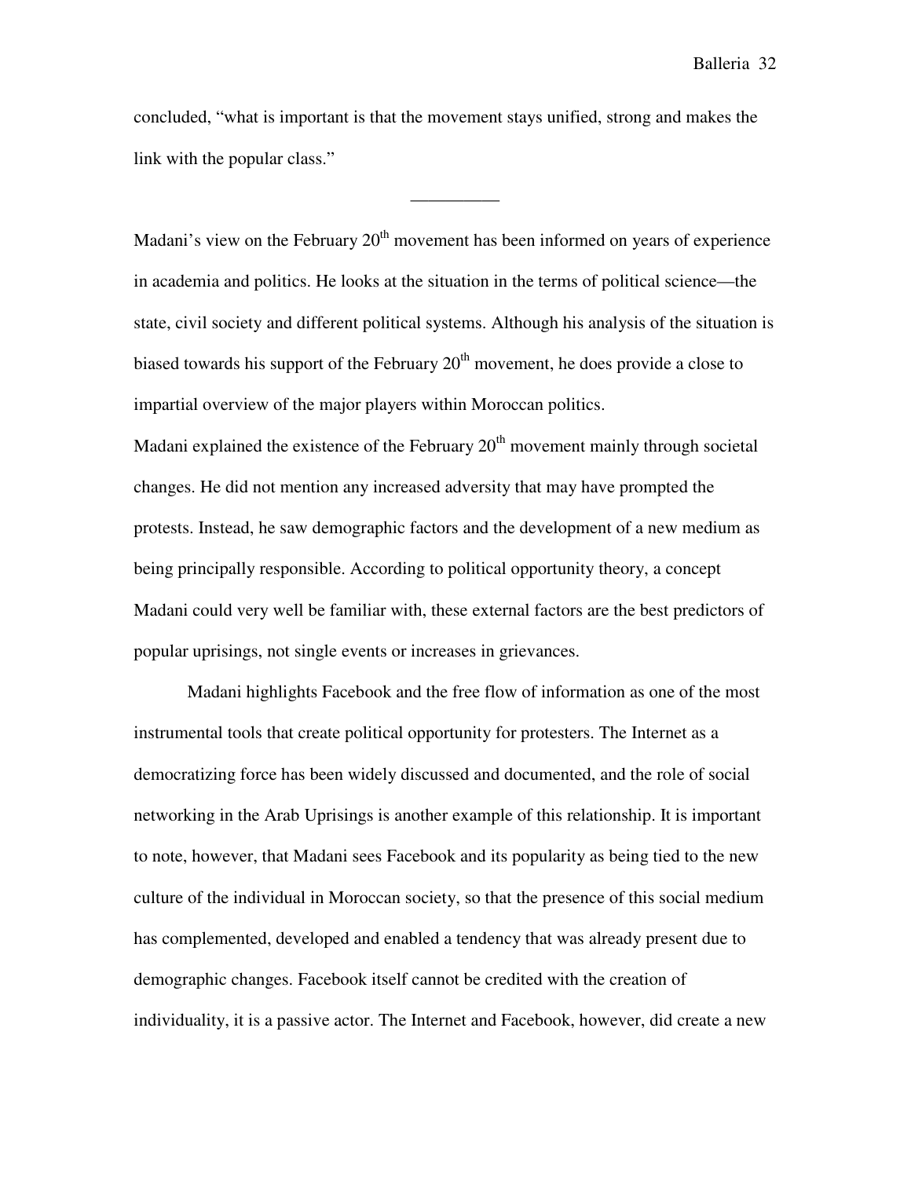concluded, "what is important is that the movement stays unified, strong and makes the link with the popular class."

__________

Madani's view on the February 20th movement has been informed on years of experience in academia and politics. He looks at the situation in the terms of political science—the state, civil society and different political systems. Although his analysis of the situation is biased towards his support of the February 20th movement, he does provide a close to impartial overview of the major players within Moroccan politics.

Madani explained the existence of the February 20th movement mainly through societal changes. He did not mention any increased adversity that may have prompted the protests. Instead, he saw demographic factors and the development of a new medium as being principally responsible. According to political opportunity theory, a concept Madani could very well be familiar with, these external factors are the best predictors of popular uprisings, not single events or increases in grievances.

Madani highlights Facebook and the free flow of information as one of the most instrumental tools that create political opportunity for protesters. The Internet as a democratizing force has been widely discussed and documented, and the role of social networking in the Arab Uprisings is another example of this relationship. It is important to note, however, that Madani sees Facebook and its popularity as being tied to the new culture of the individual in Moroccan society, so that the presence of this social medium has complemented, developed and enabled a tendency that was already present due to demographic changes. Facebook itself cannot be credited with the creation of individuality, it is a passive actor. The Internet and Facebook, however, did create a new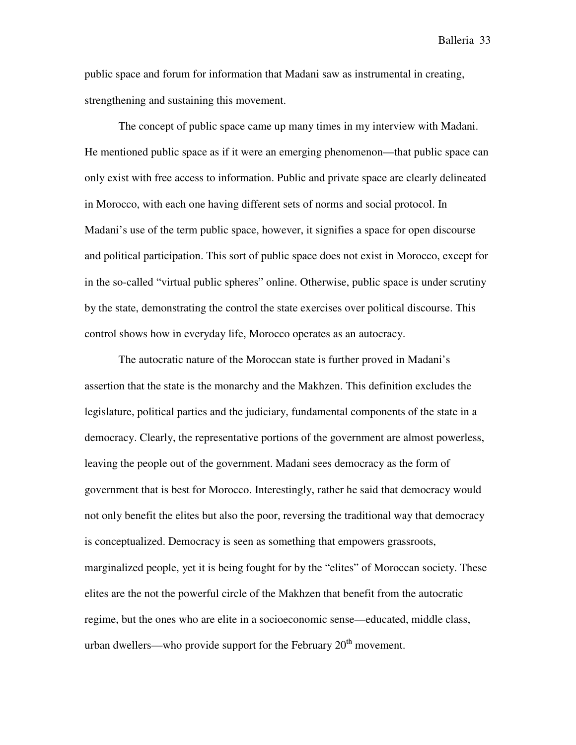public space and forum for information that Madani saw as instrumental in creating, strengthening and sustaining this movement.

The concept of public space came up many times in my interview with Madani. He mentioned public space as if it were an emerging phenomenon—that public space can only exist with free access to information. Public and private space are clearly delineated in Morocco, with each one having different sets of norms and social protocol. In Madani's use of the term public space, however, it signifies a space for open discourse and political participation. This sort of public space does not exist in Morocco, except for in the so-called "virtual public spheres" online. Otherwise, public space is under scrutiny by the state, demonstrating the control the state exercises over political discourse. This control shows how in everyday life, Morocco operates as an autocracy.

The autocratic nature of the Moroccan state is further proved in Madani's assertion that the state is the monarchy and the Makhzen. This definition excludes the legislature, political parties and the judiciary, fundamental components of the state in a democracy. Clearly, the representative portions of the government are almost powerless, leaving the people out of the government. Madani sees democracy as the form of government that is best for Morocco. Interestingly, rather he said that democracy would not only benefit the elites but also the poor, reversing the traditional way that democracy is conceptualized. Democracy is seen as something that empowers grassroots, marginalized people, yet it is being fought for by the "elites" of Moroccan society. These elites are the not the powerful circle of the Makhzen that benefit from the autocratic regime, but the ones who are elite in a socioeconomic sense—educated, middle class, urban dwellers—who provide support for the February 20th movement.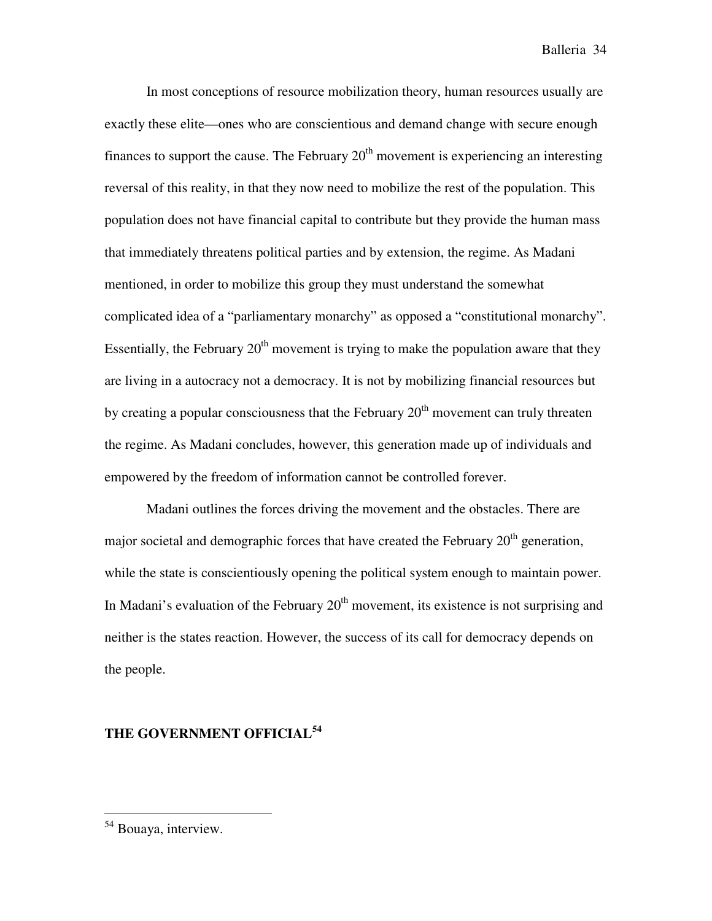In most conceptions of resource mobilization theory, human resources usually are exactly these elite—ones who are conscientious and demand change with secure enough finances to support the cause. The February 20th movement is experiencing an interesting reversal of this reality, in that they now need to mobilize the rest of the population. This population does not have financial capital to contribute but they provide the human mass that immediately threatens political parties and by extension, the regime. As Madani mentioned, in order to mobilize this group they must understand the somewhat complicated idea of a "parliamentary monarchy" as opposed a "constitutional monarchy". Essentially, the February 20th movement is trying to make the population aware that they are living in a autocracy not a democracy. It is not by mobilizing financial resources but by creating a popular consciousness that the February 20th movement can truly threaten the regime. As Madani concludes, however, this generation made up of individuals and empowered by the freedom of information cannot be controlled forever.

Madani outlines the forces driving the movement and the obstacles. There are major societal and demographic forces that have created the February 20th generation, while the state is conscientiously opening the political system enough to maintain power. In Madani's evaluation of the February 20th movement, its existence is not surprising and neither is the states reaction. However, the success of its call for democracy depends on the people.

## THE GOVERNMENT OFFICIAL[54]

[54] Bouaya, interview.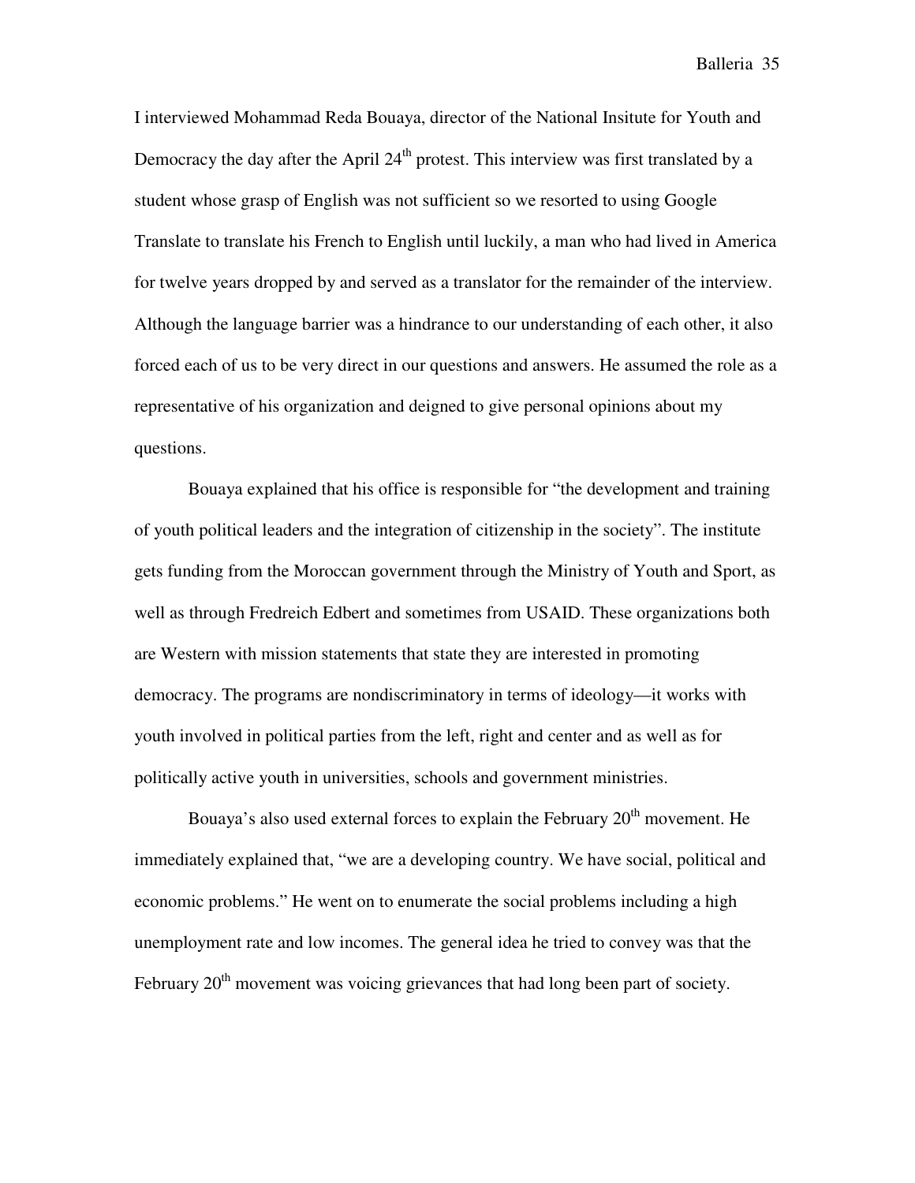I interviewed Mohammad Reda Bouaya, director of the National Insitute for Youth and Democracy the day after the April 24th protest. This interview was first translated by a student whose grasp of English was not sufficient so we resorted to using Google Translate to translate his French to English until luckily, a man who had lived in America for twelve years dropped by and served as a translator for the remainder of the interview. Although the language barrier was a hindrance to our understanding of each other, it also forced each of us to be very direct in our questions and answers. He assumed the role as a representative of his organization and deigned to give personal opinions about my questions.

Bouaya explained that his office is responsible for "the development and training of youth political leaders and the integration of citizenship in the society". The institute gets funding from the Moroccan government through the Ministry of Youth and Sport, as well as through Fredreich Edbert and sometimes from USAID. These organizations both are Western with mission statements that state they are interested in promoting democracy. The programs are nondiscriminatory in terms of ideology—it works with youth involved in political parties from the left, right and center and as well as for politically active youth in universities, schools and government ministries.

Bouaya's also used external forces to explain the February 20th movement. He immediately explained that, "we are a developing country. We have social, political and economic problems." He went on to enumerate the social problems including a high unemployment rate and low incomes. The general idea he tried to convey was that the February 20th movement was voicing grievances that had long been part of society.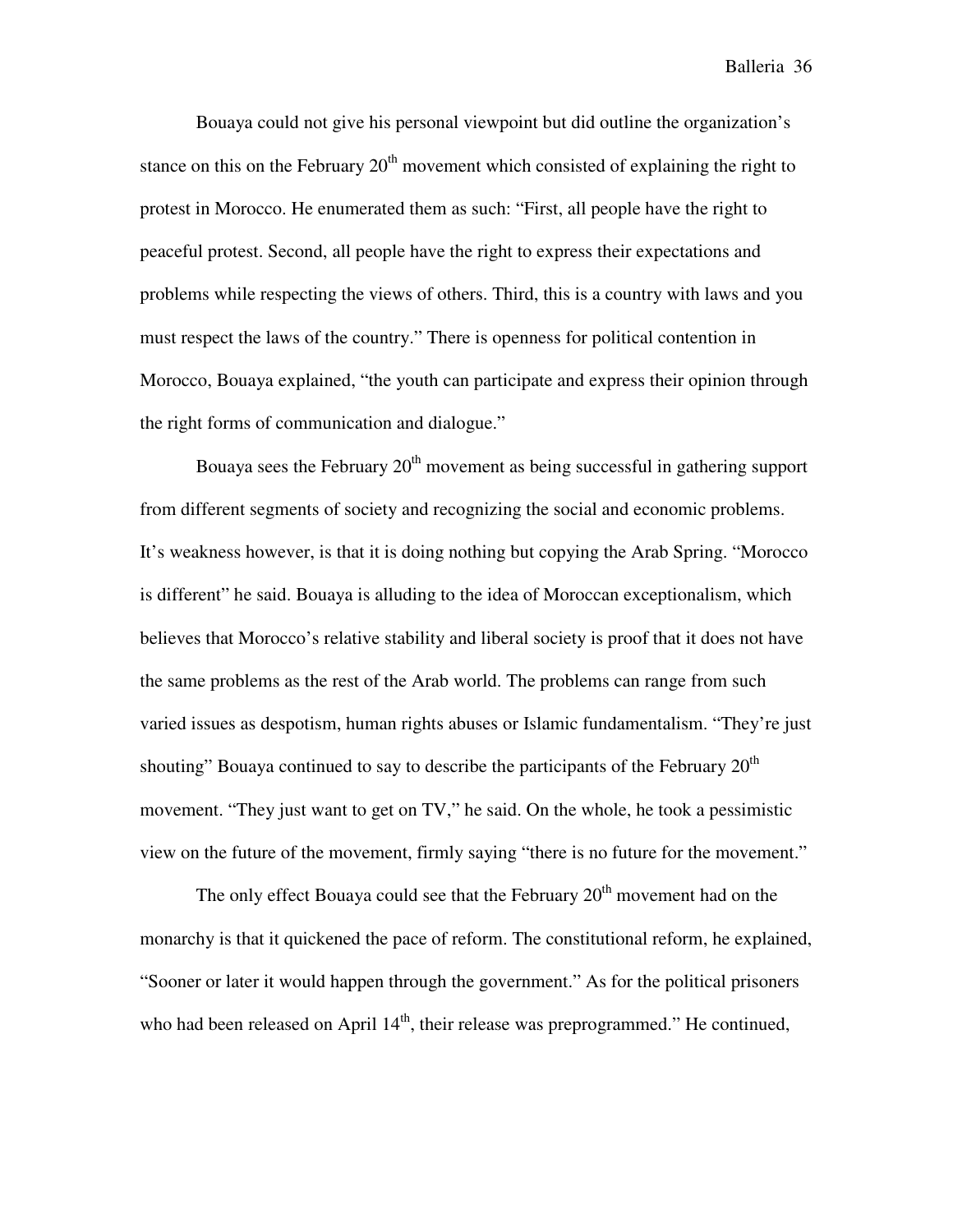Bouaya could not give his personal viewpoint but did outline the organization's stance on this on the February 20th movement which consisted of explaining the right to protest in Morocco. He enumerated them as such: "First, all people have the right to peaceful protest. Second, all people have the right to express their expectations and problems while respecting the views of others. Third, this is a country with laws and you must respect the laws of the country." There is openness for political contention in Morocco, Bouaya explained, "the youth can participate and express their opinion through the right forms of communication and dialogue."

Bouaya sees the February 20th movement as being successful in gathering support from different segments of society and recognizing the social and economic problems. It's weakness however, is that it is doing nothing but copying the Arab Spring. "Morocco is different" he said. Bouaya is alluding to the idea of Moroccan exceptionalism, which believes that Morocco's relative stability and liberal society is proof that it does not have the same problems as the rest of the Arab world. The problems can range from such varied issues as despotism, human rights abuses or Islamic fundamentalism. "They're just shouting" Bouaya continued to say to describe the participants of the February 20th movement. "They just want to get on TV," he said. On the whole, he took a pessimistic view on the future of the movement, firmly saying "there is no future for the movement."

The only effect Bouaya could see that the February 20th movement had on the monarchy is that it quickened the pace of reform. The constitutional reform, he explained, "Sooner or later it would happen through the government." As for the political prisoners who had been released on April 14th, their release was preprogrammed." He continued,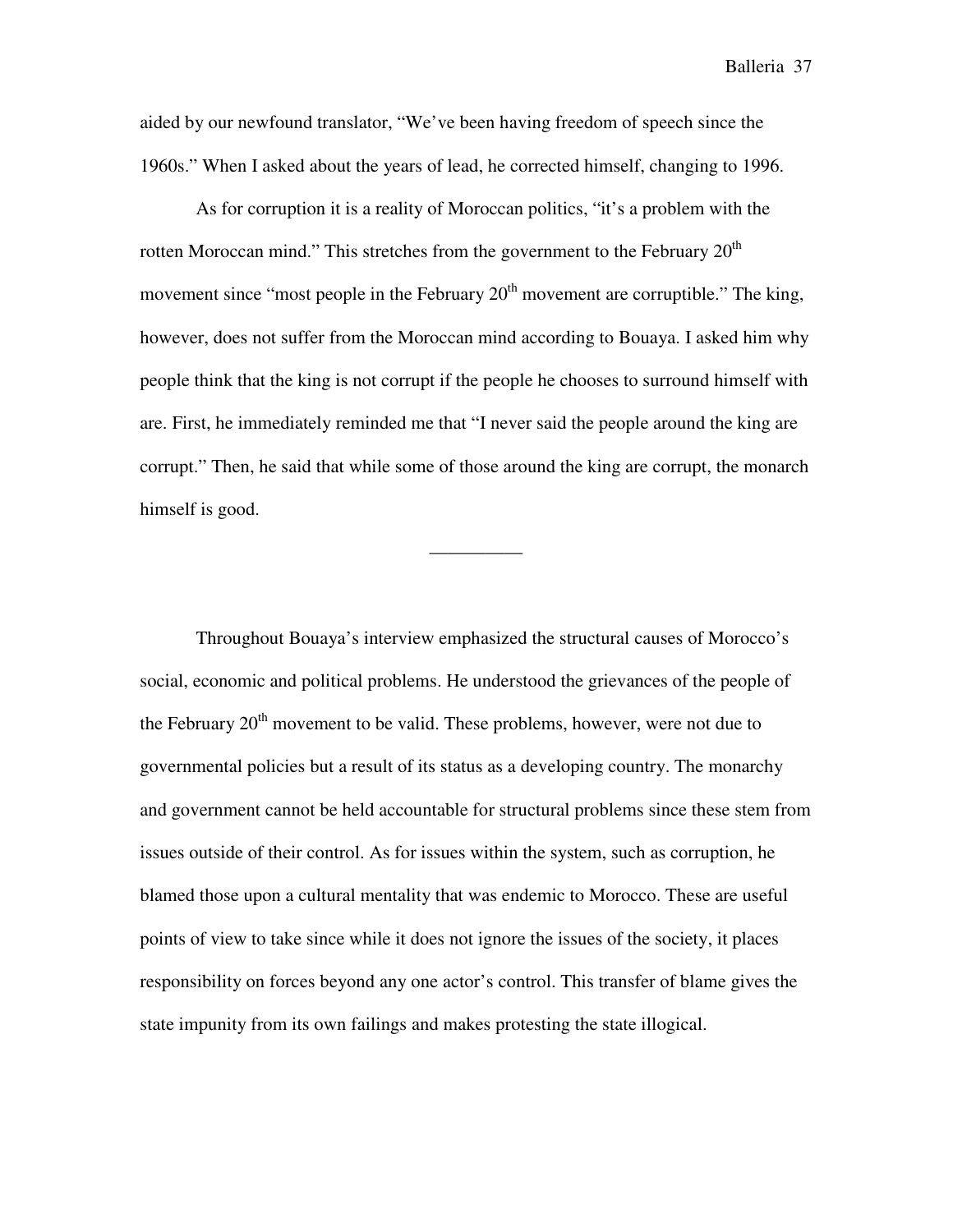aided by our newfound translator, "We've been having freedom of speech since the 1960s." When I asked about the years of lead, he corrected himself, changing to 1996.

As for corruption it is a reality of Moroccan politics, "it's a problem with the rotten Moroccan mind." This stretches from the government to the February 20th movement since "most people in the February 20th movement are corruptible." The king, however, does not suffer from the Moroccan mind according to Bouaya. I asked him why people think that the king is not corrupt if the people he chooses to surround himself with are. First, he immediately reminded me that "I never said the people around the king are corrupt." Then, he said that while some of those around the king are corrupt, the monarch himself is good.

__________

Throughout Bouaya's interview emphasized the structural causes of Morocco's social, economic and political problems. He understood the grievances of the people of the February 20th movement to be valid. These problems, however, were not due to governmental policies but a result of its status as a developing country. The monarchy and government cannot be held accountable for structural problems since these stem from issues outside of their control. As for issues within the system, such as corruption, he blamed those upon a cultural mentality that was endemic to Morocco. These are useful points of view to take since while it does not ignore the issues of the society, it places responsibility on forces beyond any one actor's control. This transfer of blame gives the state impunity from its own failings and makes protesting the state illogical.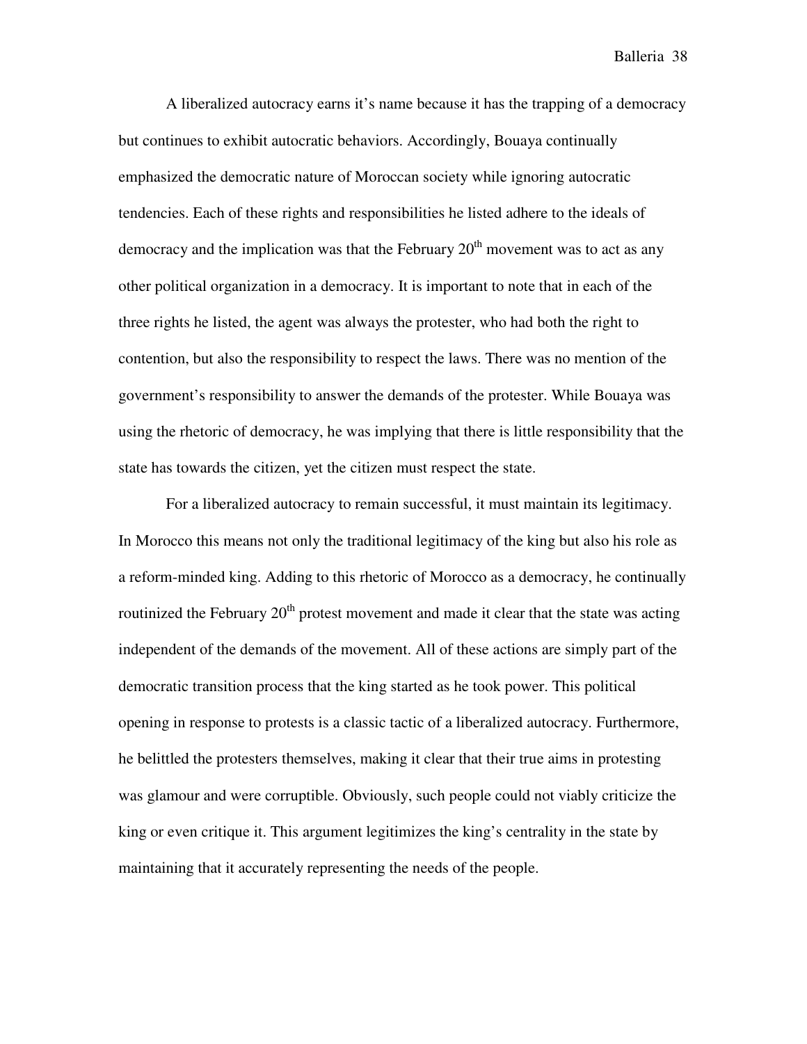A liberalized autocracy earns it's name because it has the trapping of a democracy but continues to exhibit autocratic behaviors. Accordingly, Bouaya continually emphasized the democratic nature of Moroccan society while ignoring autocratic tendencies. Each of these rights and responsibilities he listed adhere to the ideals of democracy and the implication was that the February 20th movement was to act as any other political organization in a democracy. It is important to note that in each of the three rights he listed, the agent was always the protester, who had both the right to contention, but also the responsibility to respect the laws. There was no mention of the government's responsibility to answer the demands of the protester. While Bouaya was using the rhetoric of democracy, he was implying that there is little responsibility that the state has towards the citizen, yet the citizen must respect the state.

For a liberalized autocracy to remain successful, it must maintain its legitimacy. In Morocco this means not only the traditional legitimacy of the king but also his role as a reform-minded king. Adding to this rhetoric of Morocco as a democracy, he continually routinized the February 20th protest movement and made it clear that the state was acting independent of the demands of the movement. All of these actions are simply part of the democratic transition process that the king started as he took power. This political opening in response to protests is a classic tactic of a liberalized autocracy. Furthermore, he belittled the protesters themselves, making it clear that their true aims in protesting was glamour and were corruptible. Obviously, such people could not viably criticize the king or even critique it. This argument legitimizes the king's centrality in the state by maintaining that it accurately representing the needs of the people.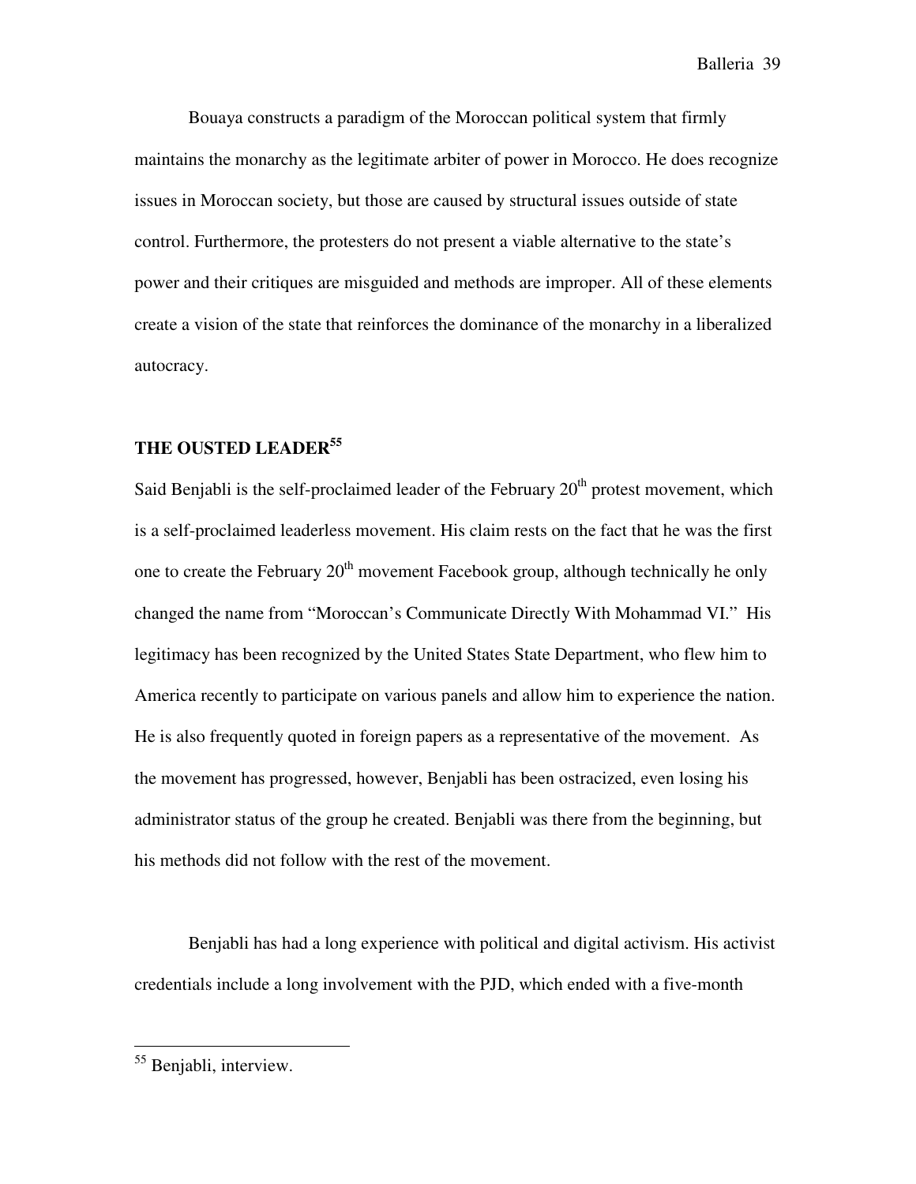Bouaya constructs a paradigm of the Moroccan political system that firmly maintains the monarchy as the legitimate arbiter of power in Morocco. He does recognize issues in Moroccan society, but those are caused by structural issues outside of state control. Furthermore, the protesters do not present a viable alternative to the state's power and their critiques are misguided and methods are improper. All of these elements create a vision of the state that reinforces the dominance of the monarchy in a liberalized autocracy.

## THE OUSTED LEADER[55]

Said Benjabli is the self-proclaimed leader of the February 20th protest movement, which is a self-proclaimed leaderless movement. His claim rests on the fact that he was the first one to create the February 20th movement Facebook group, although technically he only changed the name from "Moroccan's Communicate Directly With Mohammad VI." His legitimacy has been recognized by the United States State Department, who flew him to America recently to participate on various panels and allow him to experience the nation. He is also frequently quoted in foreign papers as a representative of the movement. As the movement has progressed, however, Benjabli has been ostracized, even losing his administrator status of the group he created. Benjabli was there from the beginning, but his methods did not follow with the rest of the movement.

Benjabli has had a long experience with political and digital activism. His activist credentials include a long involvement with the PJD, which ended with a five-month

[55] Benjabli, interview.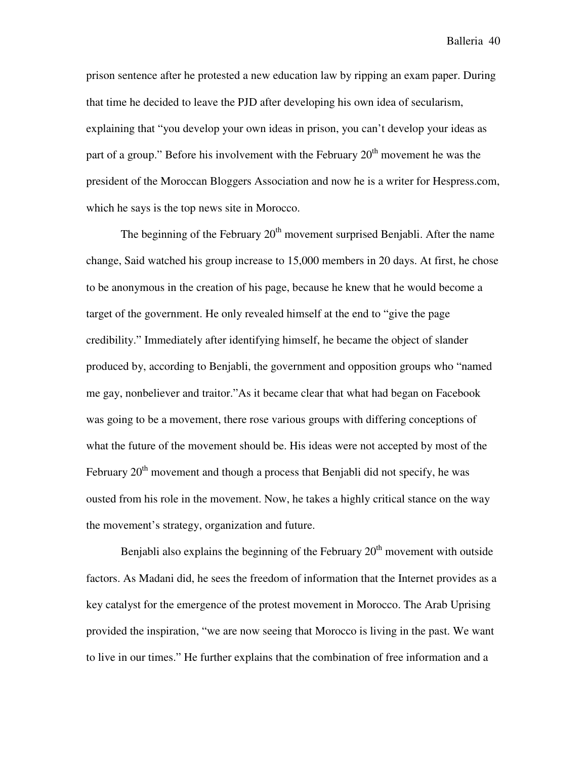prison sentence after he protested a new education law by ripping an exam paper. During that time he decided to leave the PJD after developing his own idea of secularism, explaining that "you develop your own ideas in prison, you can't develop your ideas as part of a group." Before his involvement with the February 20th movement he was the president of the Moroccan Bloggers Association and now he is a writer for Hespress.com, which he says is the top news site in Morocco.

The beginning of the February 20th movement surprised Benjabli. After the name change, Said watched his group increase to 15,000 members in 20 days. At first, he chose to be anonymous in the creation of his page, because he knew that he would become a target of the government. He only revealed himself at the end to "give the page credibility." Immediately after identifying himself, he became the object of slander produced by, according to Benjabli, the government and opposition groups who "named me gay, nonbeliever and traitor."As it became clear that what had began on Facebook was going to be a movement, there rose various groups with differing conceptions of what the future of the movement should be. His ideas were not accepted by most of the February 20th movement and though a process that Benjabli did not specify, he was ousted from his role in the movement. Now, he takes a highly critical stance on the way the movement's strategy, organization and future.

Benjabli also explains the beginning of the February 20th movement with outside factors. As Madani did, he sees the freedom of information that the Internet provides as a key catalyst for the emergence of the protest movement in Morocco. The Arab Uprising provided the inspiration, "we are now seeing that Morocco is living in the past. We want to live in our times." He further explains that the combination of free information and a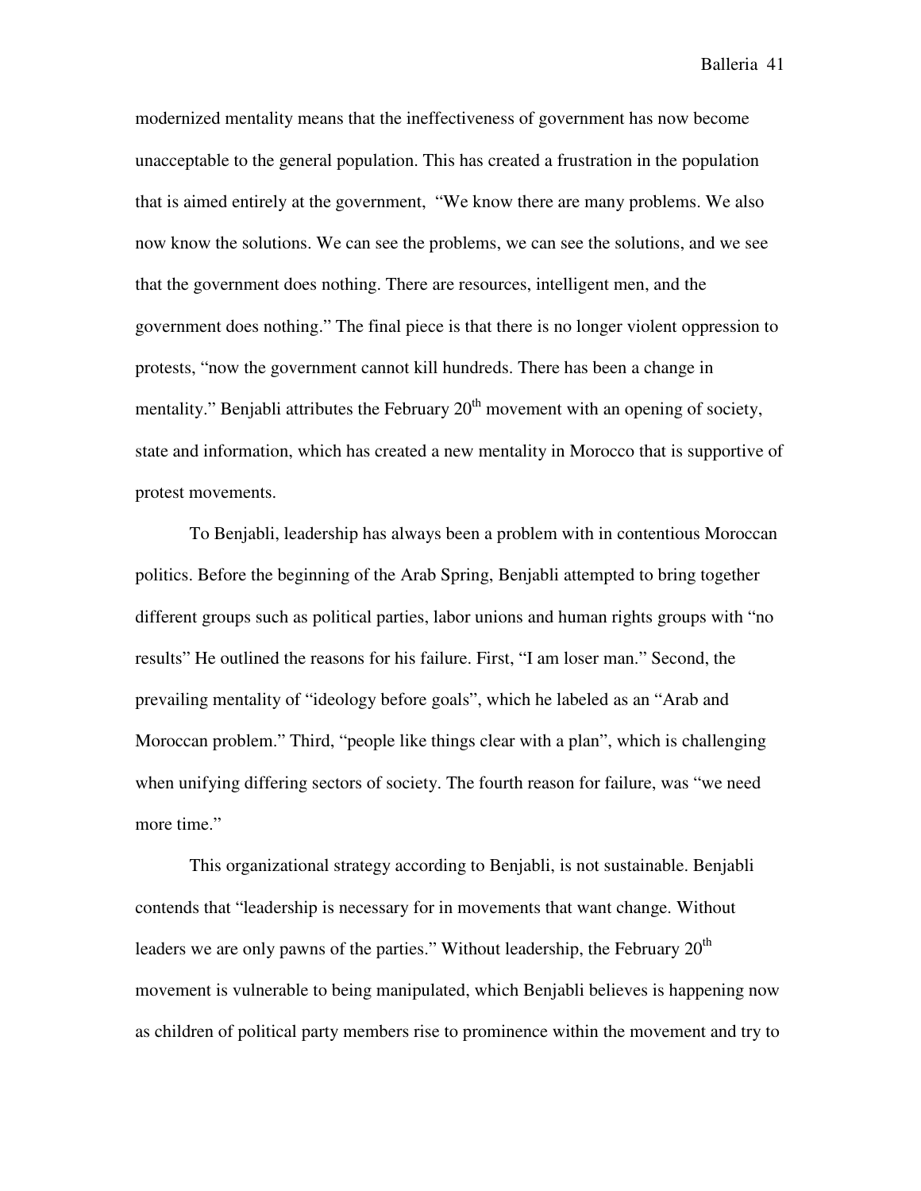modernized mentality means that the ineffectiveness of government has now become unacceptable to the general population. This has created a frustration in the population that is aimed entirely at the government, "We know there are many problems. We also now know the solutions. We can see the problems, we can see the solutions, and we see that the government does nothing. There are resources, intelligent men, and the government does nothing." The final piece is that there is no longer violent oppression to protests, "now the government cannot kill hundreds. There has been a change in mentality." Benjabli attributes the February 20th movement with an opening of society, state and information, which has created a new mentality in Morocco that is supportive of protest movements.

To Benjabli, leadership has always been a problem with in contentious Moroccan politics. Before the beginning of the Arab Spring, Benjabli attempted to bring together different groups such as political parties, labor unions and human rights groups with "no results" He outlined the reasons for his failure. First, "I am loser man." Second, the prevailing mentality of "ideology before goals", which he labeled as an "Arab and Moroccan problem." Third, "people like things clear with a plan", which is challenging when unifying differing sectors of society. The fourth reason for failure, was "we need more time."

This organizational strategy according to Benjabli, is not sustainable. Benjabli contends that "leadership is necessary for in movements that want change. Without leaders we are only pawns of the parties." Without leadership, the February 20th movement is vulnerable to being manipulated, which Benjabli believes is happening now as children of political party members rise to prominence within the movement and try to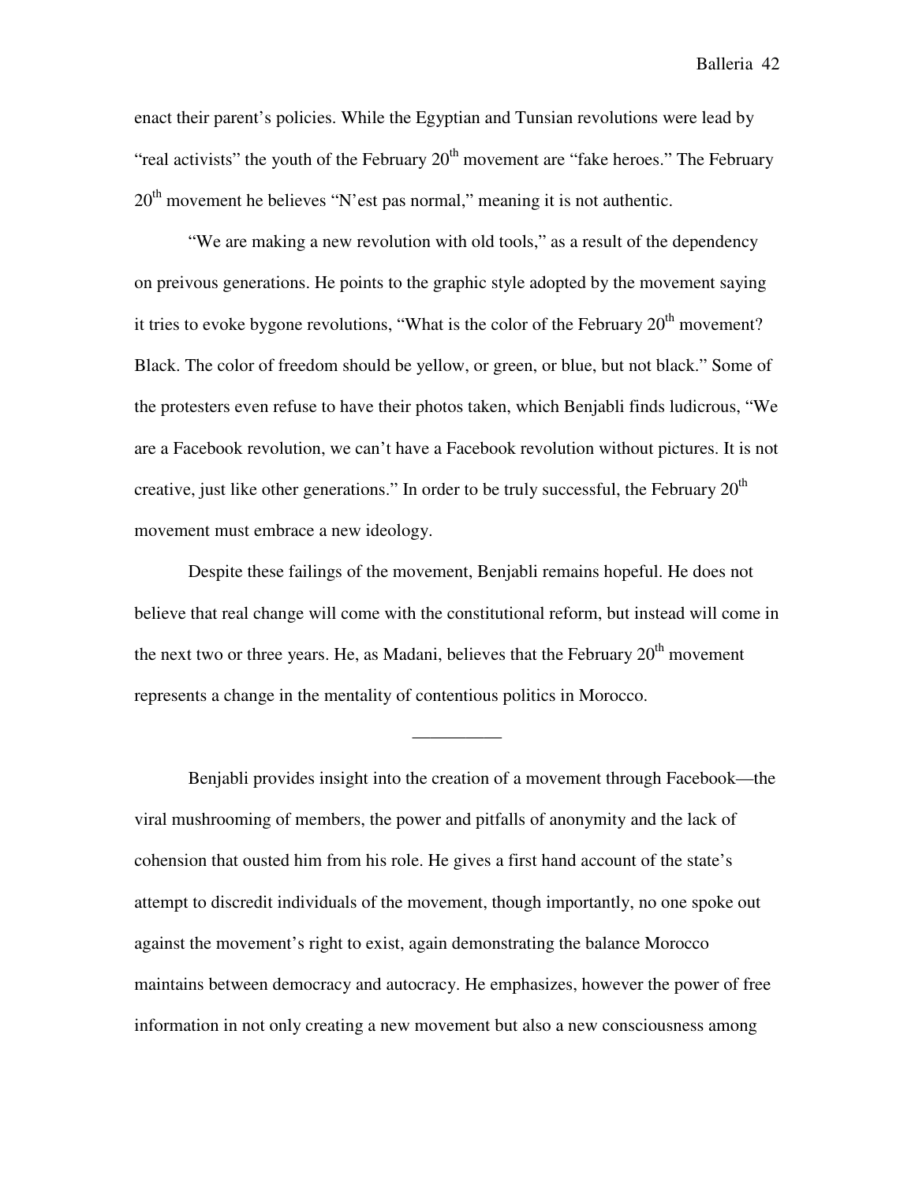enact their parent's policies. While the Egyptian and Tunsian revolutions were lead by "real activists" the youth of the February 20th movement are "fake heroes." The February 20th movement he believes "N'est pas normal," meaning it is not authentic.

"We are making a new revolution with old tools," as a result of the dependency on preivous generations. He points to the graphic style adopted by the movement saying it tries to evoke bygone revolutions, "What is the color of the February 20th movement? Black. The color of freedom should be yellow, or green, or blue, but not black." Some of the protesters even refuse to have their photos taken, which Benjabli finds ludicrous, "We are a Facebook revolution, we can't have a Facebook revolution without pictures. It is not creative, just like other generations." In order to be truly successful, the February 20th movement must embrace a new ideology.

Despite these failings of the movement, Benjabli remains hopeful. He does not believe that real change will come with the constitutional reform, but instead will come in the next two or three years. He, as Madani, believes that the February 20th movement represents a change in the mentality of contentious politics in Morocco.

__________

Benjabli provides insight into the creation of a movement through Facebook—the viral mushrooming of members, the power and pitfalls of anonymity and the lack of cohension that ousted him from his role. He gives a first hand account of the state's attempt to discredit individuals of the movement, though importantly, no one spoke out against the movement's right to exist, again demonstrating the balance Morocco maintains between democracy and autocracy. He emphasizes, however the power of free information in not only creating a new movement but also a new consciousness among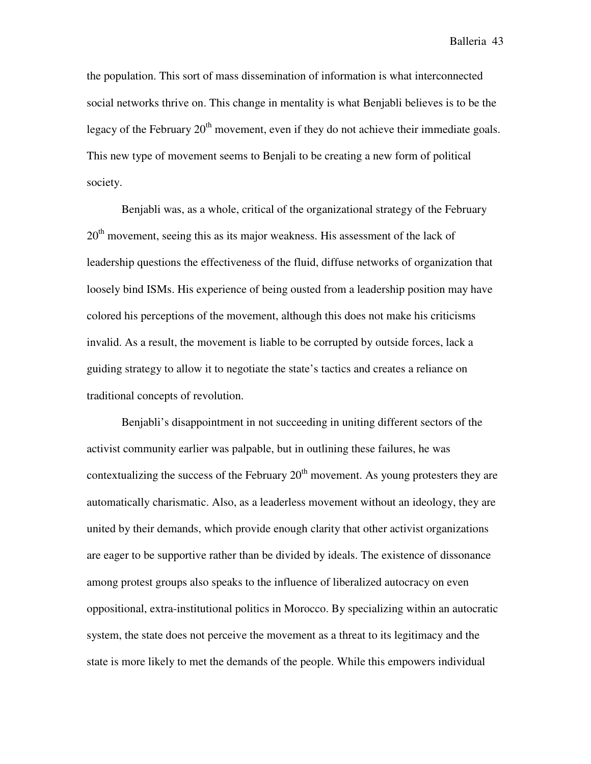the population. This sort of mass dissemination of information is what interconnected social networks thrive on. This change in mentality is what Benjabli believes is to be the legacy of the February 20th movement, even if they do not achieve their immediate goals. This new type of movement seems to Benjali to be creating a new form of political society.

Benjabli was, as a whole, critical of the organizational strategy of the February 20th movement, seeing this as its major weakness. His assessment of the lack of leadership questions the effectiveness of the fluid, diffuse networks of organization that loosely bind ISMs. His experience of being ousted from a leadership position may have colored his perceptions of the movement, although this does not make his criticisms invalid. As a result, the movement is liable to be corrupted by outside forces, lack a guiding strategy to allow it to negotiate the state's tactics and creates a reliance on traditional concepts of revolution.

Benjabli's disappointment in not succeeding in uniting different sectors of the activist community earlier was palpable, but in outlining these failures, he was contextualizing the success of the February 20th movement. As young protesters they are automatically charismatic. Also, as a leaderless movement without an ideology, they are united by their demands, which provide enough clarity that other activist organizations are eager to be supportive rather than be divided by ideals. The existence of dissonance among protest groups also speaks to the influence of liberalized autocracy on even oppositional, extra-institutional politics in Morocco. By specializing within an autocratic system, the state does not perceive the movement as a threat to its legitimacy and the state is more likely to met the demands of the people. While this empowers individual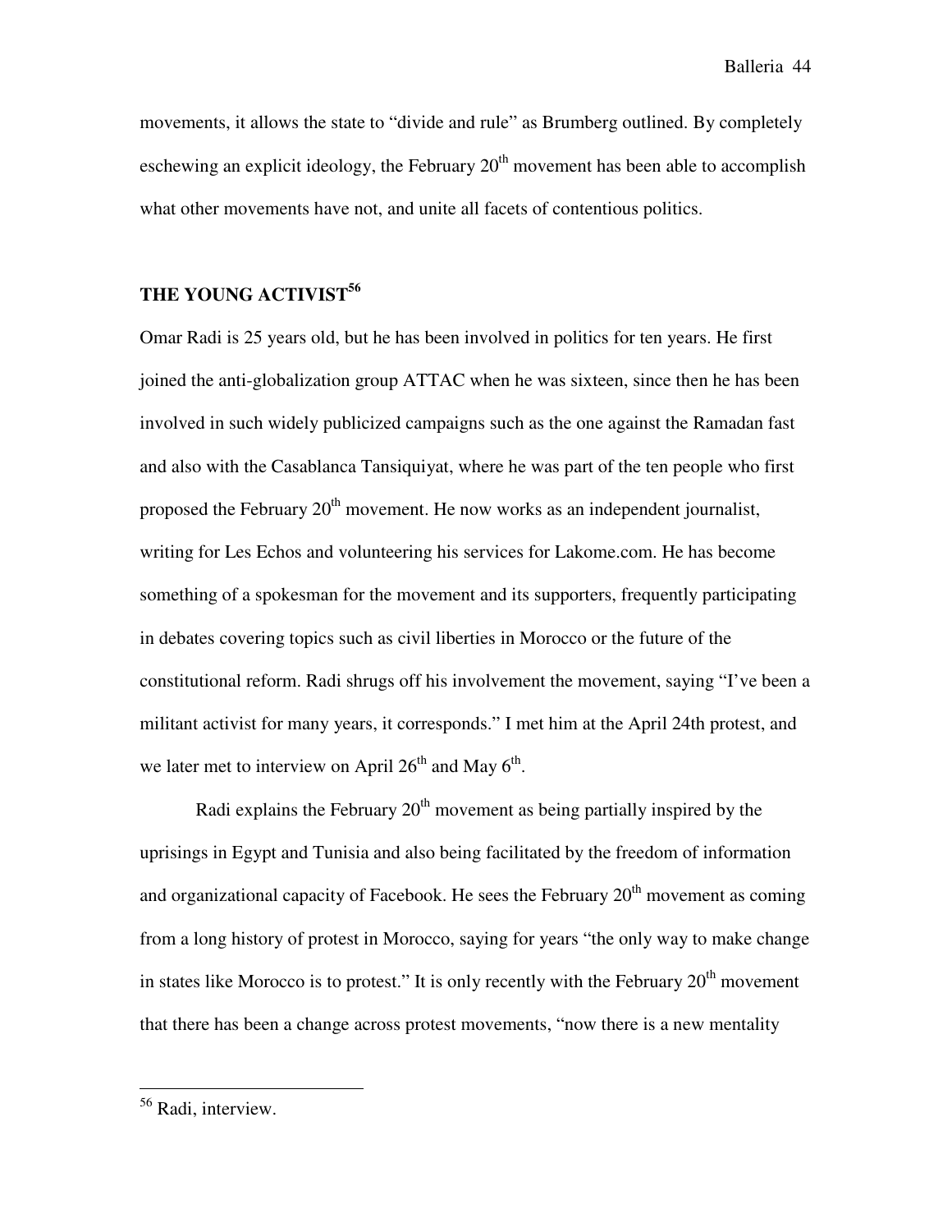movements, it allows the state to "divide and rule" as Brumberg outlined. By completely eschewing an explicit ideology, the February 20th movement has been able to accomplish what other movements have not, and unite all facets of contentious politics.

## THE YOUNG ACTIVIST[56]

Omar Radi is 25 years old, but he has been involved in politics for ten years. He first joined the anti-globalization group ATTAC when he was sixteen, since then he has been involved in such widely publicized campaigns such as the one against the Ramadan fast and also with the Casablanca Tansiquiyat, where he was part of the ten people who first proposed the February 20th movement. He now works as an independent journalist, writing for Les Echos and volunteering his services for Lakome.com. He has become something of a spokesman for the movement and its supporters, frequently participating in debates covering topics such as civil liberties in Morocco or the future of the constitutional reform. Radi shrugs off his involvement the movement, saying "I've been a militant activist for many years, it corresponds." I met him at the April 24th protest, and we later met to interview on April 26th and May 6th.

Radi explains the February 20th movement as being partially inspired by the uprisings in Egypt and Tunisia and also being facilitated by the freedom of information and organizational capacity of Facebook. He sees the February 20th movement as coming from a long history of protest in Morocco, saying for years "the only way to make change in states like Morocco is to protest." It is only recently with the February 20th movement that there has been a change across protest movements, "now there is a new mentality

---

[56] Radi, interview.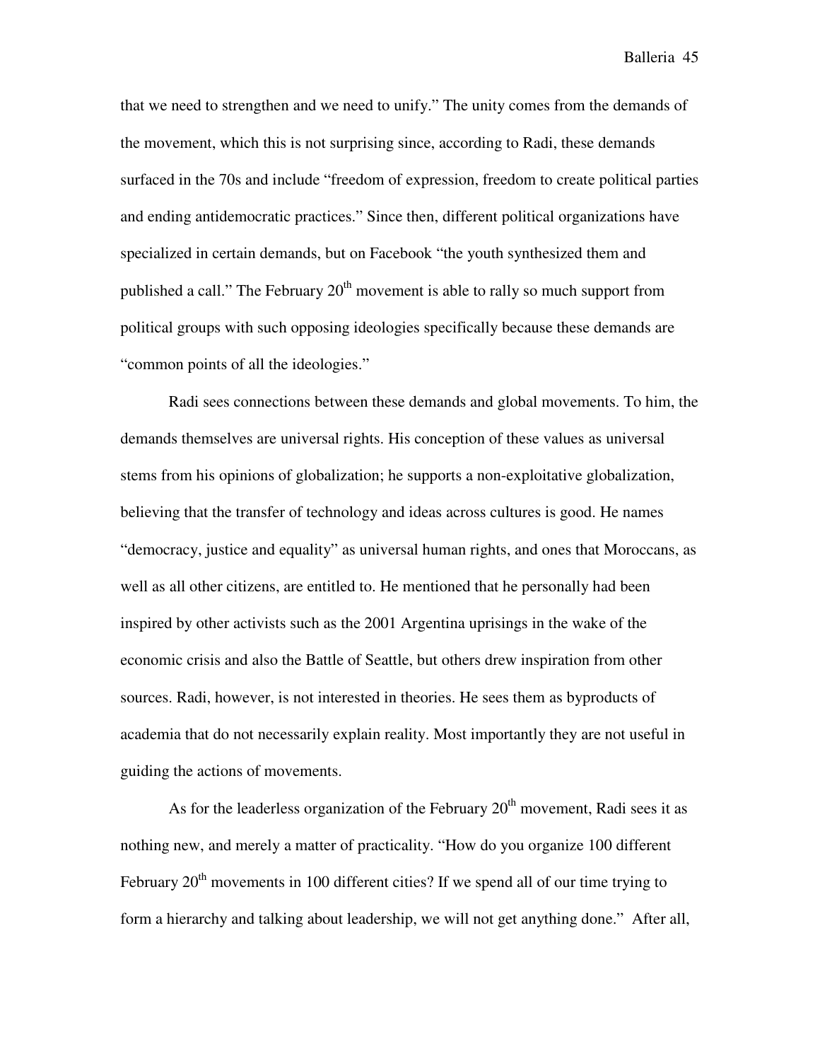that we need to strengthen and we need to unify." The unity comes from the demands of the movement, which this is not surprising since, according to Radi, these demands surfaced in the 70s and include "freedom of expression, freedom to create political parties and ending antidemocratic practices." Since then, different political organizations have specialized in certain demands, but on Facebook "the youth synthesized them and published a call." The February 20th movement is able to rally so much support from political groups with such opposing ideologies specifically because these demands are "common points of all the ideologies."

Radi sees connections between these demands and global movements. To him, the demands themselves are universal rights. His conception of these values as universal stems from his opinions of globalization; he supports a non-exploitative globalization, believing that the transfer of technology and ideas across cultures is good. He names "democracy, justice and equality" as universal human rights, and ones that Moroccans, as well as all other citizens, are entitled to. He mentioned that he personally had been inspired by other activists such as the 2001 Argentina uprisings in the wake of the economic crisis and also the Battle of Seattle, but others drew inspiration from other sources. Radi, however, is not interested in theories. He sees them as byproducts of academia that do not necessarily explain reality. Most importantly they are not useful in guiding the actions of movements.

As for the leaderless organization of the February 20th movement, Radi sees it as nothing new, and merely a matter of practicality. "How do you organize 100 different February 20th movements in 100 different cities? If we spend all of our time trying to form a hierarchy and talking about leadership, we will not get anything done." After all,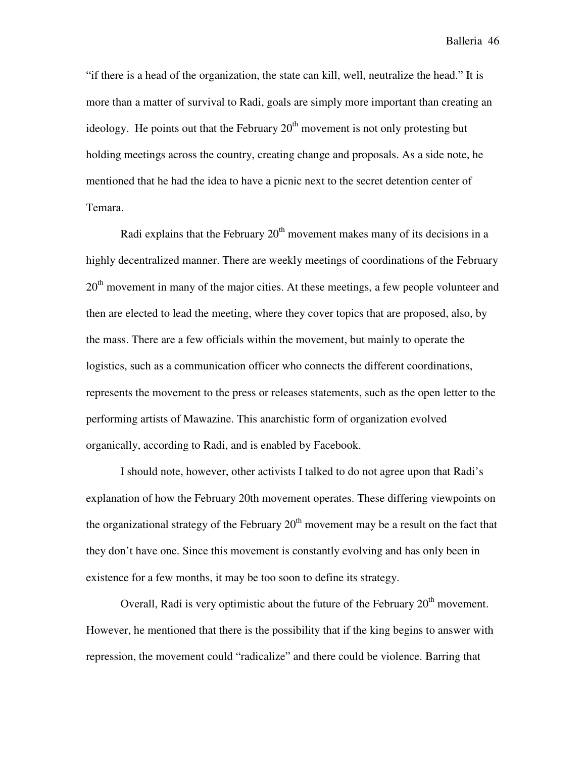"if there is a head of the organization, the state can kill, well, neutralize the head." It is more than a matter of survival to Radi, goals are simply more important than creating an ideology. He points out that the February 20th movement is not only protesting but holding meetings across the country, creating change and proposals. As a side note, he mentioned that he had the idea to have a picnic next to the secret detention center of Temara.

Radi explains that the February 20th movement makes many of its decisions in a highly decentralized manner. There are weekly meetings of coordinations of the February 20th movement in many of the major cities. At these meetings, a few people volunteer and then are elected to lead the meeting, where they cover topics that are proposed, also, by the mass. There are a few officials within the movement, but mainly to operate the logistics, such as a communication officer who connects the different coordinations, represents the movement to the press or releases statements, such as the open letter to the performing artists of Mawazine. This anarchistic form of organization evolved organically, according to Radi, and is enabled by Facebook.

I should note, however, other activists I talked to do not agree upon that Radi's explanation of how the February 20th movement operates. These differing viewpoints on the organizational strategy of the February 20th movement may be a result on the fact that they don't have one. Since this movement is constantly evolving and has only been in existence for a few months, it may be too soon to define its strategy.

Overall, Radi is very optimistic about the future of the February 20th movement. However, he mentioned that there is the possibility that if the king begins to answer with repression, the movement could "radicalize" and there could be violence. Barring that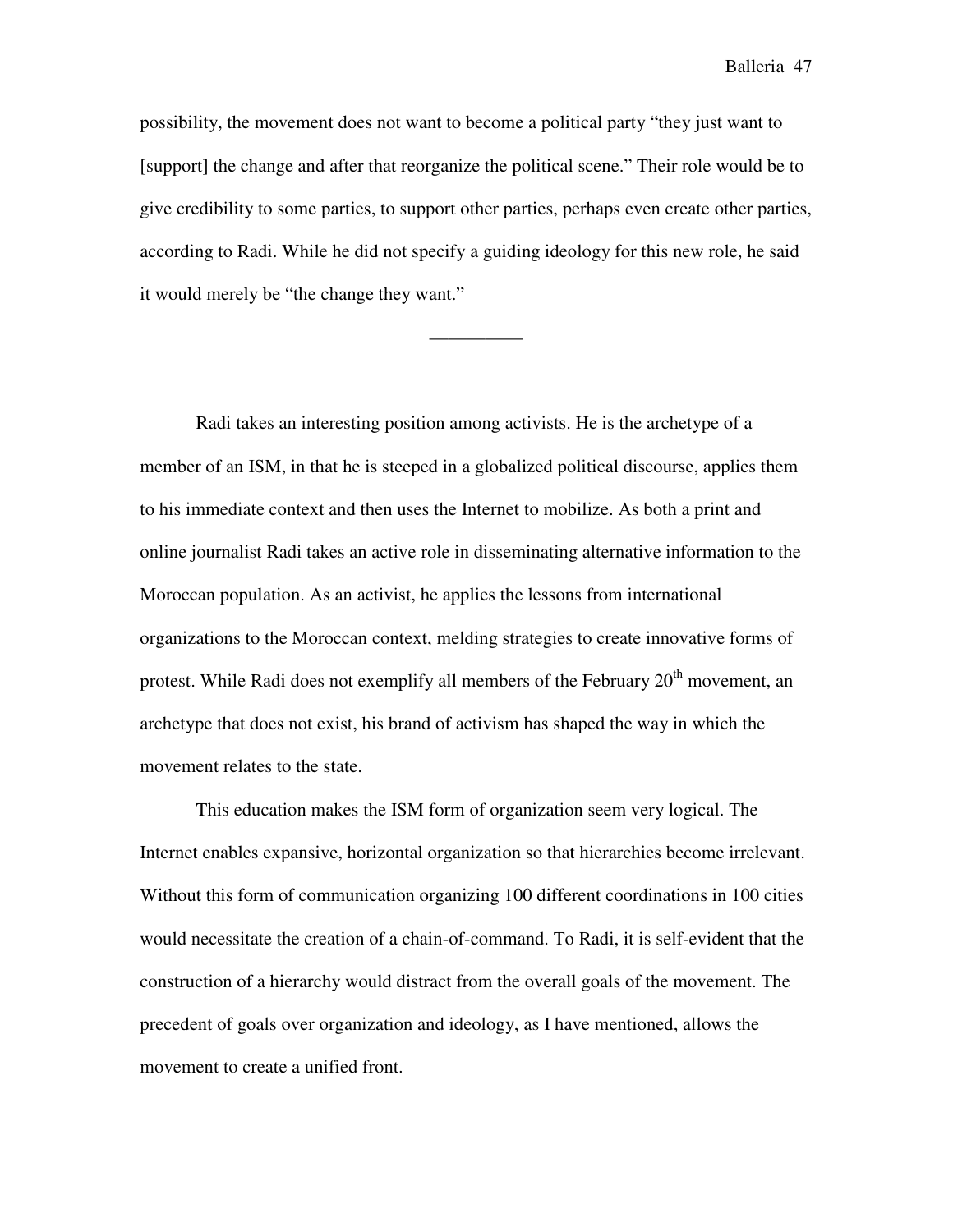possibility, the movement does not want to become a political party "they just want to [support] the change and after that reorganize the political scene." Their role would be to give credibility to some parties, to support other parties, perhaps even create other parties, according to Radi. While he did not specify a guiding ideology for this new role, he said it would merely be "the change they want."

__________

Radi takes an interesting position among activists. He is the archetype of a member of an ISM, in that he is steeped in a globalized political discourse, applies them to his immediate context and then uses the Internet to mobilize. As both a print and online journalist Radi takes an active role in disseminating alternative information to the Moroccan population. As an activist, he applies the lessons from international organizations to the Moroccan context, melding strategies to create innovative forms of protest. While Radi does not exemplify all members of the February 20th movement, an archetype that does not exist, his brand of activism has shaped the way in which the movement relates to the state.

This education makes the ISM form of organization seem very logical. The Internet enables expansive, horizontal organization so that hierarchies become irrelevant. Without this form of communication organizing 100 different coordinations in 100 cities would necessitate the creation of a chain-of-command. To Radi, it is self-evident that the construction of a hierarchy would distract from the overall goals of the movement. The precedent of goals over organization and ideology, as I have mentioned, allows the movement to create a unified front.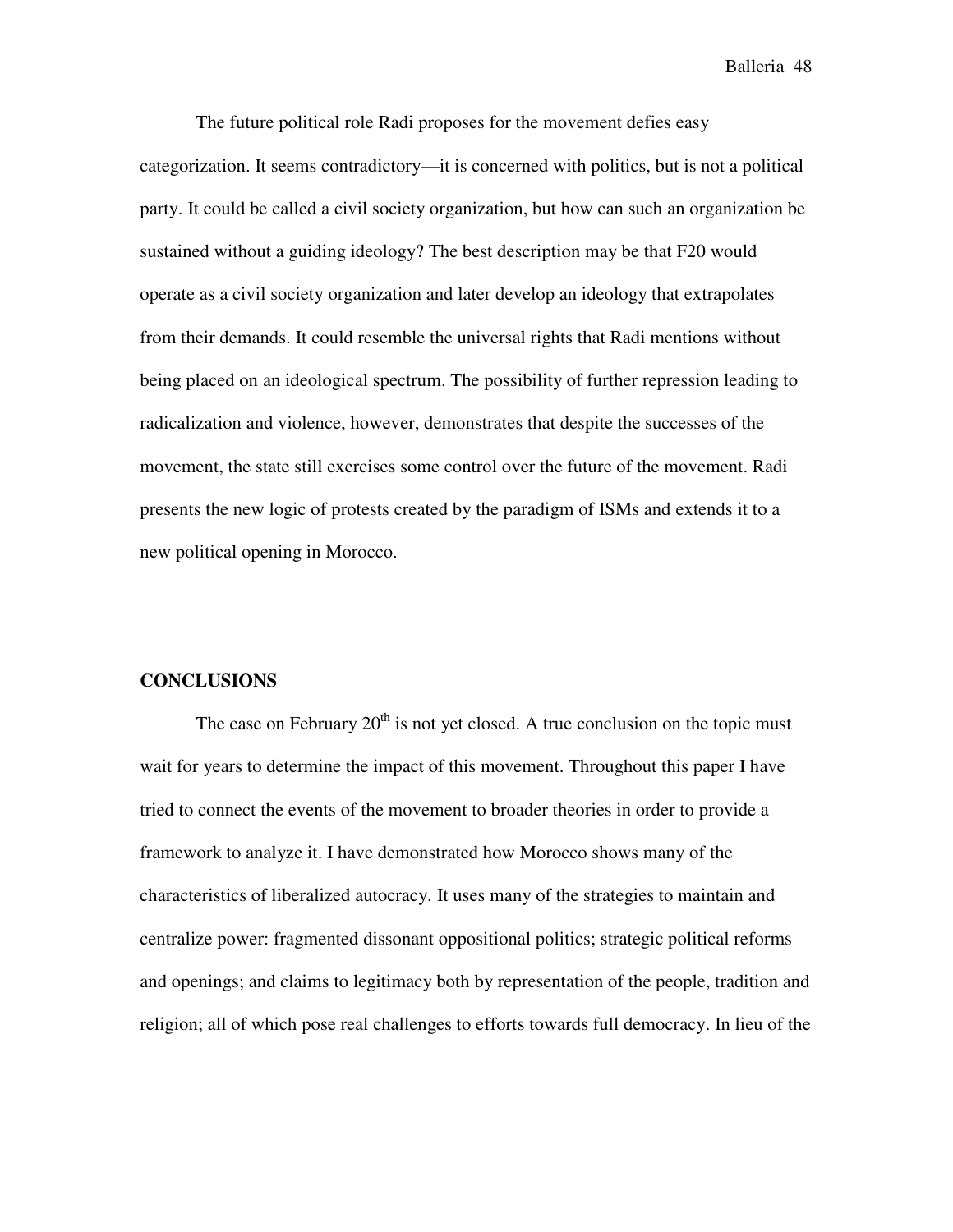The future political role Radi proposes for the movement defies easy categorization. It seems contradictory—it is concerned with politics, but is not a political party. It could be called a civil society organization, but how can such an organization be sustained without a guiding ideology? The best description may be that F20 would operate as a civil society organization and later develop an ideology that extrapolates from their demands. It could resemble the universal rights that Radi mentions without being placed on an ideological spectrum. The possibility of further repression leading to radicalization and violence, however, demonstrates that despite the successes of the movement, the state still exercises some control over the future of the movement. Radi presents the new logic of protests created by the paradigm of ISMs and extends it to a new political opening in Morocco.

## CONCLUSIONS

The case on February 20th is not yet closed. A true conclusion on the topic must wait for years to determine the impact of this movement. Throughout this paper I have tried to connect the events of the movement to broader theories in order to provide a framework to analyze it. I have demonstrated how Morocco shows many of the characteristics of liberalized autocracy. It uses many of the strategies to maintain and centralize power: fragmented dissonant oppositional politics; strategic political reforms and openings; and claims to legitimacy both by representation of the people, tradition and religion; all of which pose real challenges to efforts towards full democracy. In lieu of the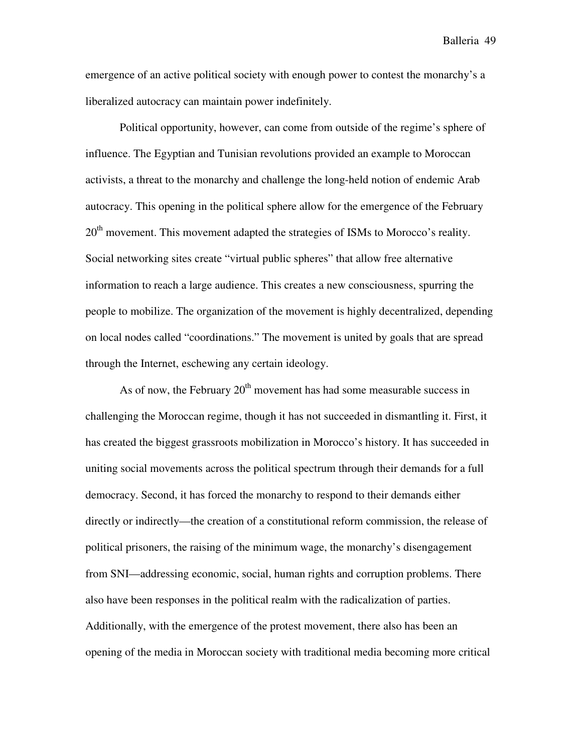emergence of an active political society with enough power to contest the monarchy's a liberalized autocracy can maintain power indefinitely.

Political opportunity, however, can come from outside of the regime's sphere of influence. The Egyptian and Tunisian revolutions provided an example to Moroccan activists, a threat to the monarchy and challenge the long-held notion of endemic Arab autocracy. This opening in the political sphere allow for the emergence of the February 20th movement. This movement adapted the strategies of ISMs to Morocco's reality. Social networking sites create "virtual public spheres" that allow free alternative information to reach a large audience. This creates a new consciousness, spurring the people to mobilize. The organization of the movement is highly decentralized, depending on local nodes called "coordinations." The movement is united by goals that are spread through the Internet, eschewing any certain ideology.

As of now, the February 20th movement has had some measurable success in challenging the Moroccan regime, though it has not succeeded in dismantling it. First, it has created the biggest grassroots mobilization in Morocco's history. It has succeeded in uniting social movements across the political spectrum through their demands for a full democracy. Second, it has forced the monarchy to respond to their demands either directly or indirectly—the creation of a constitutional reform commission, the release of political prisoners, the raising of the minimum wage, the monarchy's disengagement from SNI—addressing economic, social, human rights and corruption problems. There also have been responses in the political realm with the radicalization of parties. Additionally, with the emergence of the protest movement, there also has been an opening of the media in Moroccan society with traditional media becoming more critical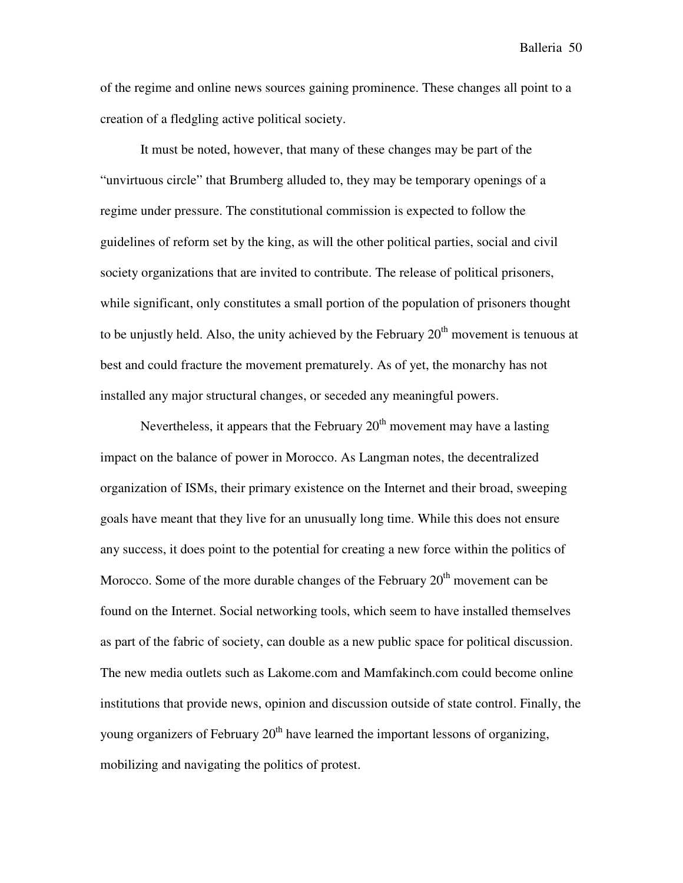of the regime and online news sources gaining prominence. These changes all point to a creation of a fledgling active political society.

It must be noted, however, that many of these changes may be part of the "unvirtuous circle" that Brumberg alluded to, they may be temporary openings of a regime under pressure. The constitutional commission is expected to follow the guidelines of reform set by the king, as will the other political parties, social and civil society organizations that are invited to contribute. The release of political prisoners, while significant, only constitutes a small portion of the population of prisoners thought to be unjustly held. Also, the unity achieved by the February 20th movement is tenuous at best and could fracture the movement prematurely. As of yet, the monarchy has not installed any major structural changes, or seceded any meaningful powers.

Nevertheless, it appears that the February 20th movement may have a lasting impact on the balance of power in Morocco. As Langman notes, the decentralized organization of ISMs, their primary existence on the Internet and their broad, sweeping goals have meant that they live for an unusually long time. While this does not ensure any success, it does point to the potential for creating a new force within the politics of Morocco. Some of the more durable changes of the February 20th movement can be found on the Internet. Social networking tools, which seem to have installed themselves as part of the fabric of society, can double as a new public space for political discussion. The new media outlets such as Lakome.com and Mamfakinch.com could become online institutions that provide news, opinion and discussion outside of state control. Finally, the young organizers of February 20th have learned the important lessons of organizing, mobilizing and navigating the politics of protest.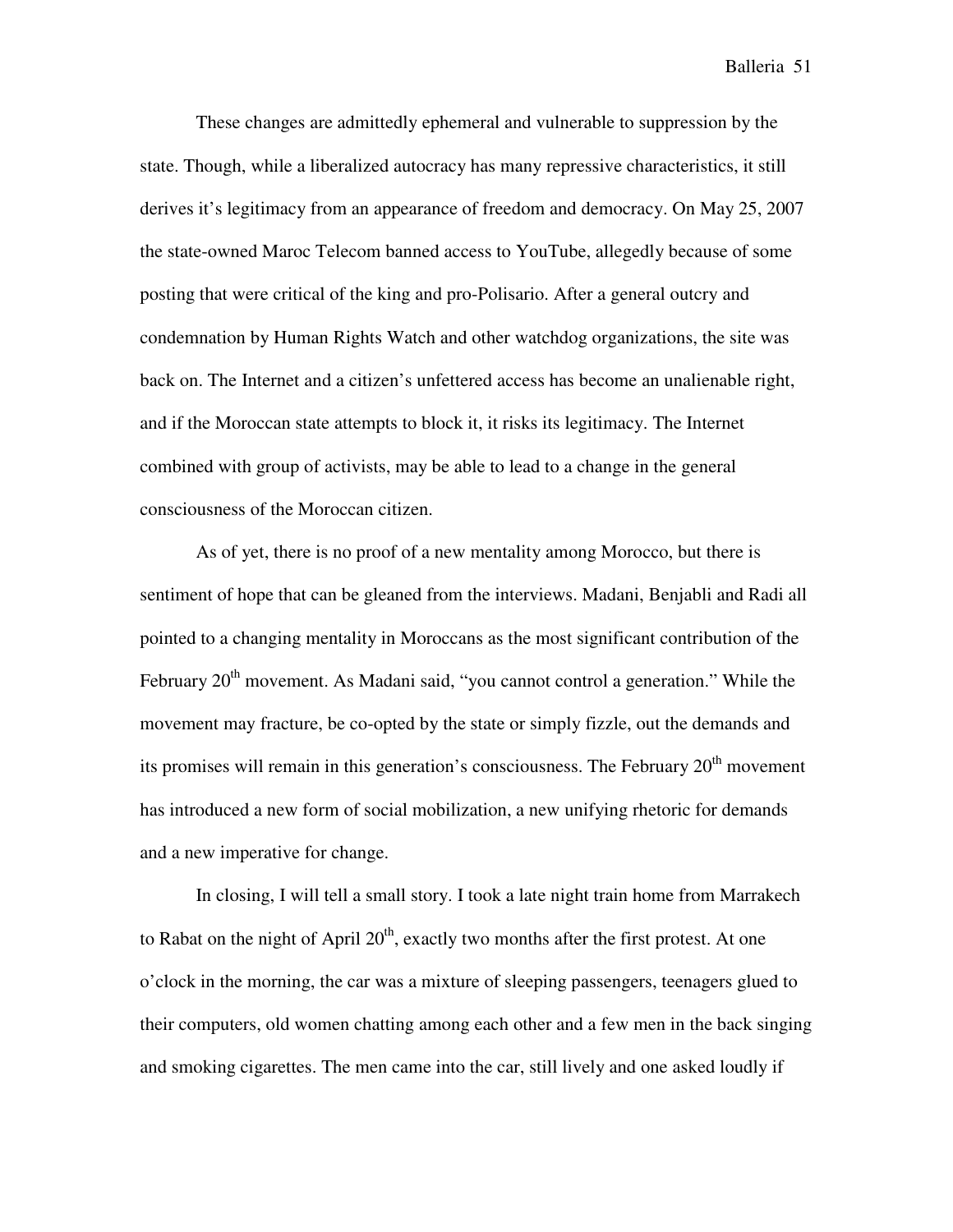These changes are admittedly ephemeral and vulnerable to suppression by the state. Though, while a liberalized autocracy has many repressive characteristics, it still derives it's legitimacy from an appearance of freedom and democracy. On May 25, 2007 the state-owned Maroc Telecom banned access to YouTube, allegedly because of some posting that were critical of the king and pro-Polisario. After a general outcry and condemnation by Human Rights Watch and other watchdog organizations, the site was back on. The Internet and a citizen's unfettered access has become an unalienable right, and if the Moroccan state attempts to block it, it risks its legitimacy. The Internet combined with group of activists, may be able to lead to a change in the general consciousness of the Moroccan citizen.

As of yet, there is no proof of a new mentality among Morocco, but there is sentiment of hope that can be gleaned from the interviews. Madani, Benjabli and Radi all pointed to a changing mentality in Moroccans as the most significant contribution of the February 20th movement. As Madani said, "you cannot control a generation." While the movement may fracture, be co-opted by the state or simply fizzle, out the demands and its promises will remain in this generation's consciousness. The February 20th movement has introduced a new form of social mobilization, a new unifying rhetoric for demands and a new imperative for change.

In closing, I will tell a small story. I took a late night train home from Marrakech to Rabat on the night of April 20th, exactly two months after the first protest. At one o'clock in the morning, the car was a mixture of sleeping passengers, teenagers glued to their computers, old women chatting among each other and a few men in the back singing and smoking cigarettes. The men came into the car, still lively and one asked loudly if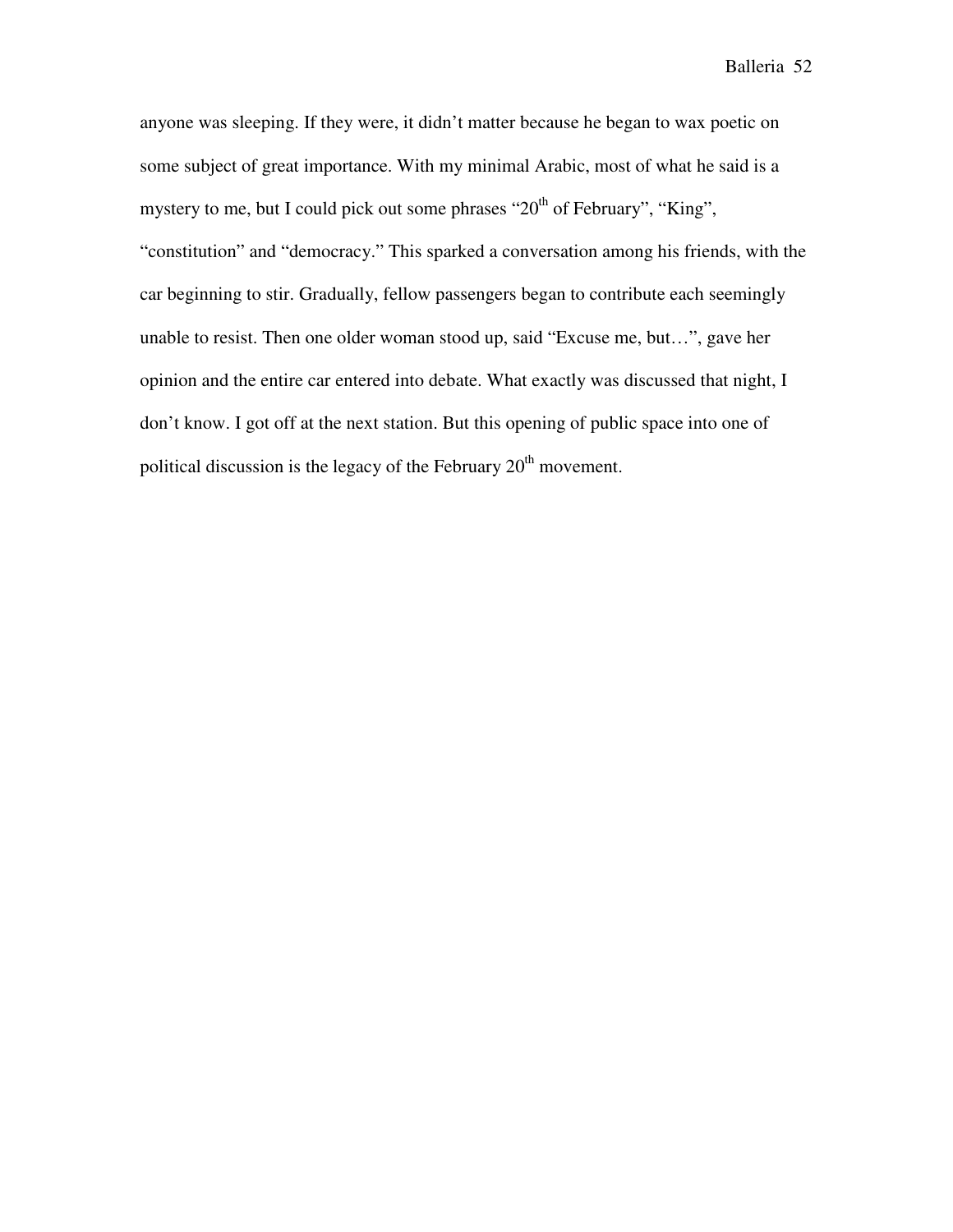anyone was sleeping. If they were, it didn't matter because he began to wax poetic on some subject of great importance. With my minimal Arabic, most of what he said is a mystery to me, but I could pick out some phrases "20th of February", "King", "constitution" and "democracy." This sparked a conversation among his friends, with the car beginning to stir. Gradually, fellow passengers began to contribute each seemingly unable to resist. Then one older woman stood up, said "Excuse me, but…", gave her opinion and the entire car entered into debate. What exactly was discussed that night, I don't know. I got off at the next station. But this opening of public space into one of political discussion is the legacy of the February 20th movement.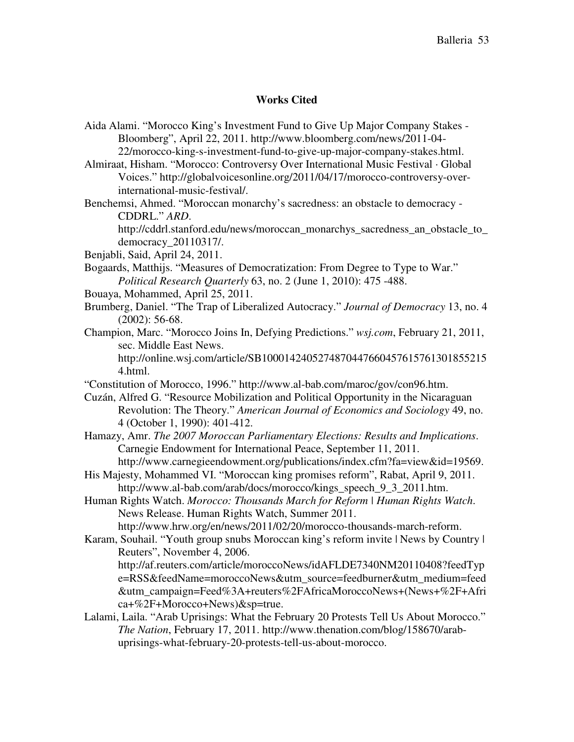## Works Cited

Aida Alami. "Morocco King's Investment Fund to Give Up Major Company Stakes - Bloomberg", April 22, 2011. http://www.bloomberg.com/news/2011-04-22/morocco-king-s-investment-fund-to-give-up-major-company-stakes.html.

Almiraat, Hisham. "Morocco: Controversy Over International Music Festival · Global Voices." http://globalvoicesonline.org/2011/04/17/morocco-controversy-over-international-music-festival/.

Benchemsi, Ahmed. "Moroccan monarchy's sacredness: an obstacle to democracy - CDDRL." *ARD*. http://cddrl.stanford.edu/news/moroccan_monarchys_sacredness_an_obstacle_to_democracy_20110317/.

Benjabli, Said, April 24, 2011.

Bogaards, Matthijs. "Measures of Democratization: From Degree to Type to War." *Political Research Quarterly* 63, no. 2 (June 1, 2010): 475 -488.

Bouaya, Mohammed, April 25, 2011.

Brumberg, Daniel. "The Trap of Liberalized Autocracy." *Journal of Democracy* 13, no. 4 (2002): 56-68.

Champion, Marc. "Morocco Joins In, Defying Predictions." *wsj.com*, February 21, 2011, sec. Middle East News. http://online.wsj.com/article/SB10001424052748704476604576157613018552154.html.

"Constitution of Morocco, 1996." http://www.al-bab.com/maroc/gov/con96.htm.

Cuzán, Alfred G. "Resource Mobilization and Political Opportunity in the Nicaraguan Revolution: The Theory." *American Journal of Economics and Sociology* 49, no. 4 (October 1, 1990): 401-412.

Hamazy, Amr. *The 2007 Moroccan Parliamentary Elections: Results and Implications*. Carnegie Endowment for International Peace, September 11, 2011. http://www.carnegieendowment.org/publications/index.cfm?fa=view&id=19569.

His Majesty, Mohammed VI. "Moroccan king promises reform", Rabat, April 9, 2011. http://www.al-bab.com/arab/docs/morocco/kings_speech_9_3_2011.htm.

Human Rights Watch. *Morocco: Thousands March for Reform | Human Rights Watch*. News Release. Human Rights Watch, Summer 2011. http://www.hrw.org/en/news/2011/02/20/morocco-thousands-march-reform.

Karam, Souhail. "Youth group snubs Moroccan king's reform invite | News by Country | Reuters", November 4, 2006. http://af.reuters.com/article/moroccoNews/idAFLDE7340NM20110408?feedType=RSS&feedName=moroccoNews&utm_source=feedburner&utm_medium=feed&utm_campaign=Feed%3A+reuters%2FAfricaMoroccoNews+(News+%2F+Africa+%2F+Morocco+News)&sp=true.

Lalami, Laila. "Arab Uprisings: What the February 20 Protests Tell Us About Morocco." *The Nation*, February 17, 2011. http://www.thenation.com/blog/158670/arab-uprisings-what-february-20-protests-tell-us-about-morocco.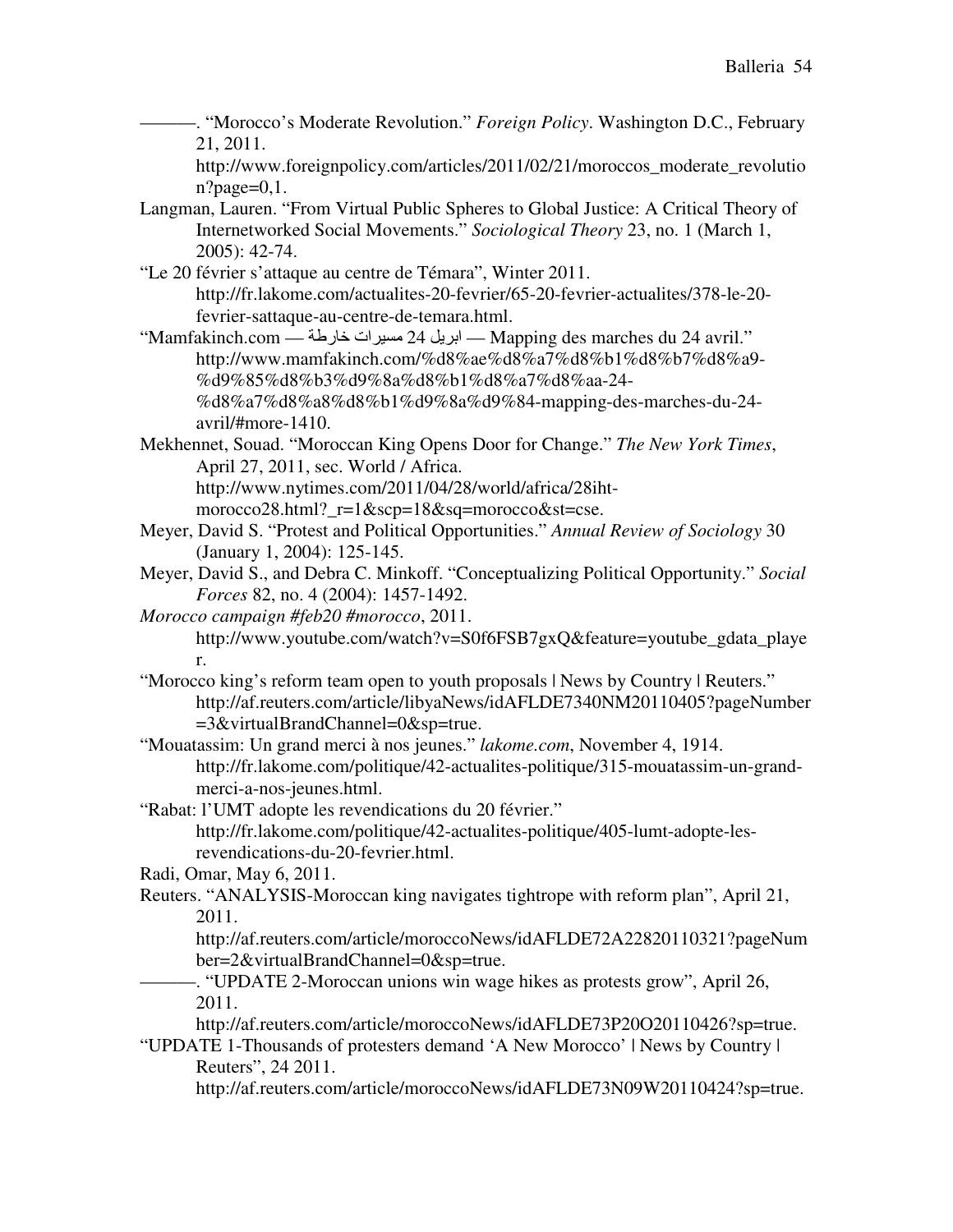———. "Morocco's Moderate Revolution." *Foreign Policy*. Washington D.C., February 21, 2011. http://www.foreignpolicy.com/articles/2011/02/21/moroccos_moderate_revolution?page=0,1.

Langman, Lauren. "From Virtual Public Spheres to Global Justice: A Critical Theory of Internetworked Social Movements." *Sociological Theory* 23, no. 1 (March 1, 2005): 42-74.

"Le 20 février s'attaque au centre de Témara", Winter 2011. http://fr.lakome.com/actualites-20-fevrier/65-20-fevrier-actualites/378-le-20-fevrier-sattaque-au-centre-de-temara.html.

"Mamfakinch.com — خارطة مسيرات 24 ابريل — Mapping des marches du 24 avril." http://www.mamfakinch.com/%d8%ae%d8%a7%d8%b1%d8%b7%d8%a9-%d9%85%d8%b3%d9%8a%d8%b1%d8%a7%d8%aa-24-%d8%a7%d8%a8%d8%b1%d9%8a%d9%84-mapping-des-marches-du-24-avril/#more-1410.

Mekhennet, Souad. "Moroccan King Opens Door for Change." *The New York Times*, April 27, 2011, sec. World / Africa. http://www.nytimes.com/2011/04/28/world/africa/28iht-morocco28.html?_r=1&scp=18&sq=morocco&st=cse.

Meyer, David S. "Protest and Political Opportunities." *Annual Review of Sociology* 30 (January 1, 2004): 125-145.

Meyer, David S., and Debra C. Minkoff. "Conceptualizing Political Opportunity." *Social Forces* 82, no. 4 (2004): 1457-1492.

*Morocco campaign #feb20 #morocco*, 2011. http://www.youtube.com/watch?v=S0f6FSB7gxQ&feature=youtube_gdata_player.

"Morocco king's reform team open to youth proposals | News by Country | Reuters." http://af.reuters.com/article/libyaNews/idAFLDE7340NM20110405?pageNumber=3&virtualBrandChannel=0&sp=true.

"Mouatassim: Un grand merci à nos jeunes." *lakome.com*, November 4, 1914. http://fr.lakome.com/politique/42-actualites-politique/315-mouatassim-un-grand-merci-a-nos-jeunes.html.

"Rabat: l'UMT adopte les revendications du 20 février." http://fr.lakome.com/politique/42-actualites-politique/405-lumt-adopte-les-revendications-du-20-fevrier.html.

Radi, Omar, May 6, 2011.

Reuters. "ANALYSIS-Moroccan king navigates tightrope with reform plan", April 21, 2011. http://af.reuters.com/article/moroccoNews/idAFLDE72A22820110321?pageNumber=2&virtualBrandChannel=0&sp=true.

———. "UPDATE 2-Moroccan unions win wage hikes as protests grow", April 26, 2011. http://af.reuters.com/article/moroccoNews/idAFLDE73P20O20110426?sp=true.

"UPDATE 1-Thousands of protesters demand 'A New Morocco' | News by Country | Reuters", 24 2011. http://af.reuters.com/article/moroccoNews/idAFLDE73N09W20110424?sp=true.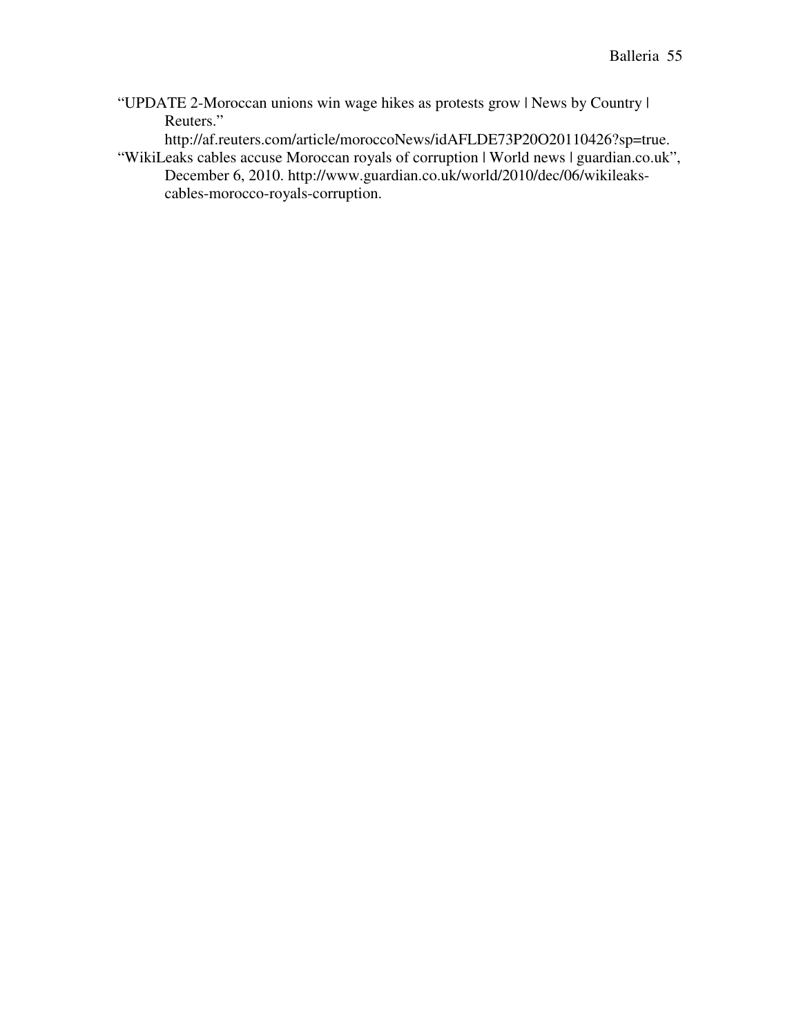"UPDATE 2-Moroccan unions win wage hikes as protests grow | News by Country | Reuters." http://af.reuters.com/article/moroccoNews/idAFLDE73P20O20110426?sp=true.

"WikiLeaks cables accuse Moroccan royals of corruption | World news | guardian.co.uk", December 6, 2010. http://www.guardian.co.uk/world/2010/dec/06/wikileaks-cables-morocco-royals-corruption.